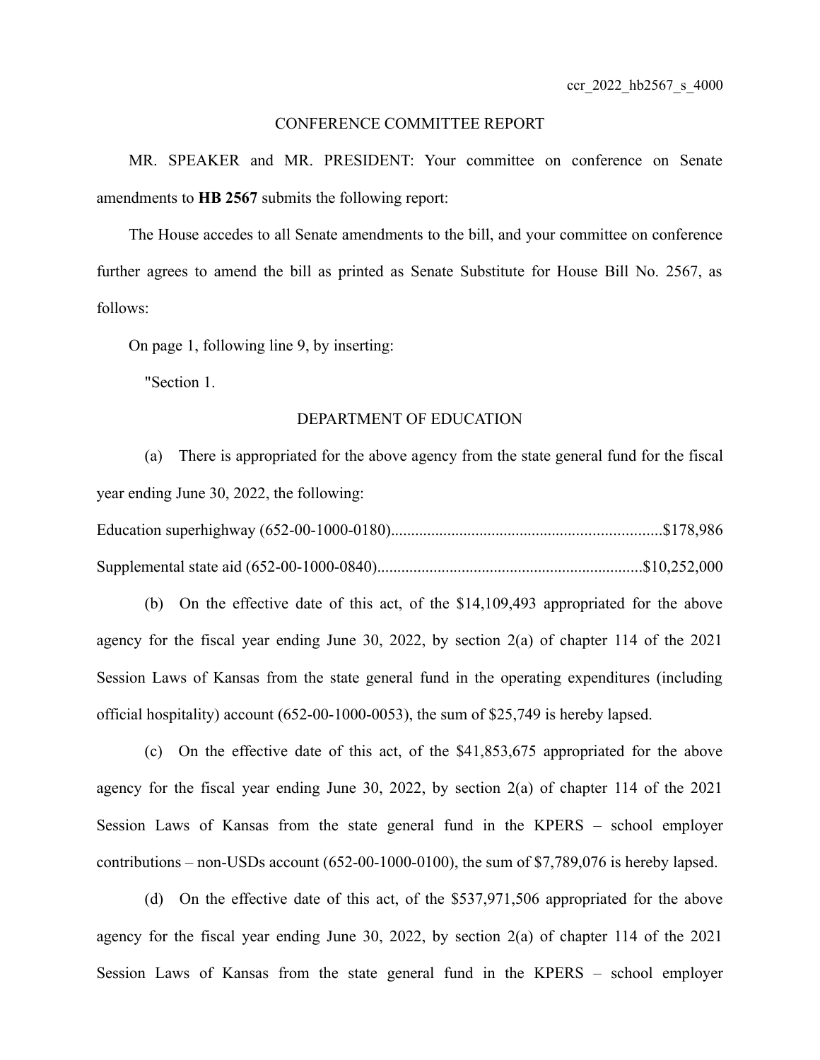ccr_2022_hb2567_s_4000

CONFERENCE COMMITTEE REPORT

MR. SPEAKER and MR. PRESIDENT: Your committee on conference on Senate amendments to **HB 2567** submits the following report:

The House accedes to all Senate amendments to the bill, and your committee on conference further agrees to amend the bill as printed as Senate Substitute for House Bill No. 2567, as follows:

On page 1, following line 9, by inserting:

"Section 1.

DEPARTMENT OF EDUCATION

(a) There is appropriated for the above agency from the state general fund for the fiscal year ending June 30, 2022, the following:

Education superhighway (652-00-1000-0180)....................................................................$178,986

Supplemental state aid (652-00-1000-0840)..................................................................$10,252,000

(b) On the effective date of this act, of the $14,109,493 appropriated for the above agency for the fiscal year ending June 30, 2022, by section 2(a) of chapter 114 of the 2021 Session Laws of Kansas from the state general fund in the operating expenditures (including official hospitality) account (652-00-1000-0053), the sum of $25,749 is hereby lapsed.

(c) On the effective date of this act, of the $41,853,675 appropriated for the above agency for the fiscal year ending June 30, 2022, by section 2(a) of chapter 114 of the 2021 Session Laws of Kansas from the state general fund in the KPERS – school employer contributions – non-USDs account (652-00-1000-0100), the sum of $7,789,076 is hereby lapsed.

(d) On the effective date of this act, of the $537,971,506 appropriated for the above agency for the fiscal year ending June 30, 2022, by section 2(a) of chapter 114 of the 2021 Session Laws of Kansas from the state general fund in the KPERS – school employer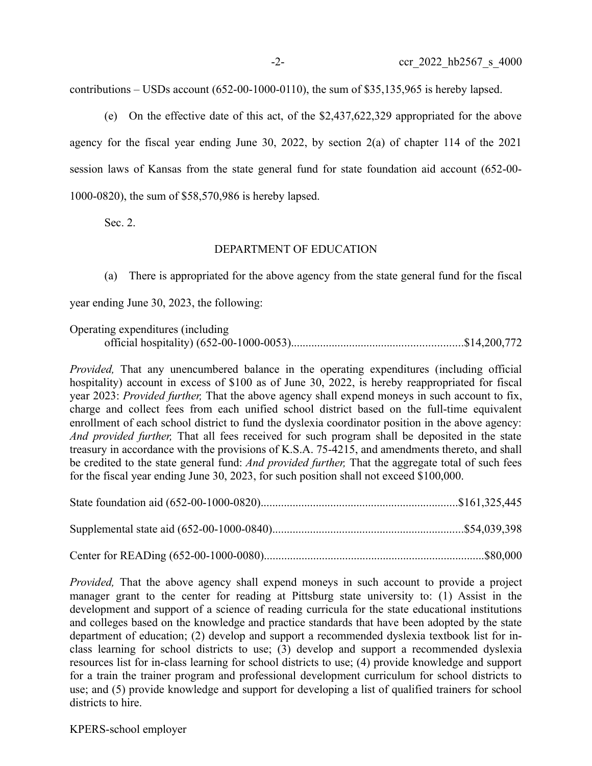contributions – USDs account (652-00-1000-0110), the sum of $35,135,965 is hereby lapsed.

(e) On the effective date of this act, of the $2,437,622,329 appropriated for the above agency for the fiscal year ending June 30, 2022, by section 2(a) of chapter 114 of the 2021 session laws of Kansas from the state general fund for state foundation aid account (652-00-1000-0820), the sum of $58,570,986 is hereby lapsed.

Sec. 2.

DEPARTMENT OF EDUCATION

(a) There is appropriated for the above agency from the state general fund for the fiscal year ending June 30, 2023, the following:

Operating expenditures (including official hospitality) (652-00-1000-0053)..........................................................$14,200,772

*Provided,* That any unencumbered balance in the operating expenditures (including official hospitality) account in excess of $100 as of June 30, 2022, is hereby reappropriated for fiscal year 2023: *Provided further,* That the above agency shall expend moneys in such account to fix, charge and collect fees from each unified school district based on the full-time equivalent enrollment of each school district to fund the dyslexia coordinator position in the above agency: *And provided further,* That all fees received for such program shall be deposited in the state treasury in accordance with the provisions of K.S.A. 75-4215, and amendments thereto, and shall be credited to the state general fund: *And provided further,* That the aggregate total of such fees for the fiscal year ending June 30, 2023, for such position shall not exceed $100,000.

State foundation aid (652-00-1000-0820)...................................................................$161,325,445

Supplemental state aid (652-00-1000-0840).................................................................$54,039,398

Center for READing (652-00-1000-0080)..........................................................................$80,000

*Provided,* That the above agency shall expend moneys in such account to provide a project manager grant to the center for reading at Pittsburg state university to: (1) Assist in the development and support of a science of reading curricula for the state educational institutions and colleges based on the knowledge and practice standards that have been adopted by the state department of education; (2) develop and support a recommended dyslexia textbook list for in-class learning for school districts to use; (3) develop and support a recommended dyslexia resources list for in-class learning for school districts to use; (4) provide knowledge and support for a train the trainer program and professional development curriculum for school districts to use; and (5) provide knowledge and support for developing a list of qualified trainers for school districts to hire.

KPERS-school employer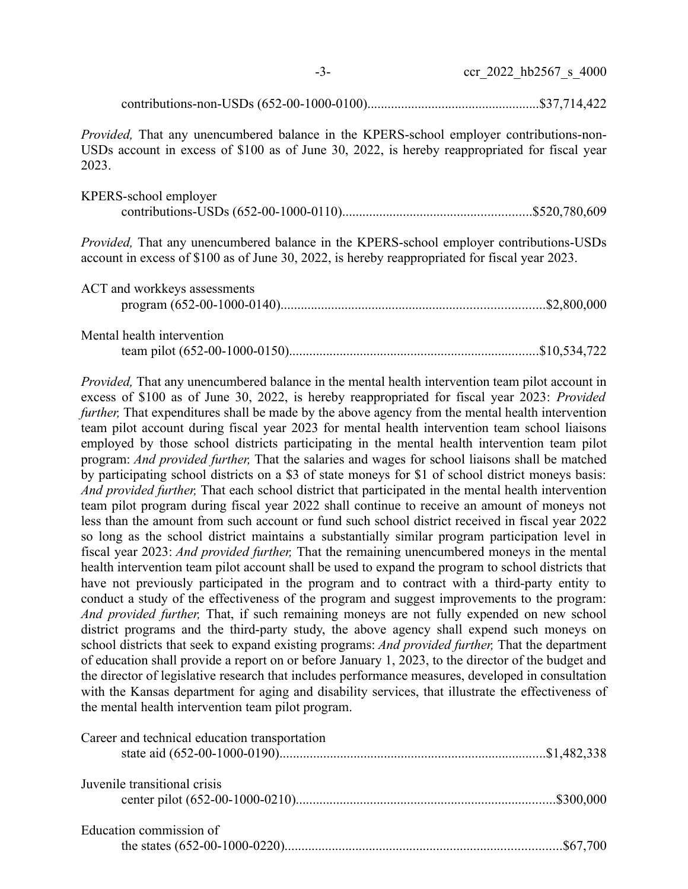contributions-non-USDs (652-00-1000-0100)..................................................$37,714,422

*Provided,* That any unencumbered balance in the KPERS-school employer contributions-non-USDs account in excess of $100 as of June 30, 2022, is hereby reappropriated for fiscal year 2023.

KPERS-school employer
contributions-USDs (652-00-1000-0110).......................................................$520,780,609

*Provided,* That any unencumbered balance in the KPERS-school employer contributions-USDs account in excess of $100 as of June 30, 2022, is hereby reappropriated for fiscal year 2023.

ACT and workkeys assessments
program (652-00-1000-0140)............................................................................$2,800,000

Mental health intervention
team pilot (652-00-1000-0150).........................................................................$10,534,722

*Provided,* That any unencumbered balance in the mental health intervention team pilot account in excess of $100 as of June 30, 2022, is hereby reappropriated for fiscal year 2023: *Provided further,* That expenditures shall be made by the above agency from the mental health intervention team pilot account during fiscal year 2023 for mental health intervention team school liaisons employed by those school districts participating in the mental health intervention team pilot program: *And provided further,* That the salaries and wages for school liaisons shall be matched by participating school districts on a $3 of state moneys for $1 of school district moneys basis: *And provided further,* That each school district that participated in the mental health intervention team pilot program during fiscal year 2022 shall continue to receive an amount of moneys not less than the amount from such account or fund such school district received in fiscal year 2022 so long as the school district maintains a substantially similar program participation level in fiscal year 2023: *And provided further,* That the remaining unencumbered moneys in the mental health intervention team pilot account shall be used to expand the program to school districts that have not previously participated in the program and to contract with a third-party entity to conduct a study of the effectiveness of the program and suggest improvements to the program: *And provided further,* That, if such remaining moneys are not fully expended on new school district programs and the third-party study, the above agency shall expend such moneys on school districts that seek to expand existing programs: *And provided further,* That the department of education shall provide a report on or before January 1, 2023, to the director of the budget and the director of legislative research that includes performance measures, developed in consultation with the Kansas department for aging and disability services, that illustrate the effectiveness of the mental health intervention team pilot program.

Career and technical education transportation
state aid (652-00-1000-0190)............................................................................$1,482,338

Juvenile transitional crisis
center pilot (652-00-1000-0210)...........................................................................$300,000

Education commission of
the states (652-00-1000-0220)................................................................................$67,700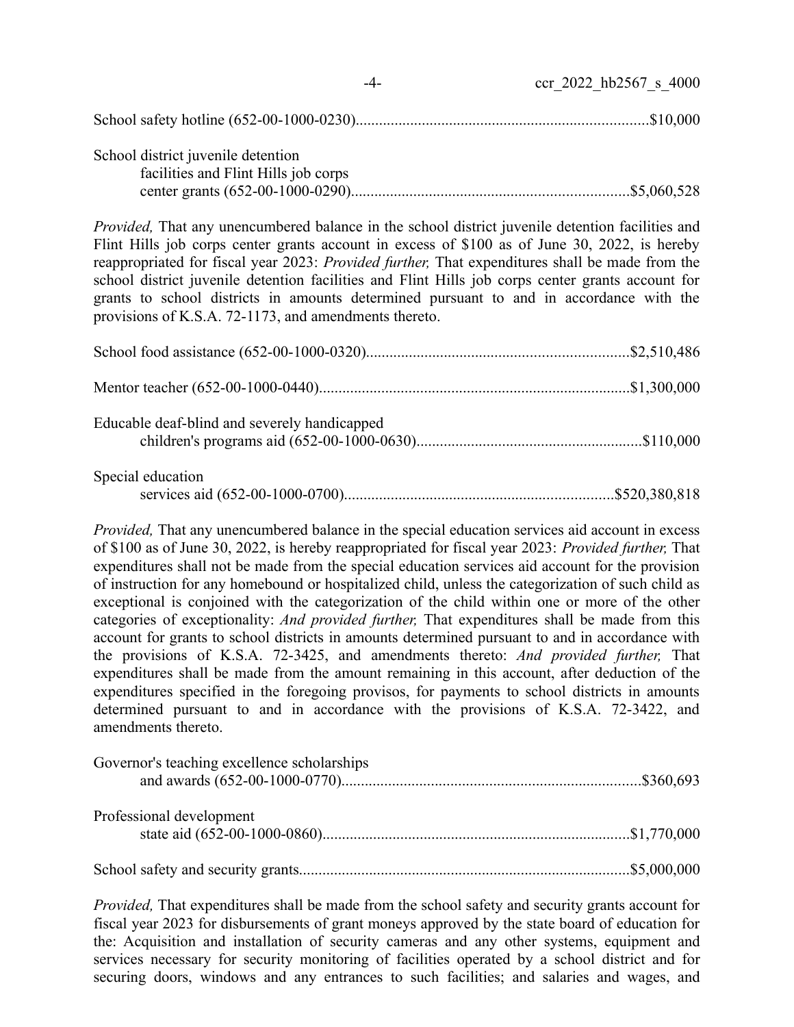School safety hotline (652-00-1000-0230)..........................................................................$10,000

School district juvenile detention
facilities and Flint Hills job corps
center grants (652-00-1000-0290)......................................................................$5,060,528

*Provided,* That any unencumbered balance in the school district juvenile detention facilities and Flint Hills job corps center grants account in excess of $100 as of June 30, 2022, is hereby reappropriated for fiscal year 2023: *Provided further,* That expenditures shall be made from the school district juvenile detention facilities and Flint Hills job corps center grants account for grants to school districts in amounts determined pursuant to and in accordance with the provisions of K.S.A. 72-1173, and amendments thereto.

School food assistance (652-00-1000-0320)..................................................................$2,510,486

Mentor teacher (652-00-1000-0440)...............................................................................$1,300,000

Educable deaf-blind and severely handicapped
children's programs aid (652-00-1000-0630)..........................................................$110,000

Special education
services aid (652-00-1000-0700).....................................................................$520,380,818

*Provided,* That any unencumbered balance in the special education services aid account in excess of $100 as of June 30, 2022, is hereby reappropriated for fiscal year 2023: *Provided further,* That expenditures shall not be made from the special education services aid account for the provision of instruction for any homebound or hospitalized child, unless the categorization of such child as exceptional is conjoined with the categorization of the child within one or more of the other categories of exceptionality: *And provided further,* That expenditures shall be made from this account for grants to school districts in amounts determined pursuant to and in accordance with the provisions of K.S.A. 72-3425, and amendments thereto: *And provided further,* That expenditures shall be made from the amount remaining in this account, after deduction of the expenditures specified in the foregoing provisos, for payments to school districts in amounts determined pursuant to and in accordance with the provisions of K.S.A. 72-3422, and amendments thereto.

Governor's teaching excellence scholarships
and awards (652-00-1000-0770)............................................................................$360,693

Professional development
state aid (652-00-1000-0860)..............................................................................$1,770,000

School safety and security grants....................................................................................$5,000,000

*Provided,* That expenditures shall be made from the school safety and security grants account for fiscal year 2023 for disbursements of grant moneys approved by the state board of education for the: Acquisition and installation of security cameras and any other systems, equipment and services necessary for security monitoring of facilities operated by a school district and for securing doors, windows and any entrances to such facilities; and salaries and wages, and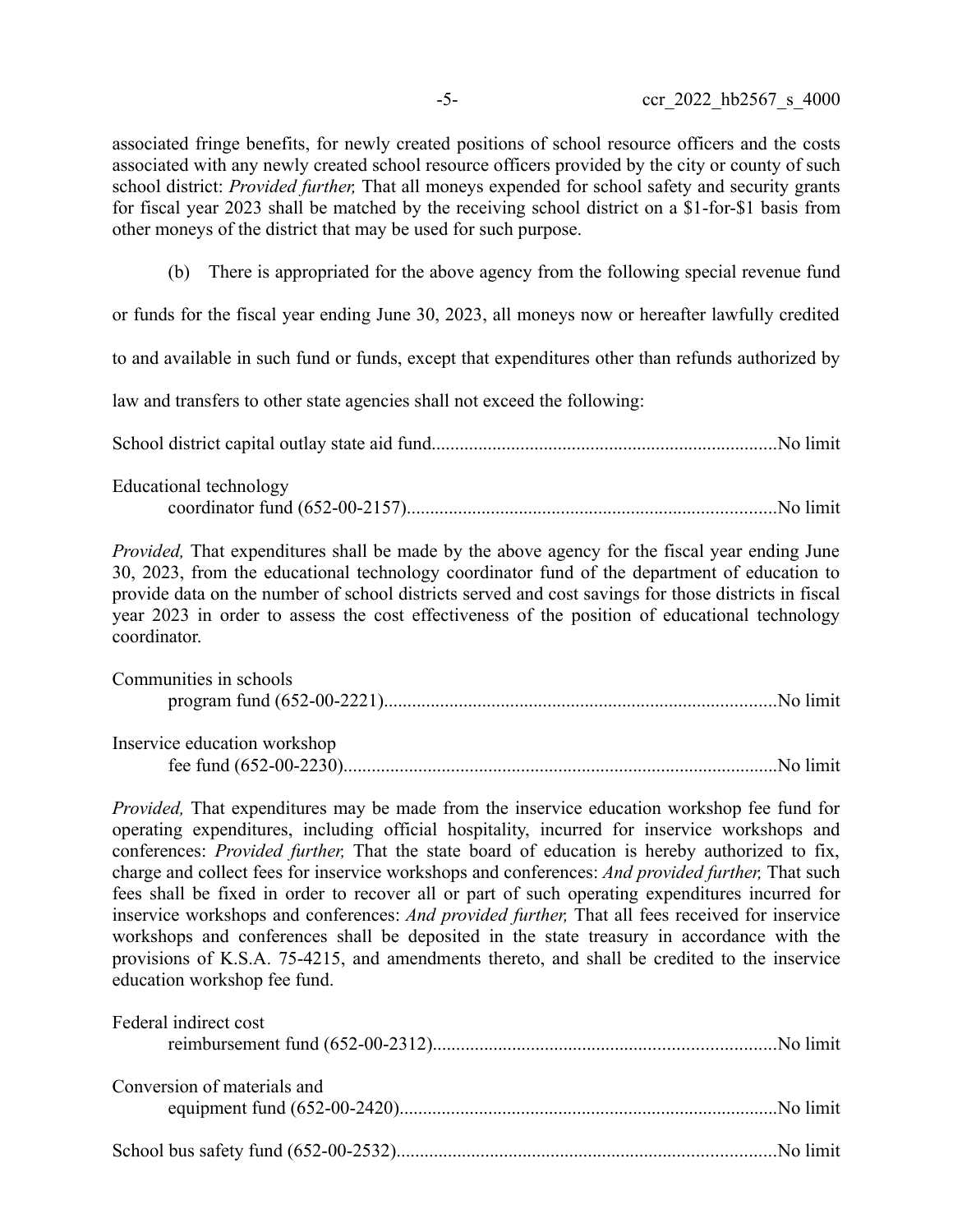associated fringe benefits, for newly created positions of school resource officers and the costs associated with any newly created school resource officers provided by the city or county of such school district: *Provided further,* That all moneys expended for school safety and security grants for fiscal year 2023 shall be matched by the receiving school district on a $1-for-$1 basis from other moneys of the district that may be used for such purpose.

(b) There is appropriated for the above agency from the following special revenue fund or funds for the fiscal year ending June 30, 2023, all moneys now or hereafter lawfully credited to and available in such fund or funds, except that expenditures other than refunds authorized by law and transfers to other state agencies shall not exceed the following:

School district capital outlay state aid fund..........................................................................No limit

Educational technology
coordinator fund (652-00-2157)..............................................................................No limit

*Provided,* That expenditures shall be made by the above agency for the fiscal year ending June 30, 2023, from the educational technology coordinator fund of the department of education to provide data on the number of school districts served and cost savings for those districts in fiscal year 2023 in order to assess the cost effectiveness of the position of educational technology coordinator.

Communities in schools
program fund (652-00-2221)...................................................................................No limit

Inservice education workshop
fee fund (652-00-2230)............................................................................................No limit

*Provided,* That expenditures may be made from the inservice education workshop fee fund for operating expenditures, including official hospitality, incurred for inservice workshops and conferences: *Provided further,* That the state board of education is hereby authorized to fix, charge and collect fees for inservice workshops and conferences: *And provided further,* That such fees shall be fixed in order to recover all or part of such operating expenditures incurred for inservice workshops and conferences: *And provided further,* That all fees received for inservice workshops and conferences shall be deposited in the state treasury in accordance with the provisions of K.S.A. 75-4215, and amendments thereto, and shall be credited to the inservice education workshop fee fund.

Federal indirect cost
reimbursement fund (652-00-2312)........................................................................No limit

Conversion of materials and
equipment fund (652-00-2420)...............................................................................No limit

School bus safety fund (652-00-2532)...............................................................................No limit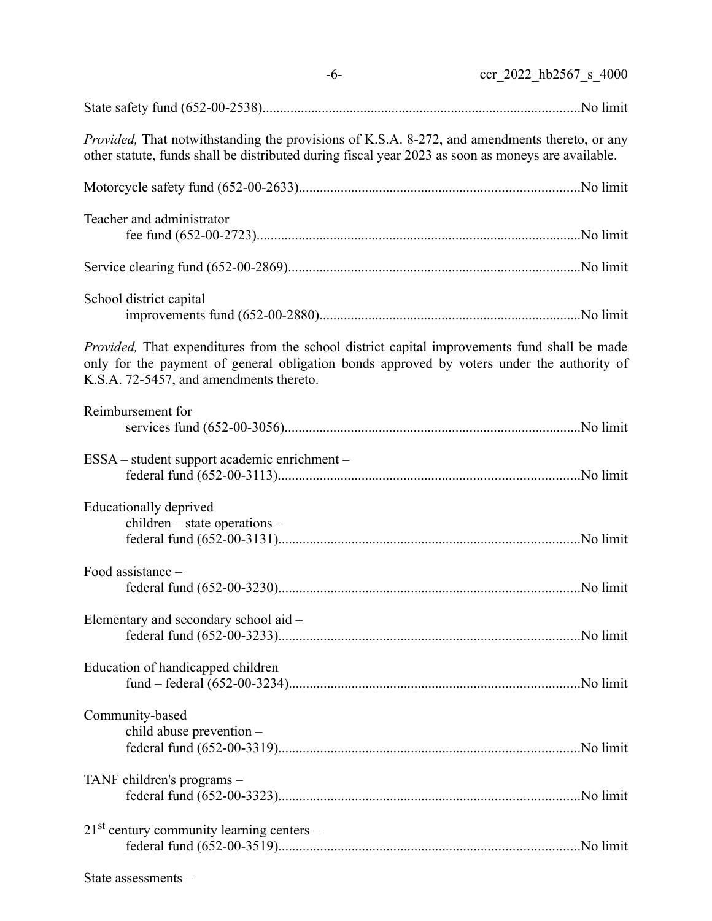State safety fund (652-00-2538)..........................................................................................No limit

*Provided,* That notwithstanding the provisions of K.S.A. 8-272, and amendments thereto, or any other statute, funds shall be distributed during fiscal year 2023 as soon as moneys are available.

Motorcycle safety fund (652-00-2633)...............................................................................No limit

Teacher and administrator
fee fund (652-00-2723)............................................................................................No limit

Service clearing fund (652-00-2869)...................................................................................No limit

School district capital
improvements fund (652-00-2880)..........................................................................No limit

*Provided,* That expenditures from the school district capital improvements fund shall be made only for the payment of general obligation bonds approved by voters under the authority of K.S.A. 72-5457, and amendments thereto.

Reimbursement for
services fund (652-00-3056)....................................................................................No limit

ESSA – student support academic enrichment –
federal fund (652-00-3113).....................................................................................No limit

Educationally deprived
children – state operations –
federal fund (652-00-3131).....................................................................................No limit

Food assistance –
federal fund (652-00-3230).....................................................................................No limit

Elementary and secondary school aid –
federal fund (652-00-3233).....................................................................................No limit

Education of handicapped children
fund – federal (652-00-3234)..................................................................................No limit

Community-based
child abuse prevention –
federal fund (652-00-3319).....................................................................................No limit

TANF children's programs –
federal fund (652-00-3323).....................................................................................No limit

21st century community learning centers –
federal fund (652-00-3519).....................................................................................No limit

State assessments –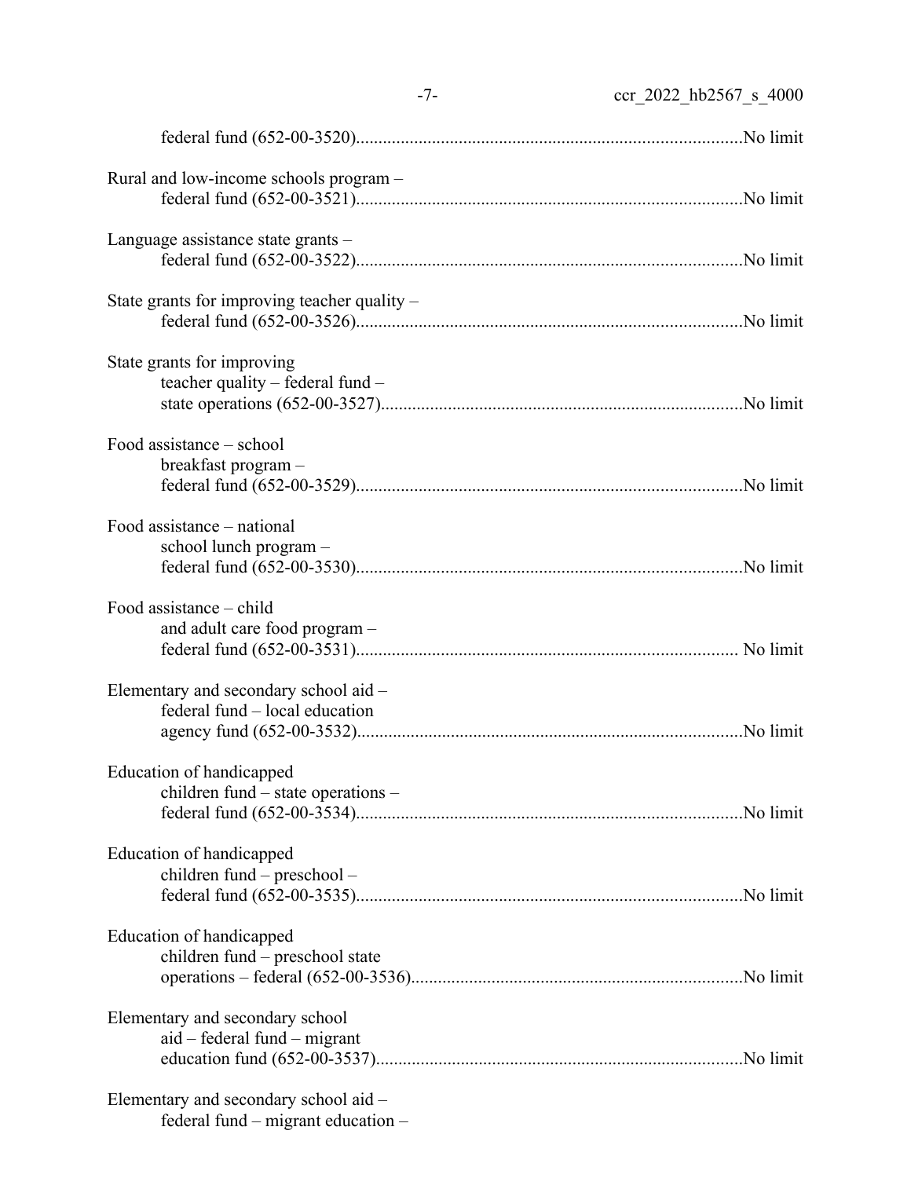federal fund (652-00-3520)....................................................................................No limit

Rural and low-income schools program –
federal fund (652-00-3521)....................................................................................No limit

Language assistance state grants –
federal fund (652-00-3522)....................................................................................No limit

State grants for improving teacher quality –
federal fund (652-00-3526)....................................................................................No limit

State grants for improving
teacher quality – federal fund –
state operations (652-00-3527)...............................................................................No limit

Food assistance – school
breakfast program –
federal fund (652-00-3529)....................................................................................No limit

Food assistance – national
school lunch program –
federal fund (652-00-3530)....................................................................................No limit

Food assistance – child
and adult care food program –
federal fund (652-00-3531).................................................................................... No limit

Elementary and secondary school aid –
federal fund – local education
agency fund (652-00-3532)....................................................................................No limit

Education of handicapped
children fund – state operations –
federal fund (652-00-3534)....................................................................................No limit

Education of handicapped
children fund – preschool –
federal fund (652-00-3535)....................................................................................No limit

Education of handicapped
children fund – preschool state
operations – federal (652-00-3536).........................................................................No limit

Elementary and secondary school
aid – federal fund – migrant
education fund (652-00-3537).................................................................................No limit

Elementary and secondary school aid –
federal fund – migrant education –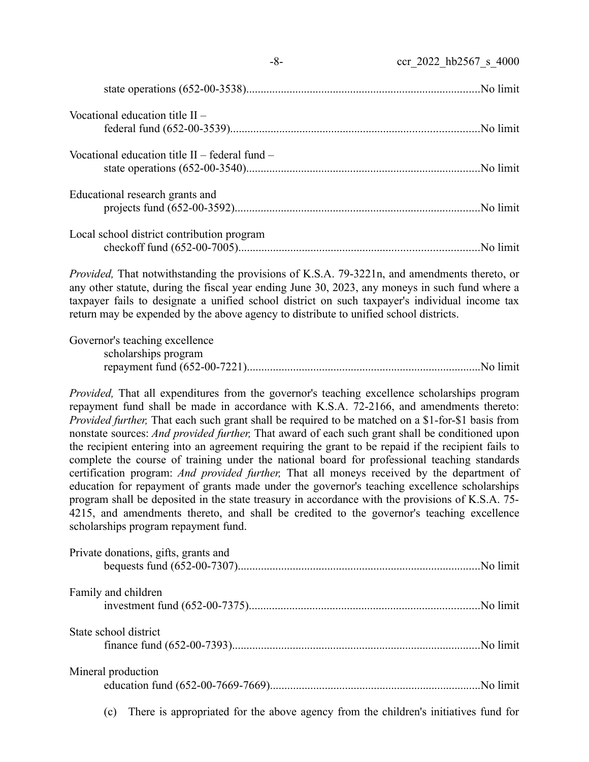state operations (652-00-3538)................................................................................No limit

Vocational education title II –
federal fund (652-00-3539)......................................................................................No limit

Vocational education title II – federal fund –
state operations (652-00-3540)................................................................................No limit

Educational research grants and
projects fund (652-00-3592)....................................................................................No limit

Local school district contribution program
checkoff fund (652-00-7005)...................................................................................No limit

*Provided,* That notwithstanding the provisions of K.S.A. 79-3221n, and amendments thereto, or any other statute, during the fiscal year ending June 30, 2023, any moneys in such fund where a taxpayer fails to designate a unified school district on such taxpayer's individual income tax return may be expended by the above agency to distribute to unified school districts.

Governor's teaching excellence
scholarships program
repayment fund (652-00-7221)................................................................................No limit

*Provided,* That all expenditures from the governor's teaching excellence scholarships program repayment fund shall be made in accordance with K.S.A. 72-2166, and amendments thereto: *Provided further,* That each such grant shall be required to be matched on a $1-for-$1 basis from nonstate sources: *And provided further,* That award of each such grant shall be conditioned upon the recipient entering into an agreement requiring the grant to be repaid if the recipient fails to complete the course of training under the national board for professional teaching standards certification program: *And provided further,* That all moneys received by the department of education for repayment of grants made under the governor's teaching excellence scholarships program shall be deposited in the state treasury in accordance with the provisions of K.S.A. 75-4215, and amendments thereto, and shall be credited to the governor's teaching excellence scholarships program repayment fund.

Private donations, gifts, grants and
bequests fund (652-00-7307)....................................................................................No limit

Family and children
investment fund (652-00-7375)...............................................................................No limit

State school district
finance fund (652-00-7393).....................................................................................No limit

Mineral production
education fund (652-00-7669-7669)........................................................................No limit

(c) There is appropriated for the above agency from the children's initiatives fund for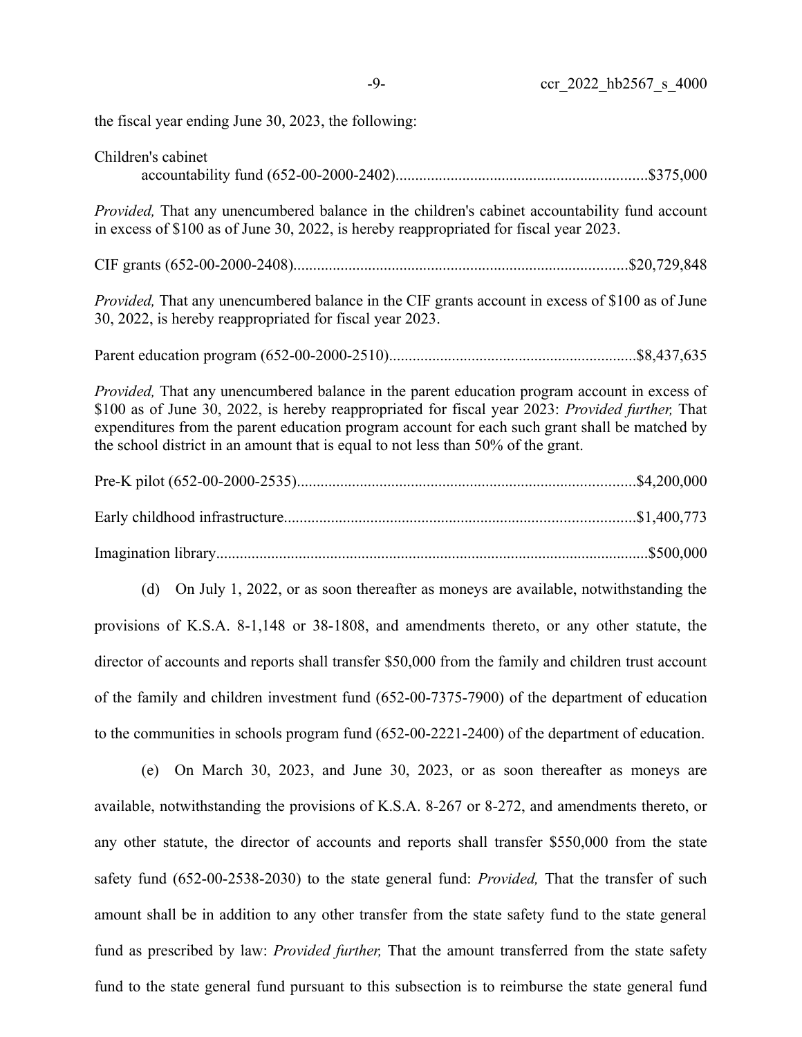the fiscal year ending June 30, 2023, the following:

Children's cabinet accountability fund (652-00-2000-2402)...............................................................$375,000

*Provided,* That any unencumbered balance in the children's cabinet accountability fund account in excess of $100 as of June 30, 2022, is hereby reappropriated for fiscal year 2023.

CIF grants (652-00-2000-2408)....................................................................................$20,729,848

*Provided,* That any unencumbered balance in the CIF grants account in excess of $100 as of June 30, 2022, is hereby reappropriated for fiscal year 2023.

Parent education program (652-00-2000-2510)..............................................................$8,437,635

*Provided,* That any unencumbered balance in the parent education program account in excess of $100 as of June 30, 2022, is hereby reappropriated for fiscal year 2023: *Provided further,* That expenditures from the parent education program account for each such grant shall be matched by the school district in an amount that is equal to not less than 50% of the grant.

Pre-K pilot (652-00-2000-2535).....................................................................................$4,200,000

Early childhood infrastructure........................................................................................$1,400,773

Imagination library............................................................................................................$500,000

(d) On July 1, 2022, or as soon thereafter as moneys are available, notwithstanding the provisions of K.S.A. 8-1,148 or 38-1808, and amendments thereto, or any other statute, the director of accounts and reports shall transfer $50,000 from the family and children trust account of the family and children investment fund (652-00-7375-7900) of the department of education to the communities in schools program fund (652-00-2221-2400) of the department of education.

(e) On March 30, 2023, and June 30, 2023, or as soon thereafter as moneys are available, notwithstanding the provisions of K.S.A. 8-267 or 8-272, and amendments thereto, or any other statute, the director of accounts and reports shall transfer $550,000 from the state safety fund (652-00-2538-2030) to the state general fund: *Provided,* That the transfer of such amount shall be in addition to any other transfer from the state safety fund to the state general fund as prescribed by law: *Provided further,* That the amount transferred from the state safety fund to the state general fund pursuant to this subsection is to reimburse the state general fund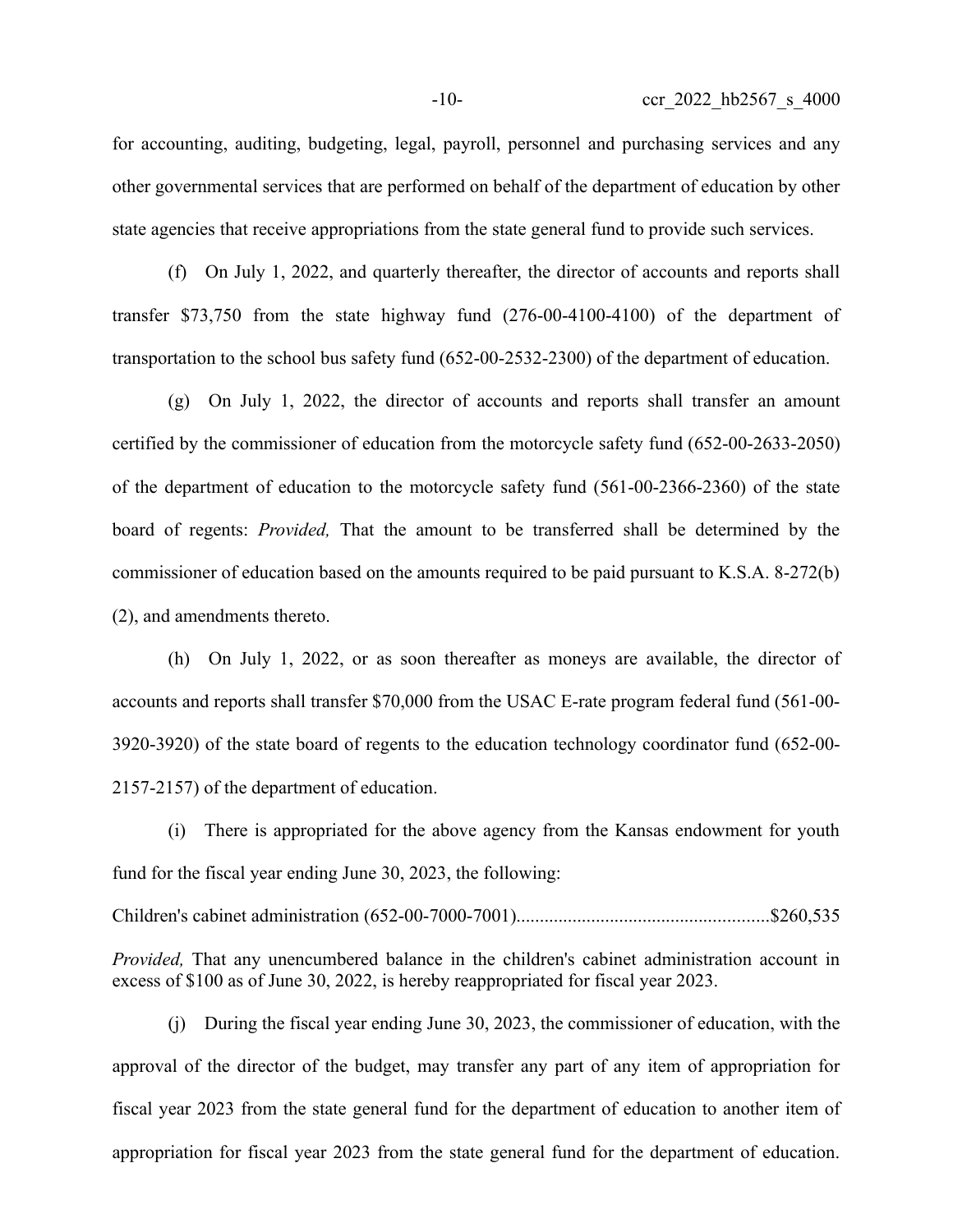for accounting, auditing, budgeting, legal, payroll, personnel and purchasing services and any other governmental services that are performed on behalf of the department of education by other state agencies that receive appropriations from the state general fund to provide such services.

(f) On July 1, 2022, and quarterly thereafter, the director of accounts and reports shall transfer $73,750 from the state highway fund (276-00-4100-4100) of the department of transportation to the school bus safety fund (652-00-2532-2300) of the department of education.

(g) On July 1, 2022, the director of accounts and reports shall transfer an amount certified by the commissioner of education from the motorcycle safety fund (652-00-2633-2050) of the department of education to the motorcycle safety fund (561-00-2366-2360) of the state board of regents: *Provided,* That the amount to be transferred shall be determined by the commissioner of education based on the amounts required to be paid pursuant to K.S.A. 8-272(b)(2), and amendments thereto.

(h) On July 1, 2022, or as soon thereafter as moneys are available, the director of accounts and reports shall transfer $70,000 from the USAC E-rate program federal fund (561-00-3920-3920) of the state board of regents to the education technology coordinator fund (652-00-2157-2157) of the department of education.

(i) There is appropriated for the above agency from the Kansas endowment for youth fund for the fiscal year ending June 30, 2023, the following:

Children's cabinet administration (652-00-7000-7001).....................................................$260,535

*Provided,* That any unencumbered balance in the children's cabinet administration account in excess of $100 as of June 30, 2022, is hereby reappropriated for fiscal year 2023.

(j) During the fiscal year ending June 30, 2023, the commissioner of education, with the approval of the director of the budget, may transfer any part of any item of appropriation for fiscal year 2023 from the state general fund for the department of education to another item of appropriation for fiscal year 2023 from the state general fund for the department of education.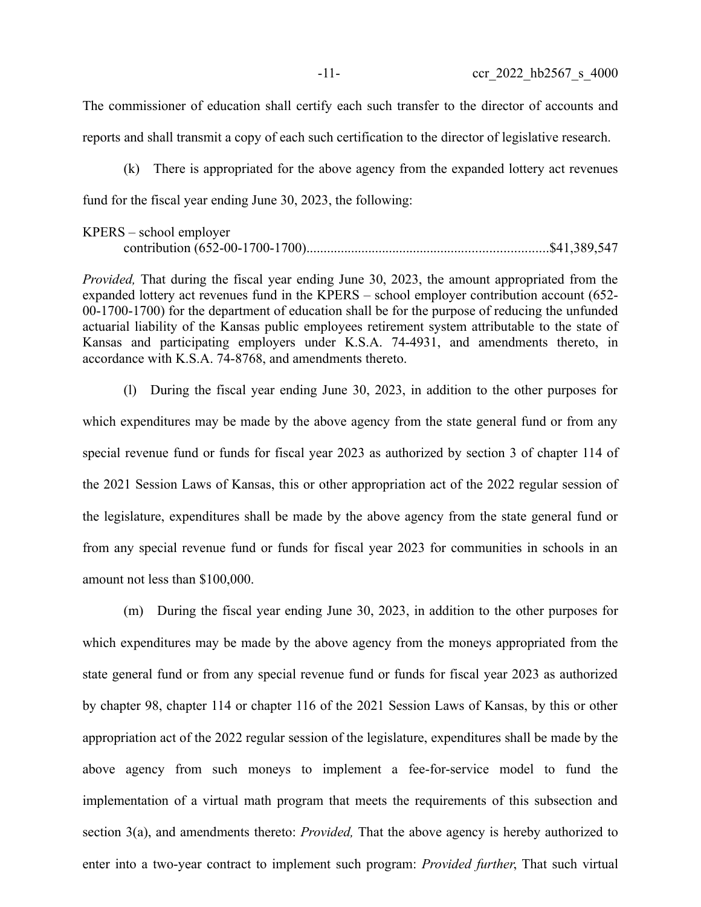The commissioner of education shall certify each such transfer to the director of accounts and reports and shall transmit a copy of each such certification to the director of legislative research.

(k) There is appropriated for the above agency from the expanded lottery act revenues fund for the fiscal year ending June 30, 2023, the following:

KPERS – school employer contribution (652-00-1700-1700).....................................................................$41,389,547

*Provided,* That during the fiscal year ending June 30, 2023, the amount appropriated from the expanded lottery act revenues fund in the KPERS – school employer contribution account (652-00-1700-1700) for the department of education shall be for the purpose of reducing the unfunded actuarial liability of the Kansas public employees retirement system attributable to the state of Kansas and participating employers under K.S.A. 74-4931, and amendments thereto, in accordance with K.S.A. 74-8768, and amendments thereto.

(l) During the fiscal year ending June 30, 2023, in addition to the other purposes for which expenditures may be made by the above agency from the state general fund or from any special revenue fund or funds for fiscal year 2023 as authorized by section 3 of chapter 114 of the 2021 Session Laws of Kansas, this or other appropriation act of the 2022 regular session of the legislature, expenditures shall be made by the above agency from the state general fund or from any special revenue fund or funds for fiscal year 2023 for communities in schools in an amount not less than $100,000.

(m) During the fiscal year ending June 30, 2023, in addition to the other purposes for which expenditures may be made by the above agency from the moneys appropriated from the state general fund or from any special revenue fund or funds for fiscal year 2023 as authorized by chapter 98, chapter 114 or chapter 116 of the 2021 Session Laws of Kansas, by this or other appropriation act of the 2022 regular session of the legislature, expenditures shall be made by the above agency from such moneys to implement a fee-for-service model to fund the implementation of a virtual math program that meets the requirements of this subsection and section 3(a), and amendments thereto: *Provided,* That the above agency is hereby authorized to enter into a two-year contract to implement such program: *Provided further*, That such virtual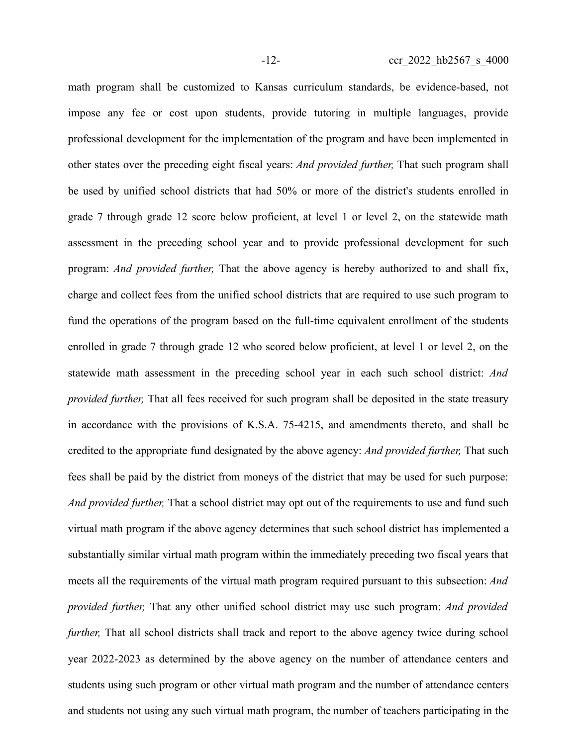math program shall be customized to Kansas curriculum standards, be evidence-based, not impose any fee or cost upon students, provide tutoring in multiple languages, provide professional development for the implementation of the program and have been implemented in other states over the preceding eight fiscal years: *And provided further,* That such program shall be used by unified school districts that had 50% or more of the district's students enrolled in grade 7 through grade 12 score below proficient, at level 1 or level 2, on the statewide math assessment in the preceding school year and to provide professional development for such program: *And provided further,* That the above agency is hereby authorized to and shall fix, charge and collect fees from the unified school districts that are required to use such program to fund the operations of the program based on the full-time equivalent enrollment of the students enrolled in grade 7 through grade 12 who scored below proficient, at level 1 or level 2, on the statewide math assessment in the preceding school year in each such school district: *And provided further,* That all fees received for such program shall be deposited in the state treasury in accordance with the provisions of K.S.A. 75-4215, and amendments thereto, and shall be credited to the appropriate fund designated by the above agency: *And provided further,* That such fees shall be paid by the district from moneys of the district that may be used for such purpose: *And provided further,* That a school district may opt out of the requirements to use and fund such virtual math program if the above agency determines that such school district has implemented a substantially similar virtual math program within the immediately preceding two fiscal years that meets all the requirements of the virtual math program required pursuant to this subsection: *And provided further,* That any other unified school district may use such program: *And provided further,* That all school districts shall track and report to the above agency twice during school year 2022-2023 as determined by the above agency on the number of attendance centers and students using such program or other virtual math program and the number of attendance centers and students not using any such virtual math program, the number of teachers participating in the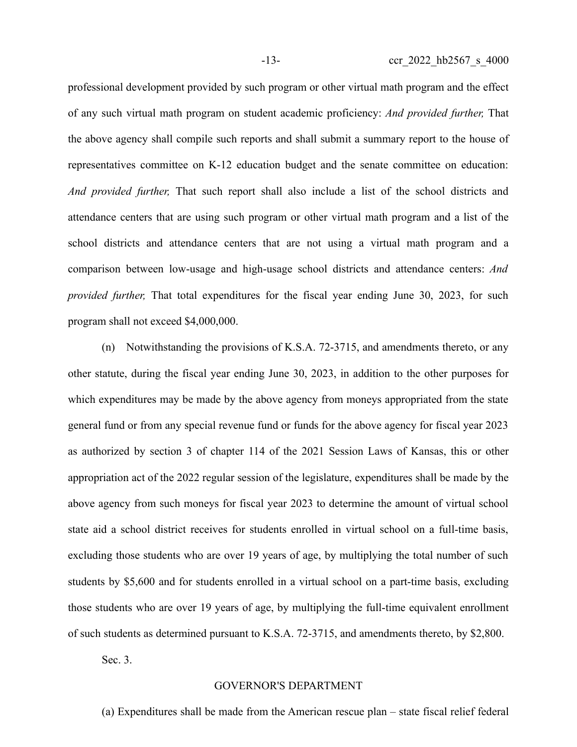professional development provided by such program or other virtual math program and the effect of any such virtual math program on student academic proficiency: *And provided further,* That the above agency shall compile such reports and shall submit a summary report to the house of representatives committee on K-12 education budget and the senate committee on education: *And provided further,* That such report shall also include a list of the school districts and attendance centers that are using such program or other virtual math program and a list of the school districts and attendance centers that are not using a virtual math program and a comparison between low-usage and high-usage school districts and attendance centers: *And provided further,* That total expenditures for the fiscal year ending June 30, 2023, for such program shall not exceed $4,000,000.

(n) Notwithstanding the provisions of K.S.A. 72-3715, and amendments thereto, or any other statute, during the fiscal year ending June 30, 2023, in addition to the other purposes for which expenditures may be made by the above agency from moneys appropriated from the state general fund or from any special revenue fund or funds for the above agency for fiscal year 2023 as authorized by section 3 of chapter 114 of the 2021 Session Laws of Kansas, this or other appropriation act of the 2022 regular session of the legislature, expenditures shall be made by the above agency from such moneys for fiscal year 2023 to determine the amount of virtual school state aid a school district receives for students enrolled in virtual school on a full-time basis, excluding those students who are over 19 years of age, by multiplying the total number of such students by $5,600 and for students enrolled in a virtual school on a part-time basis, excluding those students who are over 19 years of age, by multiplying the full-time equivalent enrollment of such students as determined pursuant to K.S.A. 72-3715, and amendments thereto, by $2,800.

Sec. 3.

GOVERNOR'S DEPARTMENT

(a) Expenditures shall be made from the American rescue plan – state fiscal relief federal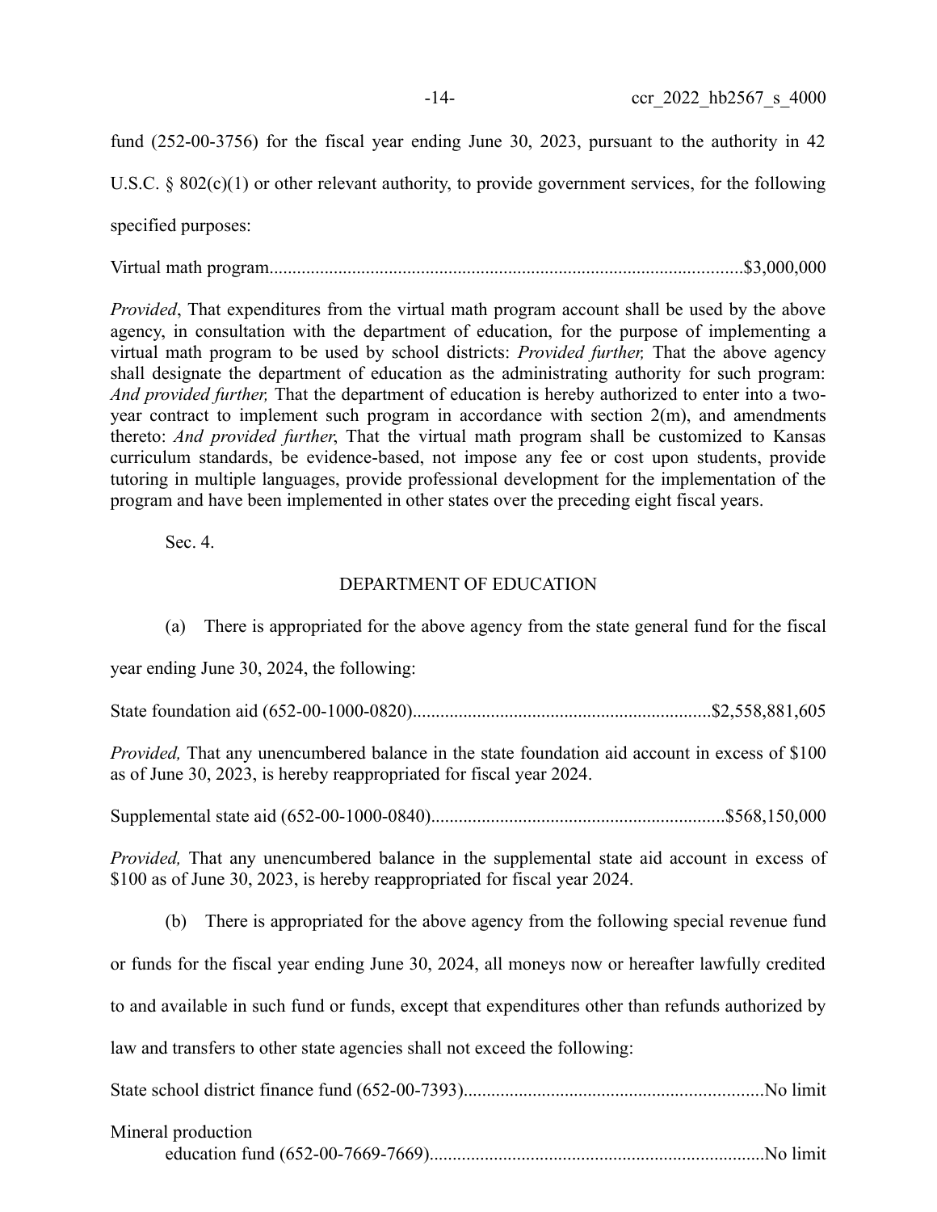fund (252-00-3756) for the fiscal year ending June 30, 2023, pursuant to the authority in 42 U.S.C. § 802(c)(1) or other relevant authority, to provide government services, for the following specified purposes:

Virtual math program....................................................................................................$3,000,000

*Provided*, That expenditures from the virtual math program account shall be used by the above agency, in consultation with the department of education, for the purpose of implementing a virtual math program to be used by school districts: *Provided further,* That the above agency shall designate the department of education as the administrating authority for such program: *And provided further,* That the department of education is hereby authorized to enter into a two-year contract to implement such program in accordance with section 2(m), and amendments thereto: *And provided further*, That the virtual math program shall be customized to Kansas curriculum standards, be evidence-based, not impose any fee or cost upon students, provide tutoring in multiple languages, provide professional development for the implementation of the program and have been implemented in other states over the preceding eight fiscal years.

Sec. 4.

DEPARTMENT OF EDUCATION

(a) There is appropriated for the above agency from the state general fund for the fiscal year ending June 30, 2024, the following:

State foundation aid (652-00-1000-0820)................................................................$2,558,881,605

*Provided,* That any unencumbered balance in the state foundation aid account in excess of $100 as of June 30, 2023, is hereby reappropriated for fiscal year 2024.

Supplemental state aid (652-00-1000-0840)...............................................................$568,150,000

*Provided,* That any unencumbered balance in the supplemental state aid account in excess of $100 as of June 30, 2023, is hereby reappropriated for fiscal year 2024.

(b) There is appropriated for the above agency from the following special revenue fund or funds for the fiscal year ending June 30, 2024, all moneys now or hereafter lawfully credited to and available in such fund or funds, except that expenditures other than refunds authorized by law and transfers to other state agencies shall not exceed the following:

State school district finance fund (652-00-7393)................................................................No limit

Mineral production
education fund (652-00-7669-7669)........................................................................No limit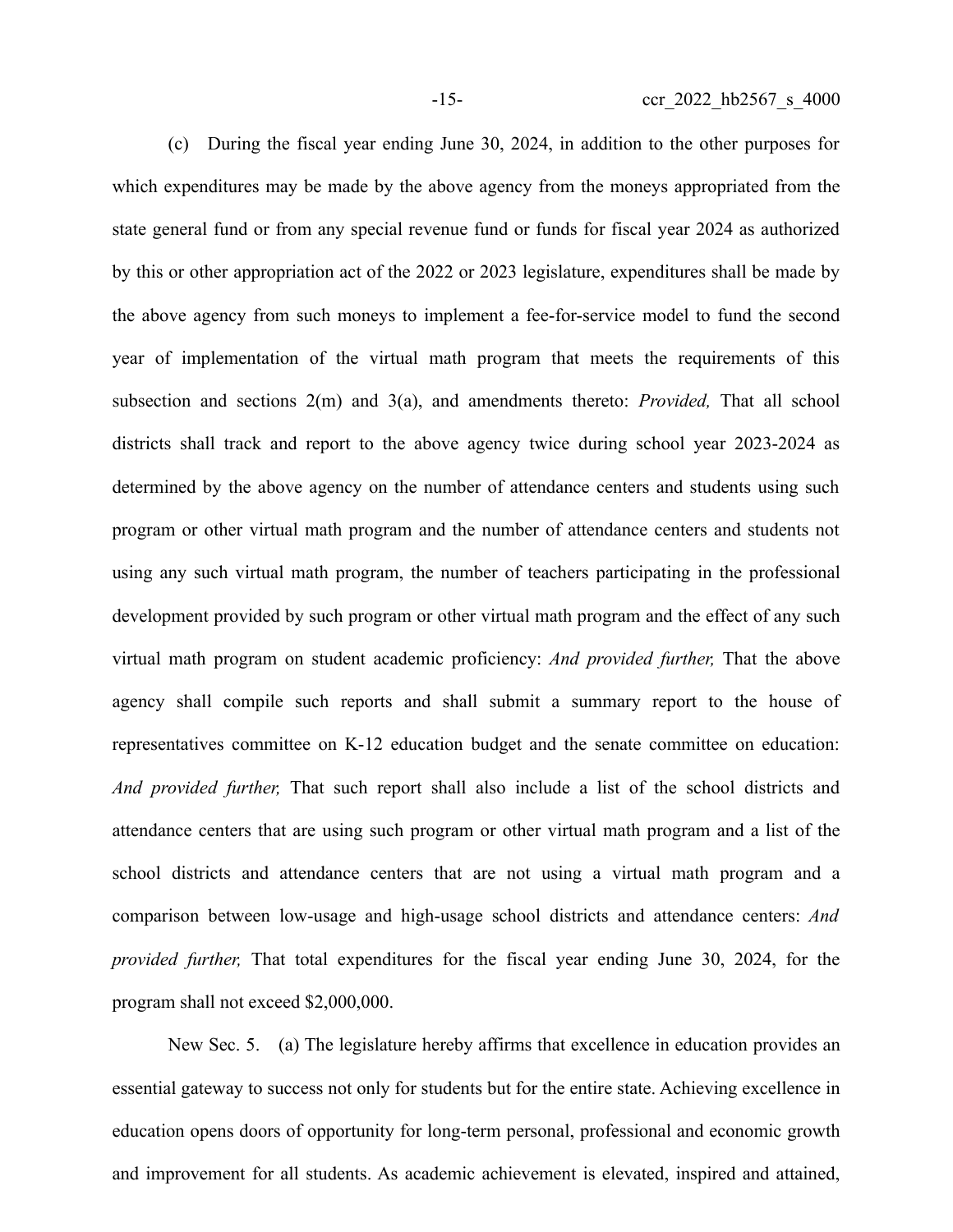(c) During the fiscal year ending June 30, 2024, in addition to the other purposes for which expenditures may be made by the above agency from the moneys appropriated from the state general fund or from any special revenue fund or funds for fiscal year 2024 as authorized by this or other appropriation act of the 2022 or 2023 legislature, expenditures shall be made by the above agency from such moneys to implement a fee-for-service model to fund the second year of implementation of the virtual math program that meets the requirements of this subsection and sections 2(m) and 3(a), and amendments thereto: *Provided,* That all school districts shall track and report to the above agency twice during school year 2023-2024 as determined by the above agency on the number of attendance centers and students using such program or other virtual math program and the number of attendance centers and students not using any such virtual math program, the number of teachers participating in the professional development provided by such program or other virtual math program and the effect of any such virtual math program on student academic proficiency: *And provided further,* That the above agency shall compile such reports and shall submit a summary report to the house of representatives committee on K-12 education budget and the senate committee on education: *And provided further,* That such report shall also include a list of the school districts and attendance centers that are using such program or other virtual math program and a list of the school districts and attendance centers that are not using a virtual math program and a comparison between low-usage and high-usage school districts and attendance centers: *And provided further,* That total expenditures for the fiscal year ending June 30, 2024, for the program shall not exceed $2,000,000.

New Sec. 5. (a) The legislature hereby affirms that excellence in education provides an essential gateway to success not only for students but for the entire state. Achieving excellence in education opens doors of opportunity for long-term personal, professional and economic growth and improvement for all students. As academic achievement is elevated, inspired and attained,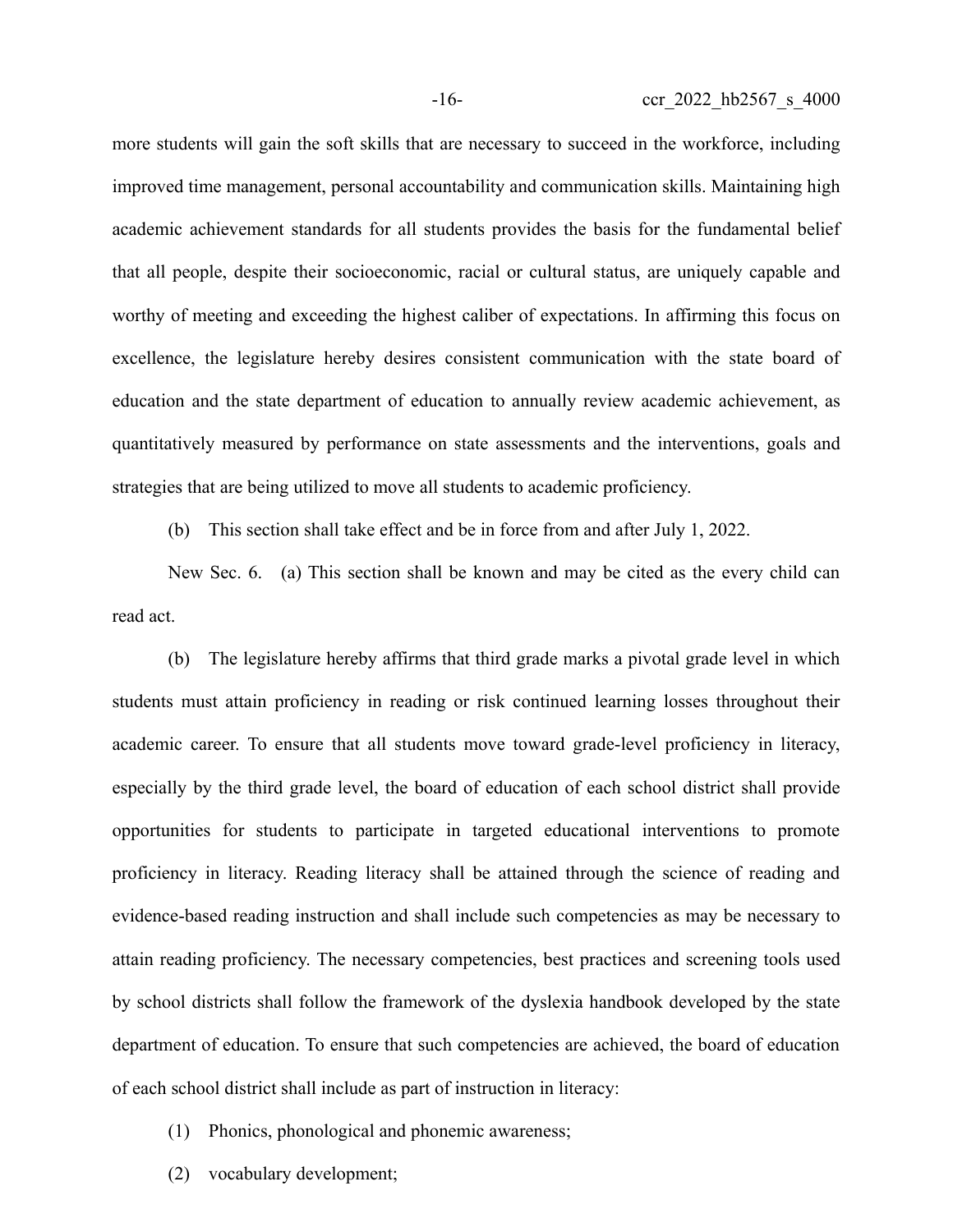more students will gain the soft skills that are necessary to succeed in the workforce, including improved time management, personal accountability and communication skills. Maintaining high academic achievement standards for all students provides the basis for the fundamental belief that all people, despite their socioeconomic, racial or cultural status, are uniquely capable and worthy of meeting and exceeding the highest caliber of expectations. In affirming this focus on excellence, the legislature hereby desires consistent communication with the state board of education and the state department of education to annually review academic achievement, as quantitatively measured by performance on state assessments and the interventions, goals and strategies that are being utilized to move all students to academic proficiency.

(b) This section shall take effect and be in force from and after July 1, 2022.

New Sec. 6. (a) This section shall be known and may be cited as the every child can read act.

(b) The legislature hereby affirms that third grade marks a pivotal grade level in which students must attain proficiency in reading or risk continued learning losses throughout their academic career. To ensure that all students move toward grade-level proficiency in literacy, especially by the third grade level, the board of education of each school district shall provide opportunities for students to participate in targeted educational interventions to promote proficiency in literacy. Reading literacy shall be attained through the science of reading and evidence-based reading instruction and shall include such competencies as may be necessary to attain reading proficiency. The necessary competencies, best practices and screening tools used by school districts shall follow the framework of the dyslexia handbook developed by the state department of education. To ensure that such competencies are achieved, the board of education of each school district shall include as part of instruction in literacy:

(1) Phonics, phonological and phonemic awareness;

(2) vocabulary development;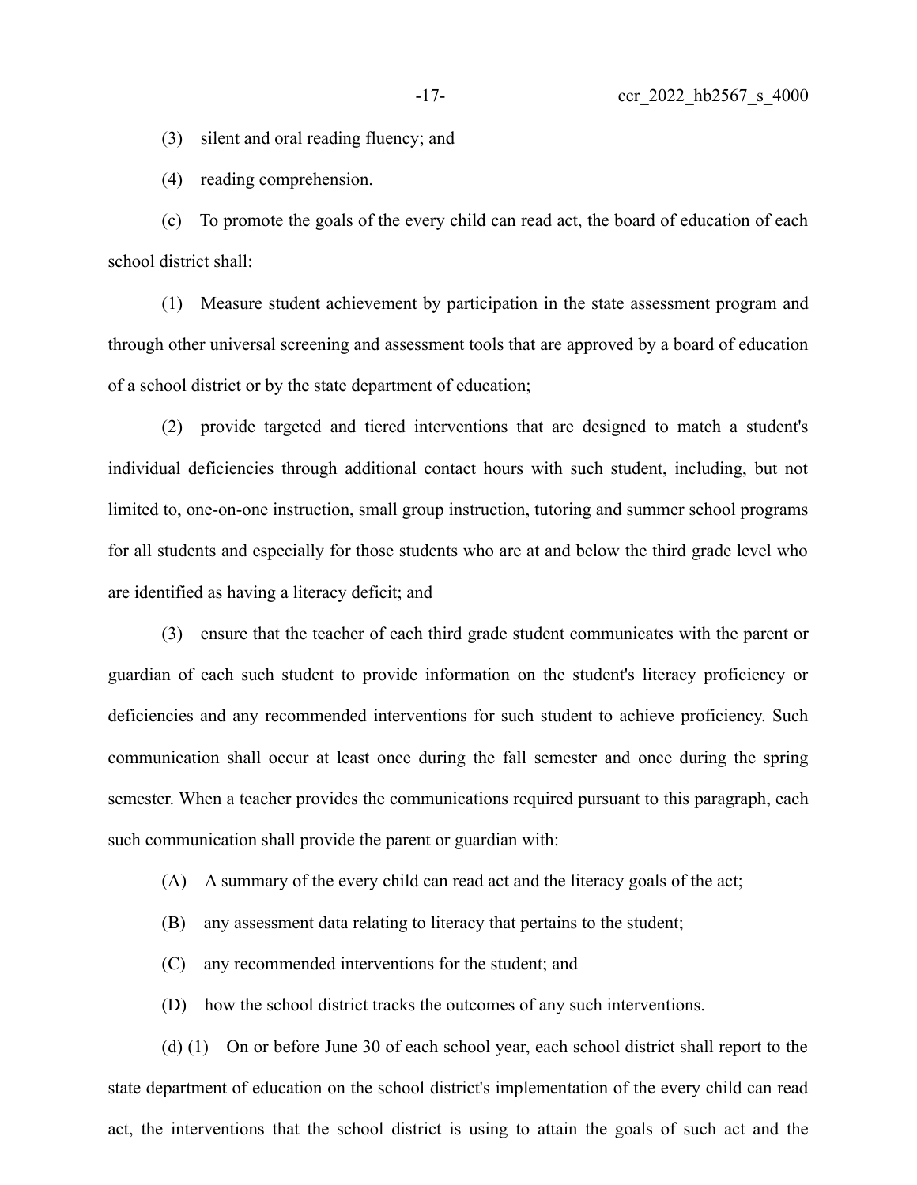(3) silent and oral reading fluency; and

(4) reading comprehension.

(c) To promote the goals of the every child can read act, the board of education of each school district shall:

(1) Measure student achievement by participation in the state assessment program and through other universal screening and assessment tools that are approved by a board of education of a school district or by the state department of education;

(2) provide targeted and tiered interventions that are designed to match a student's individual deficiencies through additional contact hours with such student, including, but not limited to, one-on-one instruction, small group instruction, tutoring and summer school programs for all students and especially for those students who are at and below the third grade level who are identified as having a literacy deficit; and

(3) ensure that the teacher of each third grade student communicates with the parent or guardian of each such student to provide information on the student's literacy proficiency or deficiencies and any recommended interventions for such student to achieve proficiency. Such communication shall occur at least once during the fall semester and once during the spring semester. When a teacher provides the communications required pursuant to this paragraph, each such communication shall provide the parent or guardian with:

(A) A summary of the every child can read act and the literacy goals of the act;

(B) any assessment data relating to literacy that pertains to the student;

(C) any recommended interventions for the student; and

(D) how the school district tracks the outcomes of any such interventions.

(d) (1) On or before June 30 of each school year, each school district shall report to the state department of education on the school district's implementation of the every child can read act, the interventions that the school district is using to attain the goals of such act and the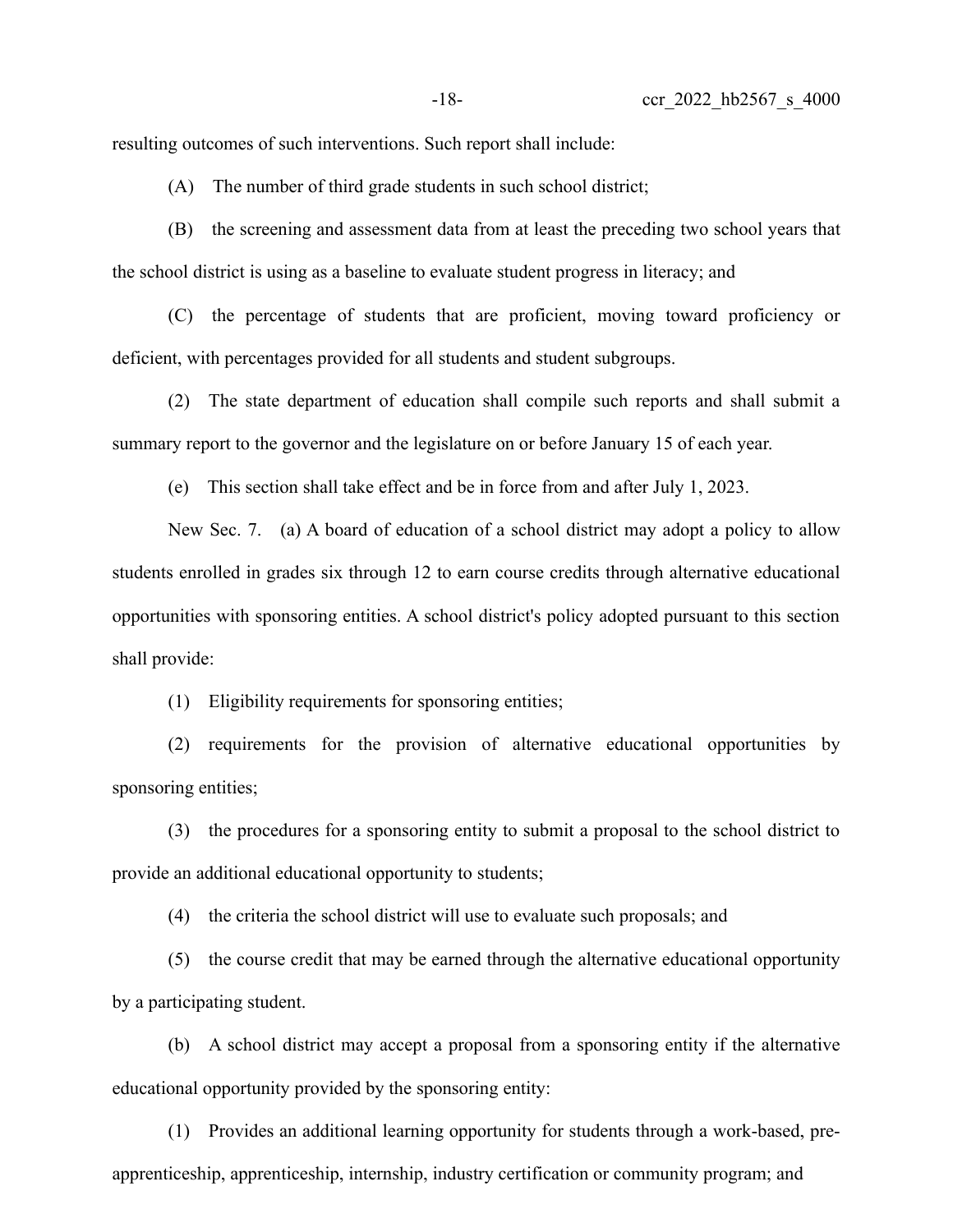resulting outcomes of such interventions. Such report shall include:

(A) The number of third grade students in such school district;

(B) the screening and assessment data from at least the preceding two school years that the school district is using as a baseline to evaluate student progress in literacy; and

(C) the percentage of students that are proficient, moving toward proficiency or deficient, with percentages provided for all students and student subgroups.

(2) The state department of education shall compile such reports and shall submit a summary report to the governor and the legislature on or before January 15 of each year.

(e) This section shall take effect and be in force from and after July 1, 2023.

New Sec. 7. (a) A board of education of a school district may adopt a policy to allow students enrolled in grades six through 12 to earn course credits through alternative educational opportunities with sponsoring entities. A school district's policy adopted pursuant to this section shall provide:

(1) Eligibility requirements for sponsoring entities;

(2) requirements for the provision of alternative educational opportunities by sponsoring entities;

(3) the procedures for a sponsoring entity to submit a proposal to the school district to provide an additional educational opportunity to students;

(4) the criteria the school district will use to evaluate such proposals; and

(5) the course credit that may be earned through the alternative educational opportunity by a participating student.

(b) A school district may accept a proposal from a sponsoring entity if the alternative educational opportunity provided by the sponsoring entity:

(1) Provides an additional learning opportunity for students through a work-based, pre-apprenticeship, apprenticeship, internship, industry certification or community program; and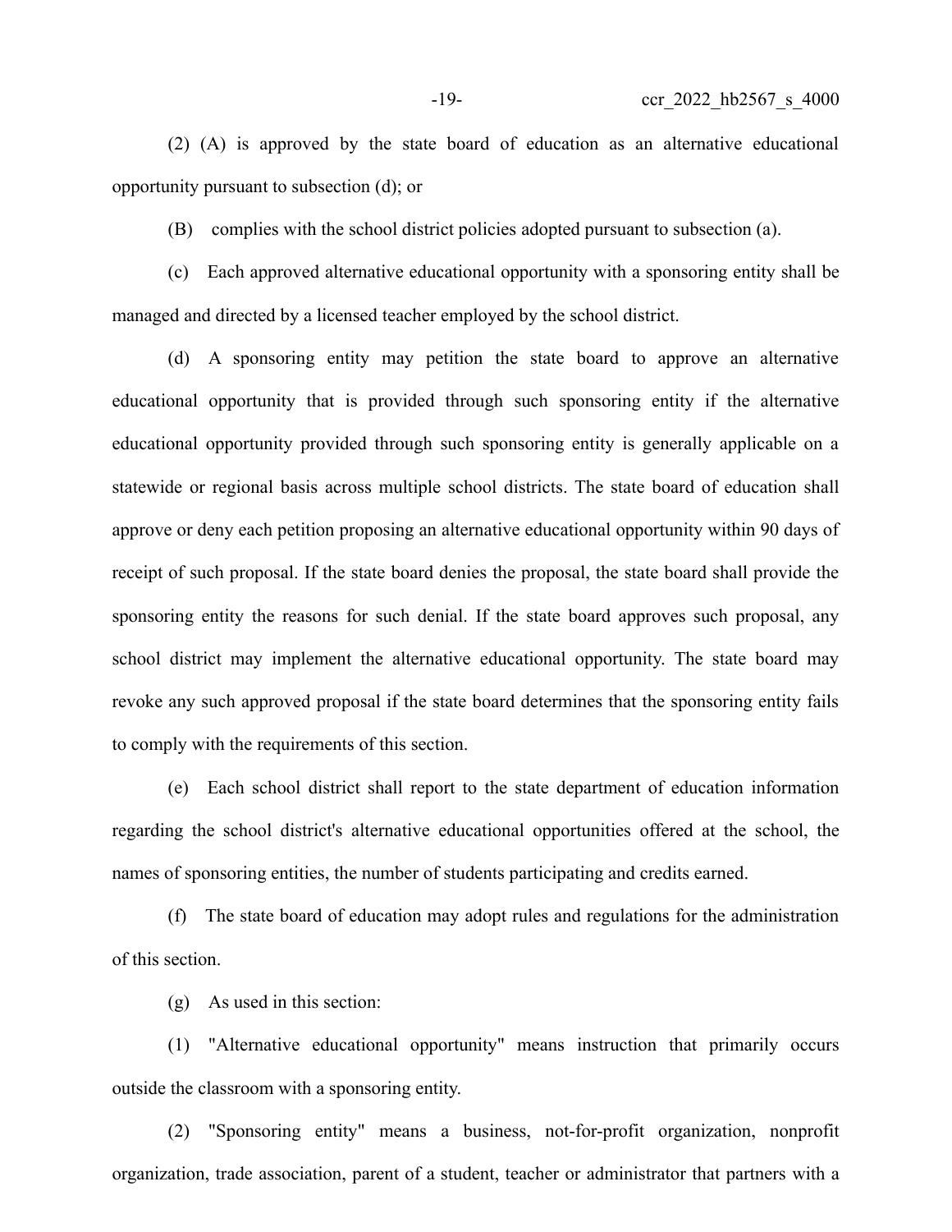(2) (A) is approved by the state board of education as an alternative educational opportunity pursuant to subsection (d); or

(B) complies with the school district policies adopted pursuant to subsection (a).

(c) Each approved alternative educational opportunity with a sponsoring entity shall be managed and directed by a licensed teacher employed by the school district.

(d) A sponsoring entity may petition the state board to approve an alternative educational opportunity that is provided through such sponsoring entity if the alternative educational opportunity provided through such sponsoring entity is generally applicable on a statewide or regional basis across multiple school districts. The state board of education shall approve or deny each petition proposing an alternative educational opportunity within 90 days of receipt of such proposal. If the state board denies the proposal, the state board shall provide the sponsoring entity the reasons for such denial. If the state board approves such proposal, any school district may implement the alternative educational opportunity. The state board may revoke any such approved proposal if the state board determines that the sponsoring entity fails to comply with the requirements of this section.

(e) Each school district shall report to the state department of education information regarding the school district's alternative educational opportunities offered at the school, the names of sponsoring entities, the number of students participating and credits earned.

(f) The state board of education may adopt rules and regulations for the administration of this section.

(g) As used in this section:

(1) "Alternative educational opportunity" means instruction that primarily occurs outside the classroom with a sponsoring entity.

(2) "Sponsoring entity" means a business, not-for-profit organization, nonprofit organization, trade association, parent of a student, teacher or administrator that partners with a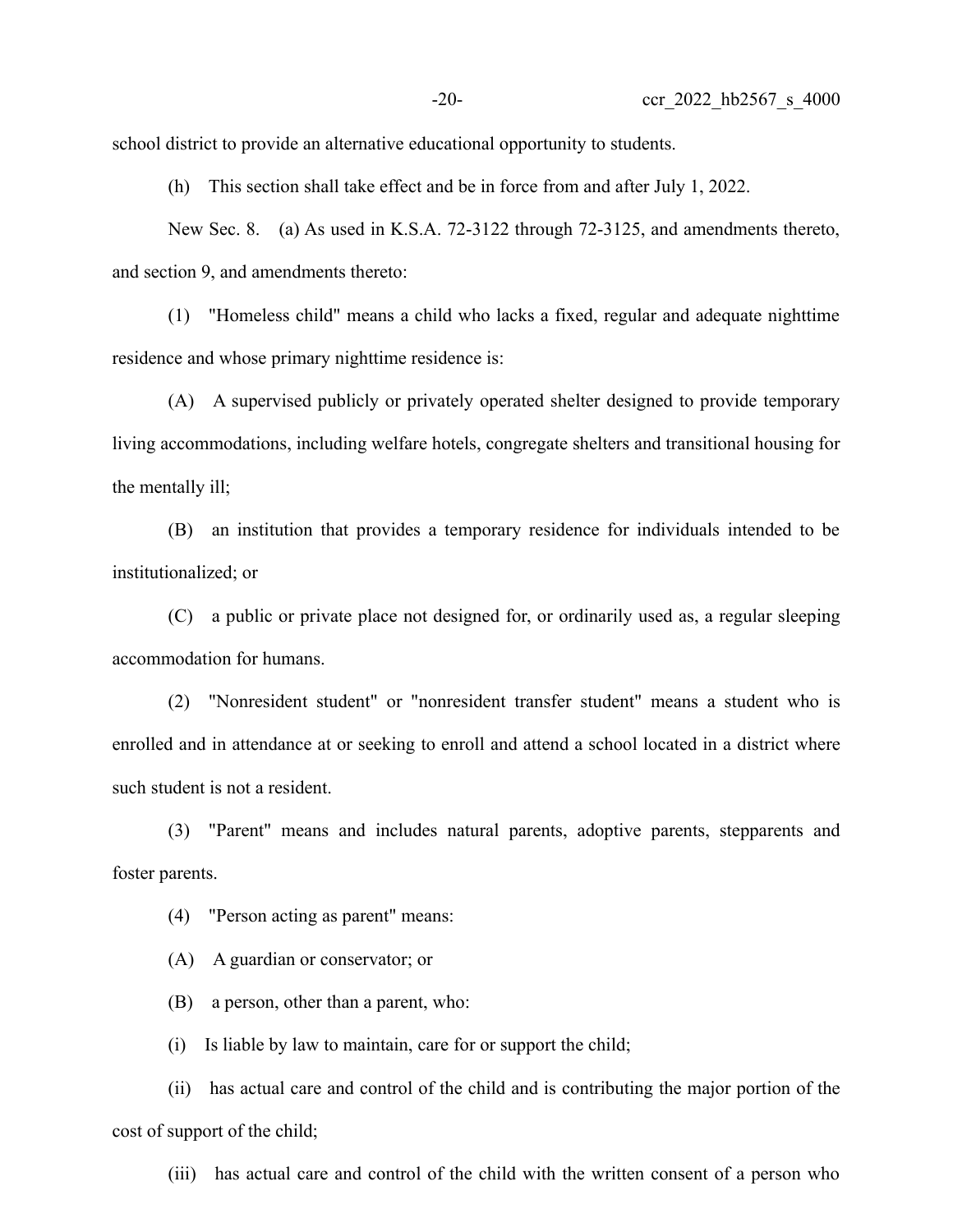school district to provide an alternative educational opportunity to students.

(h) This section shall take effect and be in force from and after July 1, 2022.

New Sec. 8. (a) As used in K.S.A. 72-3122 through 72-3125, and amendments thereto, and section 9, and amendments thereto:

(1) "Homeless child" means a child who lacks a fixed, regular and adequate nighttime residence and whose primary nighttime residence is:

(A) A supervised publicly or privately operated shelter designed to provide temporary living accommodations, including welfare hotels, congregate shelters and transitional housing for the mentally ill;

(B) an institution that provides a temporary residence for individuals intended to be institutionalized; or

(C) a public or private place not designed for, or ordinarily used as, a regular sleeping accommodation for humans.

(2) "Nonresident student" or "nonresident transfer student" means a student who is enrolled and in attendance at or seeking to enroll and attend a school located in a district where such student is not a resident.

(3) "Parent" means and includes natural parents, adoptive parents, stepparents and foster parents.

(4) "Person acting as parent" means:

(A) A guardian or conservator; or

(B) a person, other than a parent, who:

(i) Is liable by law to maintain, care for or support the child;

(ii) has actual care and control of the child and is contributing the major portion of the cost of support of the child;

(iii) has actual care and control of the child with the written consent of a person who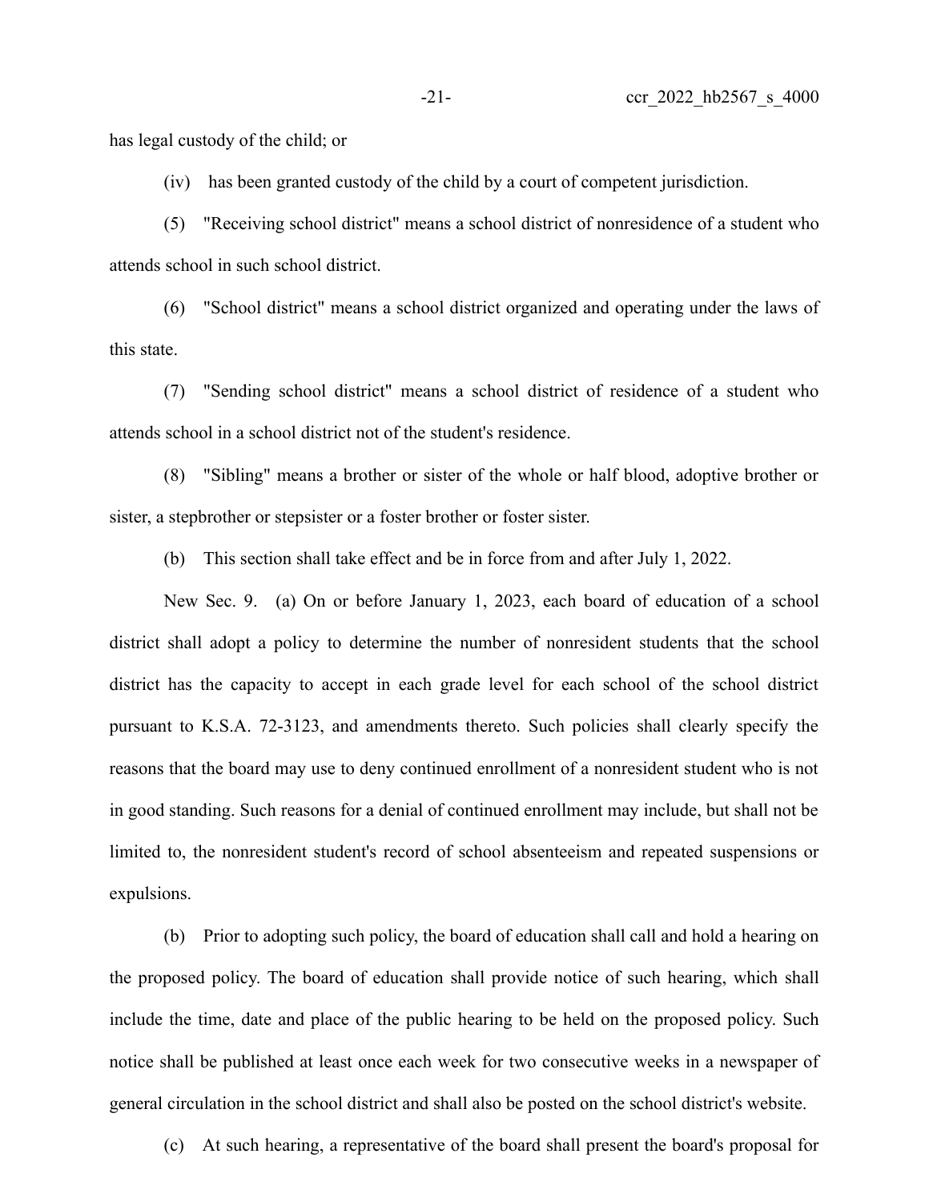has legal custody of the child; or

(iv) has been granted custody of the child by a court of competent jurisdiction.

(5) "Receiving school district" means a school district of nonresidence of a student who attends school in such school district.

(6) "School district" means a school district organized and operating under the laws of this state.

(7) "Sending school district" means a school district of residence of a student who attends school in a school district not of the student's residence.

(8) "Sibling" means a brother or sister of the whole or half blood, adoptive brother or sister, a stepbrother or stepsister or a foster brother or foster sister.

(b) This section shall take effect and be in force from and after July 1, 2022.

New Sec. 9. (a) On or before January 1, 2023, each board of education of a school district shall adopt a policy to determine the number of nonresident students that the school district has the capacity to accept in each grade level for each school of the school district pursuant to K.S.A. 72-3123, and amendments thereto. Such policies shall clearly specify the reasons that the board may use to deny continued enrollment of a nonresident student who is not in good standing. Such reasons for a denial of continued enrollment may include, but shall not be limited to, the nonresident student's record of school absenteeism and repeated suspensions or expulsions.

(b) Prior to adopting such policy, the board of education shall call and hold a hearing on the proposed policy. The board of education shall provide notice of such hearing, which shall include the time, date and place of the public hearing to be held on the proposed policy. Such notice shall be published at least once each week for two consecutive weeks in a newspaper of general circulation in the school district and shall also be posted on the school district's website.

(c) At such hearing, a representative of the board shall present the board's proposal for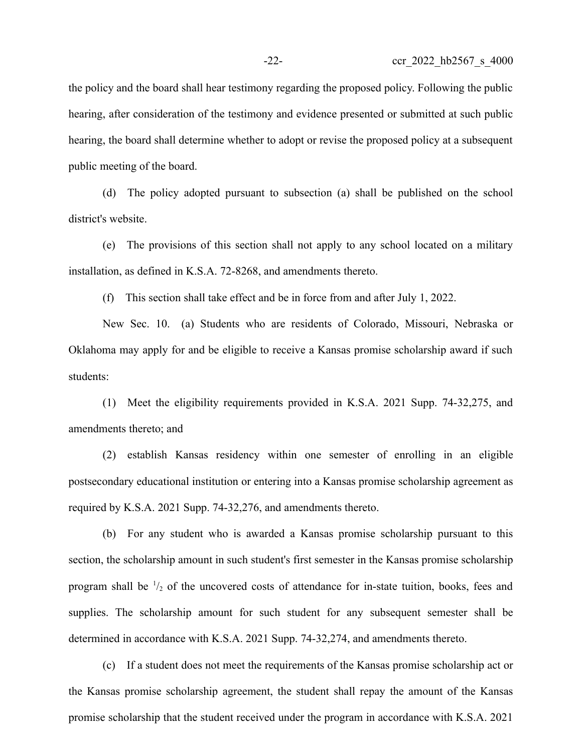the policy and the board shall hear testimony regarding the proposed policy. Following the public hearing, after consideration of the testimony and evidence presented or submitted at such public hearing, the board shall determine whether to adopt or revise the proposed policy at a subsequent public meeting of the board.

(d) The policy adopted pursuant to subsection (a) shall be published on the school district's website.

(e) The provisions of this section shall not apply to any school located on a military installation, as defined in K.S.A. 72-8268, and amendments thereto.

(f) This section shall take effect and be in force from and after July 1, 2022.

New Sec. 10. (a) Students who are residents of Colorado, Missouri, Nebraska or Oklahoma may apply for and be eligible to receive a Kansas promise scholarship award if such students:

(1) Meet the eligibility requirements provided in K.S.A. 2021 Supp. 74-32,275, and amendments thereto; and

(2) establish Kansas residency within one semester of enrolling in an eligible postsecondary educational institution or entering into a Kansas promise scholarship agreement as required by K.S.A. 2021 Supp. 74-32,276, and amendments thereto.

(b) For any student who is awarded a Kansas promise scholarship pursuant to this section, the scholarship amount in such student's first semester in the Kansas promise scholarship program shall be $^{1}/_{2}$ of the uncovered costs of attendance for in-state tuition, books, fees and supplies. The scholarship amount for such student for any subsequent semester shall be determined in accordance with K.S.A. 2021 Supp. 74-32,274, and amendments thereto.

(c) If a student does not meet the requirements of the Kansas promise scholarship act or the Kansas promise scholarship agreement, the student shall repay the amount of the Kansas promise scholarship that the student received under the program in accordance with K.S.A. 2021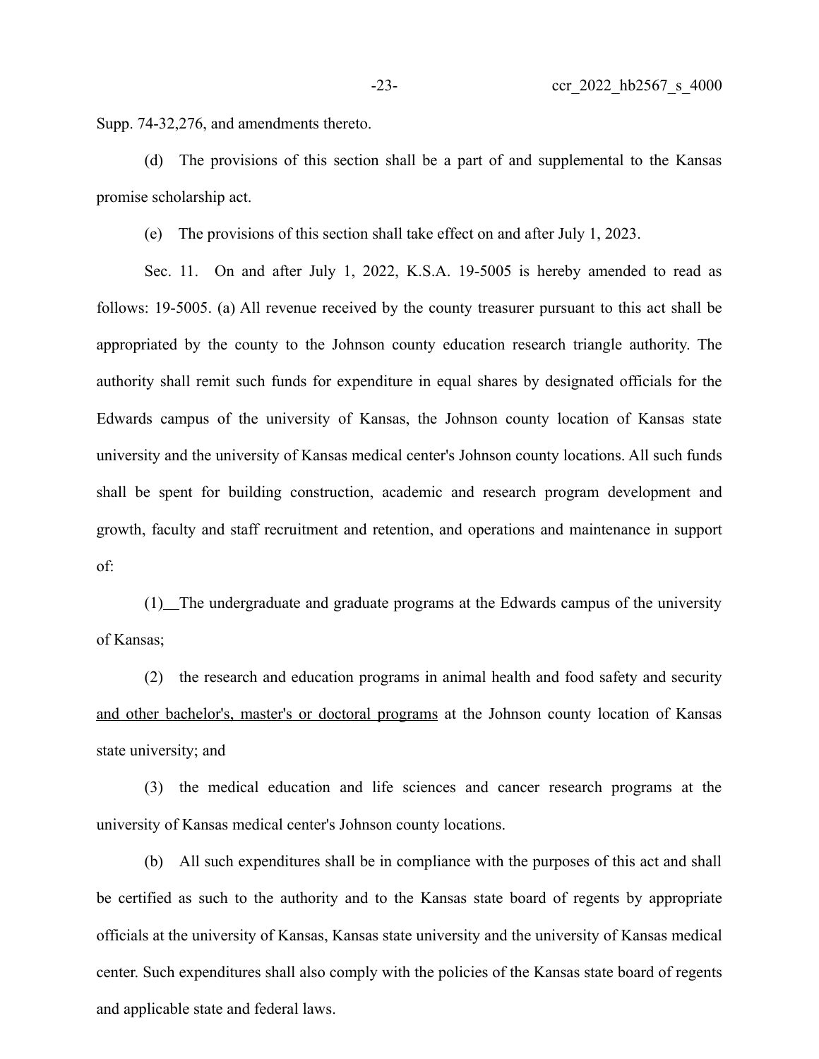Supp. 74-32,276, and amendments thereto.

(d) The provisions of this section shall be a part of and supplemental to the Kansas promise scholarship act.

(e) The provisions of this section shall take effect on and after July 1, 2023.

Sec. 11. On and after July 1, 2022, K.S.A. 19-5005 is hereby amended to read as follows: 19-5005. (a) All revenue received by the county treasurer pursuant to this act shall be appropriated by the county to the Johnson county education research triangle authority. The authority shall remit such funds for expenditure in equal shares by designated officials for the Edwards campus of the university of Kansas, the Johnson county location of Kansas state university and the university of Kansas medical center's Johnson county locations. All such funds shall be spent for building construction, academic and research program development and growth, faculty and staff recruitment and retention, and operations and maintenance in support of:

(1) The undergraduate and graduate programs at the Edwards campus of the university of Kansas;

(2) the research and education programs in animal health and food safety and security <u>and other bachelor's, master's or doctoral programs</u> at the Johnson county location of Kansas state university; and

(3) the medical education and life sciences and cancer research programs at the university of Kansas medical center's Johnson county locations.

(b) All such expenditures shall be in compliance with the purposes of this act and shall be certified as such to the authority and to the Kansas state board of regents by appropriate officials at the university of Kansas, Kansas state university and the university of Kansas medical center. Such expenditures shall also comply with the policies of the Kansas state board of regents and applicable state and federal laws.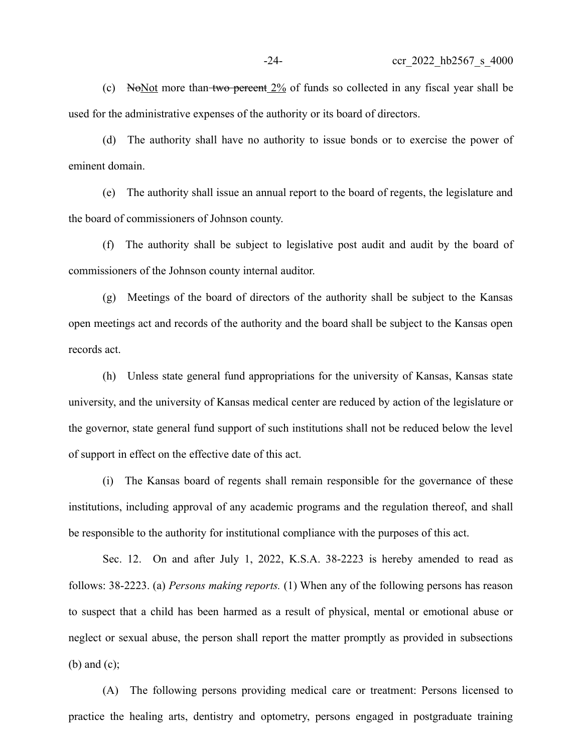(c) ~~No~~Not more than ~~two percent~~ 2% of funds so collected in any fiscal year shall be used for the administrative expenses of the authority or its board of directors.

(d) The authority shall have no authority to issue bonds or to exercise the power of eminent domain.

(e) The authority shall issue an annual report to the board of regents, the legislature and the board of commissioners of Johnson county.

(f) The authority shall be subject to legislative post audit and audit by the board of commissioners of the Johnson county internal auditor.

(g) Meetings of the board of directors of the authority shall be subject to the Kansas open meetings act and records of the authority and the board shall be subject to the Kansas open records act.

(h) Unless state general fund appropriations for the university of Kansas, Kansas state university, and the university of Kansas medical center are reduced by action of the legislature or the governor, state general fund support of such institutions shall not be reduced below the level of support in effect on the effective date of this act.

(i) The Kansas board of regents shall remain responsible for the governance of these institutions, including approval of any academic programs and the regulation thereof, and shall be responsible to the authority for institutional compliance with the purposes of this act.

Sec. 12. On and after July 1, 2022, K.S.A. 38-2223 is hereby amended to read as follows: 38-2223. (a) *Persons making reports.* (1) When any of the following persons has reason to suspect that a child has been harmed as a result of physical, mental or emotional abuse or neglect or sexual abuse, the person shall report the matter promptly as provided in subsections (b) and (c);

(A) The following persons providing medical care or treatment: Persons licensed to practice the healing arts, dentistry and optometry, persons engaged in postgraduate training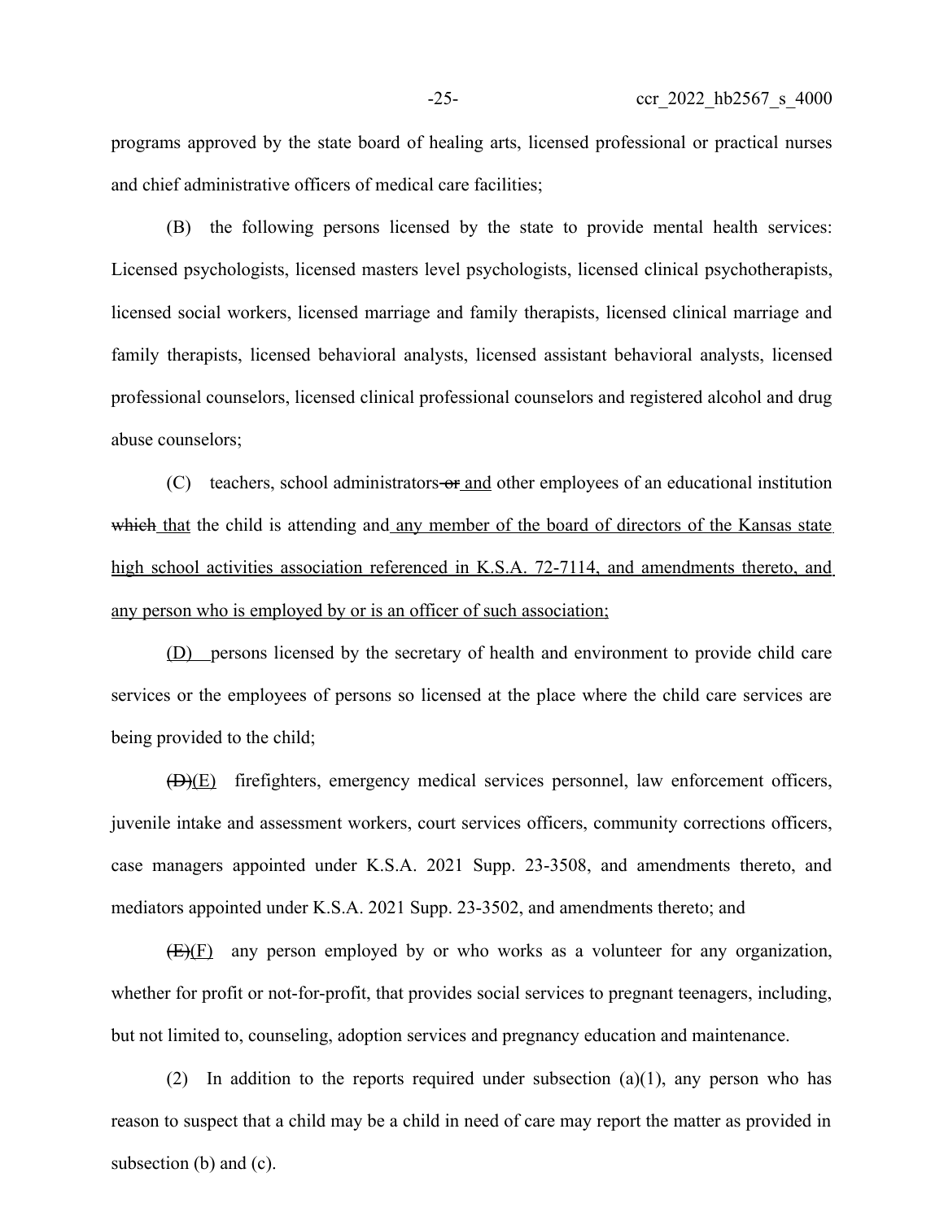programs approved by the state board of healing arts, licensed professional or practical nurses and chief administrative officers of medical care facilities;

(B) the following persons licensed by the state to provide mental health services: Licensed psychologists, licensed masters level psychologists, licensed clinical psychotherapists, licensed social workers, licensed marriage and family therapists, licensed clinical marriage and family therapists, licensed behavioral analysts, licensed assistant behavioral analysts, licensed professional counselors, licensed clinical professional counselors and registered alcohol and drug abuse counselors;

(C) teachers, school administrators ~~or~~ and other employees of an educational institution ~~which~~ that the child is attending and any member of the board of directors of the Kansas state high school activities association referenced in K.S.A. 72-7114, and amendments thereto, and any person who is employed by or is an officer of such association;

(D) persons licensed by the secretary of health and environment to provide child care services or the employees of persons so licensed at the place where the child care services are being provided to the child;

~~(D)~~(E) firefighters, emergency medical services personnel, law enforcement officers, juvenile intake and assessment workers, court services officers, community corrections officers, case managers appointed under K.S.A. 2021 Supp. 23-3508, and amendments thereto, and mediators appointed under K.S.A. 2021 Supp. 23-3502, and amendments thereto; and

~~(E)~~(F) any person employed by or who works as a volunteer for any organization, whether for profit or not-for-profit, that provides social services to pregnant teenagers, including, but not limited to, counseling, adoption services and pregnancy education and maintenance.

(2) In addition to the reports required under subsection (a)(1), any person who has reason to suspect that a child may be a child in need of care may report the matter as provided in subsection (b) and (c).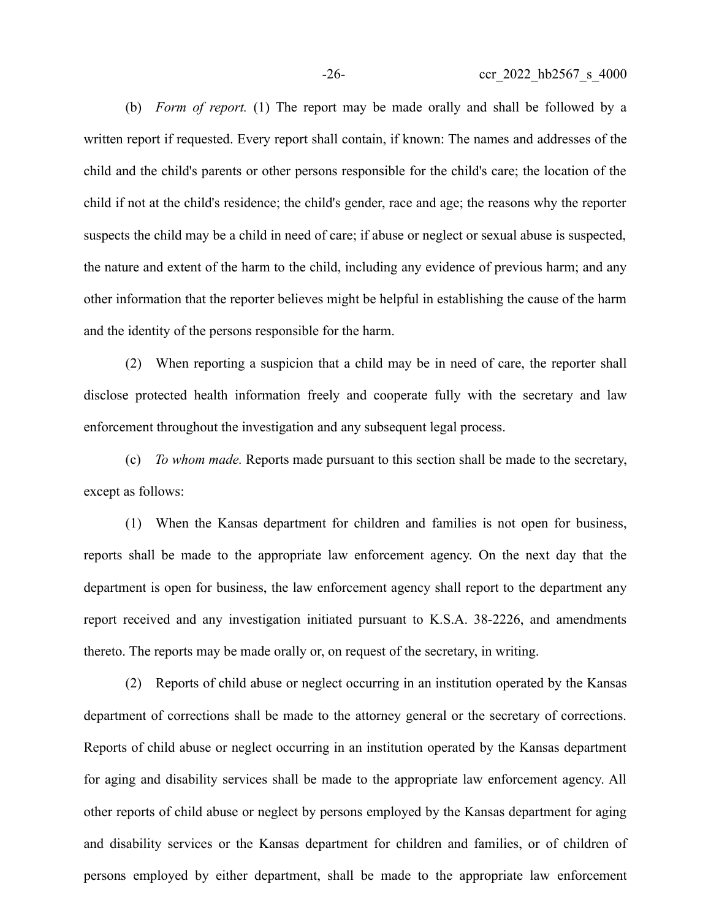(b) *Form of report.* (1) The report may be made orally and shall be followed by a written report if requested. Every report shall contain, if known: The names and addresses of the child and the child's parents or other persons responsible for the child's care; the location of the child if not at the child's residence; the child's gender, race and age; the reasons why the reporter suspects the child may be a child in need of care; if abuse or neglect or sexual abuse is suspected, the nature and extent of the harm to the child, including any evidence of previous harm; and any other information that the reporter believes might be helpful in establishing the cause of the harm and the identity of the persons responsible for the harm.

(2) When reporting a suspicion that a child may be in need of care, the reporter shall disclose protected health information freely and cooperate fully with the secretary and law enforcement throughout the investigation and any subsequent legal process.

(c) *To whom made.* Reports made pursuant to this section shall be made to the secretary, except as follows:

(1) When the Kansas department for children and families is not open for business, reports shall be made to the appropriate law enforcement agency. On the next day that the department is open for business, the law enforcement agency shall report to the department any report received and any investigation initiated pursuant to K.S.A. 38-2226, and amendments thereto. The reports may be made orally or, on request of the secretary, in writing.

(2) Reports of child abuse or neglect occurring in an institution operated by the Kansas department of corrections shall be made to the attorney general or the secretary of corrections. Reports of child abuse or neglect occurring in an institution operated by the Kansas department for aging and disability services shall be made to the appropriate law enforcement agency. All other reports of child abuse or neglect by persons employed by the Kansas department for aging and disability services or the Kansas department for children and families, or of children of persons employed by either department, shall be made to the appropriate law enforcement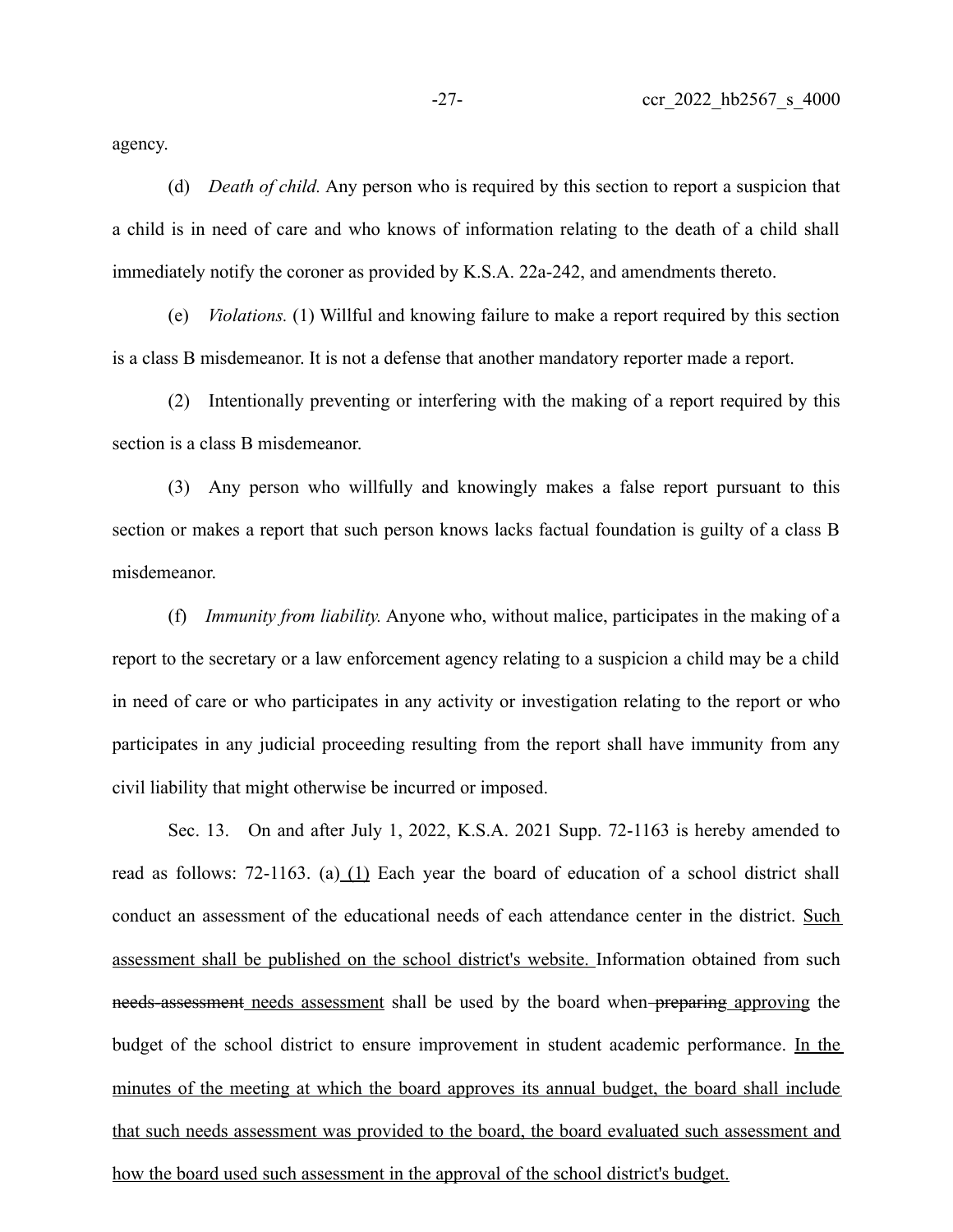agency.

(d) *Death of child.* Any person who is required by this section to report a suspicion that a child is in need of care and who knows of information relating to the death of a child shall immediately notify the coroner as provided by K.S.A. 22a-242, and amendments thereto.

(e) *Violations.* (1) Willful and knowing failure to make a report required by this section is a class B misdemeanor. It is not a defense that another mandatory reporter made a report.

(2) Intentionally preventing or interfering with the making of a report required by this section is a class B misdemeanor.

(3) Any person who willfully and knowingly makes a false report pursuant to this section or makes a report that such person knows lacks factual foundation is guilty of a class B misdemeanor.

(f) *Immunity from liability.* Anyone who, without malice, participates in the making of a report to the secretary or a law enforcement agency relating to a suspicion a child may be a child in need of care or who participates in any activity or investigation relating to the report or who participates in any judicial proceeding resulting from the report shall have immunity from any civil liability that might otherwise be incurred or imposed.

Sec. 13. On and after July 1, 2022, K.S.A. 2021 Supp. 72-1163 is hereby amended to read as follows: 72-1163. (a) <u>(1)</u> Each year the board of education of a school district shall conduct an assessment of the educational needs of each attendance center in the district. <u>Such assessment shall be published on the school district's website.</u> Information obtained from such ~~needs-assessment~~ <u>needs assessment</u> shall be used by the board when ~~preparing~~ <u>approving</u> the budget of the school district to ensure improvement in student academic performance. <u>In the minutes of the meeting at which the board approves its annual budget, the board shall include that such needs assessment was provided to the board, the board evaluated such assessment and how the board used such assessment in the approval of the school district's budget.</u>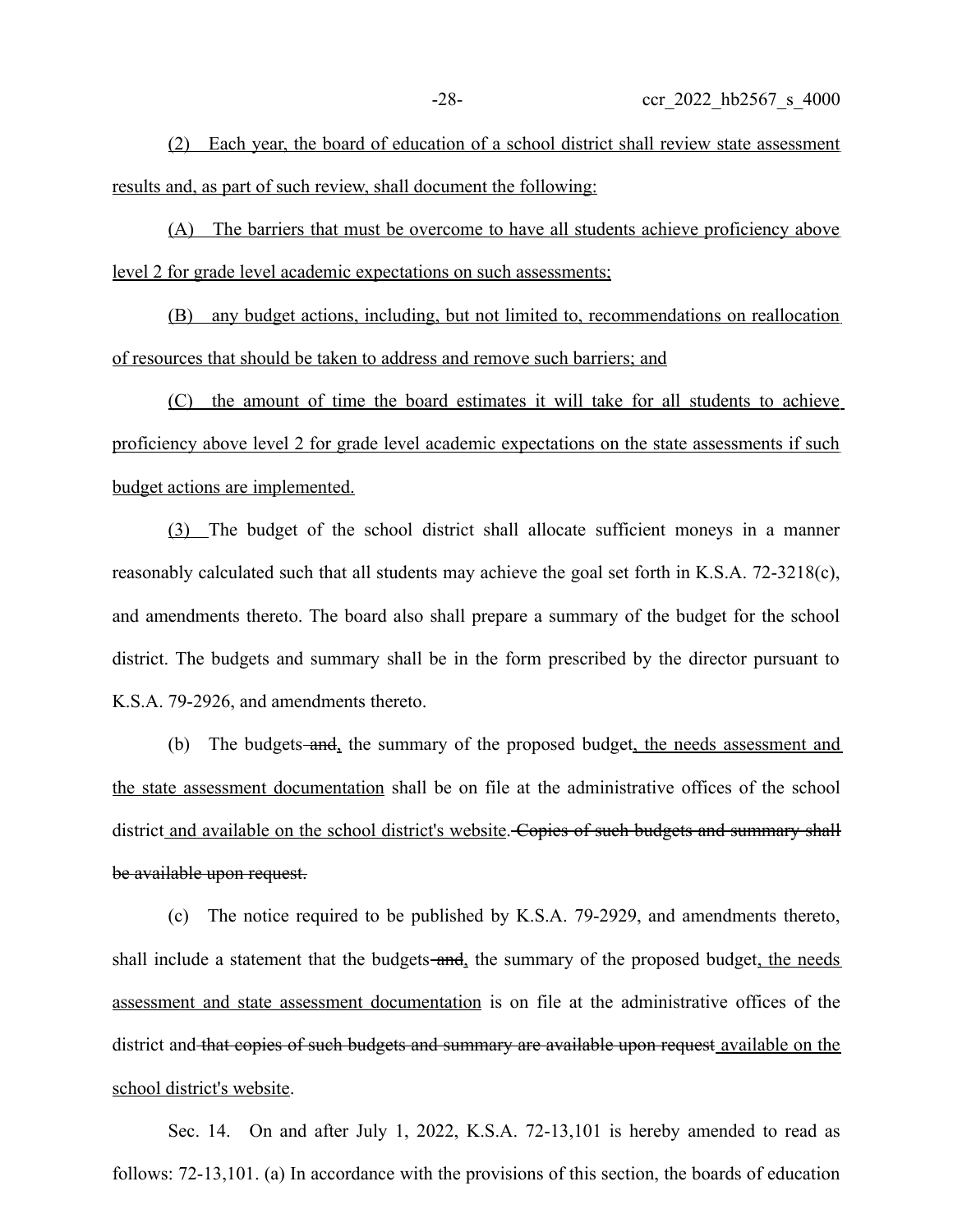(2) Each year, the board of education of a school district shall review state assessment results and, as part of such review, shall document the following:

(A) The barriers that must be overcome to have all students achieve proficiency above level 2 for grade level academic expectations on such assessments;

(B) any budget actions, including, but not limited to, recommendations on reallocation of resources that should be taken to address and remove such barriers; and

(C) the amount of time the board estimates it will take for all students to achieve proficiency above level 2 for grade level academic expectations on the state assessments if such budget actions are implemented.

(3) The budget of the school district shall allocate sufficient moneys in a manner reasonably calculated such that all students may achieve the goal set forth in K.S.A. 72-3218(c), and amendments thereto. The board also shall prepare a summary of the budget for the school district. The budgets and summary shall be in the form prescribed by the director pursuant to K.S.A. 79-2926, and amendments thereto.

(b) The budgets ~~and~~, the summary of the proposed budget, the needs assessment and the state assessment documentation shall be on file at the administrative offices of the school district and available on the school district's website. ~~Copies of such budgets and summary shall be available upon request.~~

(c) The notice required to be published by K.S.A. 79-2929, and amendments thereto, shall include a statement that the budgets ~~and~~, the summary of the proposed budget, the needs assessment and state assessment documentation is on file at the administrative offices of the district and ~~that copies of such budgets and summary are available upon request~~ available on the school district's website.

Sec. 14. On and after July 1, 2022, K.S.A. 72-13,101 is hereby amended to read as follows: 72-13,101. (a) In accordance with the provisions of this section, the boards of education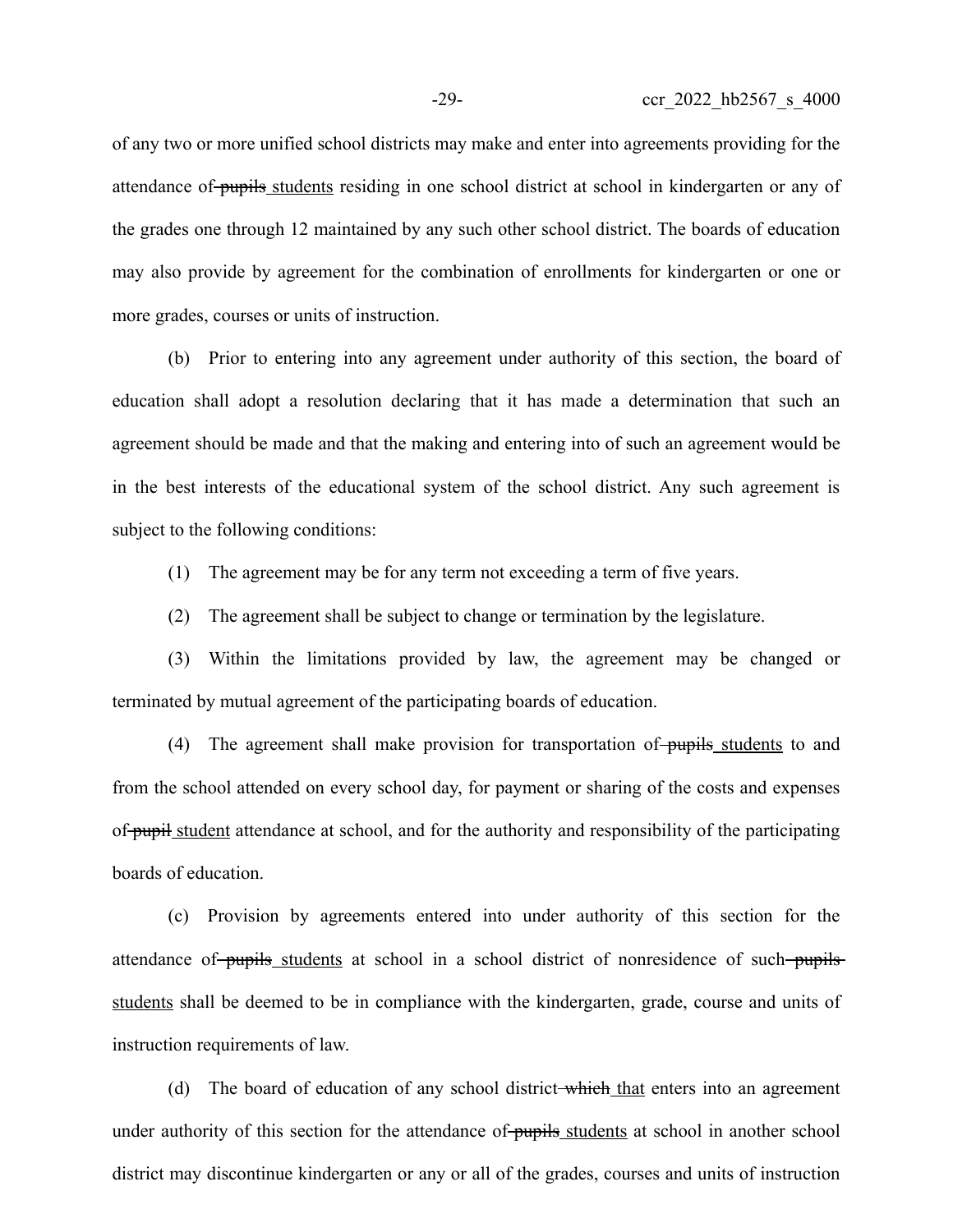of any two or more unified school districts may make and enter into agreements providing for the attendance of ~~pupils~~ students residing in one school district at school in kindergarten or any of the grades one through 12 maintained by any such other school district. The boards of education may also provide by agreement for the combination of enrollments for kindergarten or one or more grades, courses or units of instruction.

(b) Prior to entering into any agreement under authority of this section, the board of education shall adopt a resolution declaring that it has made a determination that such an agreement should be made and that the making and entering into of such an agreement would be in the best interests of the educational system of the school district. Any such agreement is subject to the following conditions:

(1) The agreement may be for any term not exceeding a term of five years.

(2) The agreement shall be subject to change or termination by the legislature.

(3) Within the limitations provided by law, the agreement may be changed or terminated by mutual agreement of the participating boards of education.

(4) The agreement shall make provision for transportation of ~~pupils~~ students to and from the school attended on every school day, for payment or sharing of the costs and expenses of ~~pupil~~ student attendance at school, and for the authority and responsibility of the participating boards of education.

(c) Provision by agreements entered into under authority of this section for the attendance of ~~pupils~~ students at school in a school district of nonresidence of such ~~pupils~~ students shall be deemed to be in compliance with the kindergarten, grade, course and units of instruction requirements of law.

(d) The board of education of any school district ~~which~~ that enters into an agreement under authority of this section for the attendance of ~~pupils~~ students at school in another school district may discontinue kindergarten or any or all of the grades, courses and units of instruction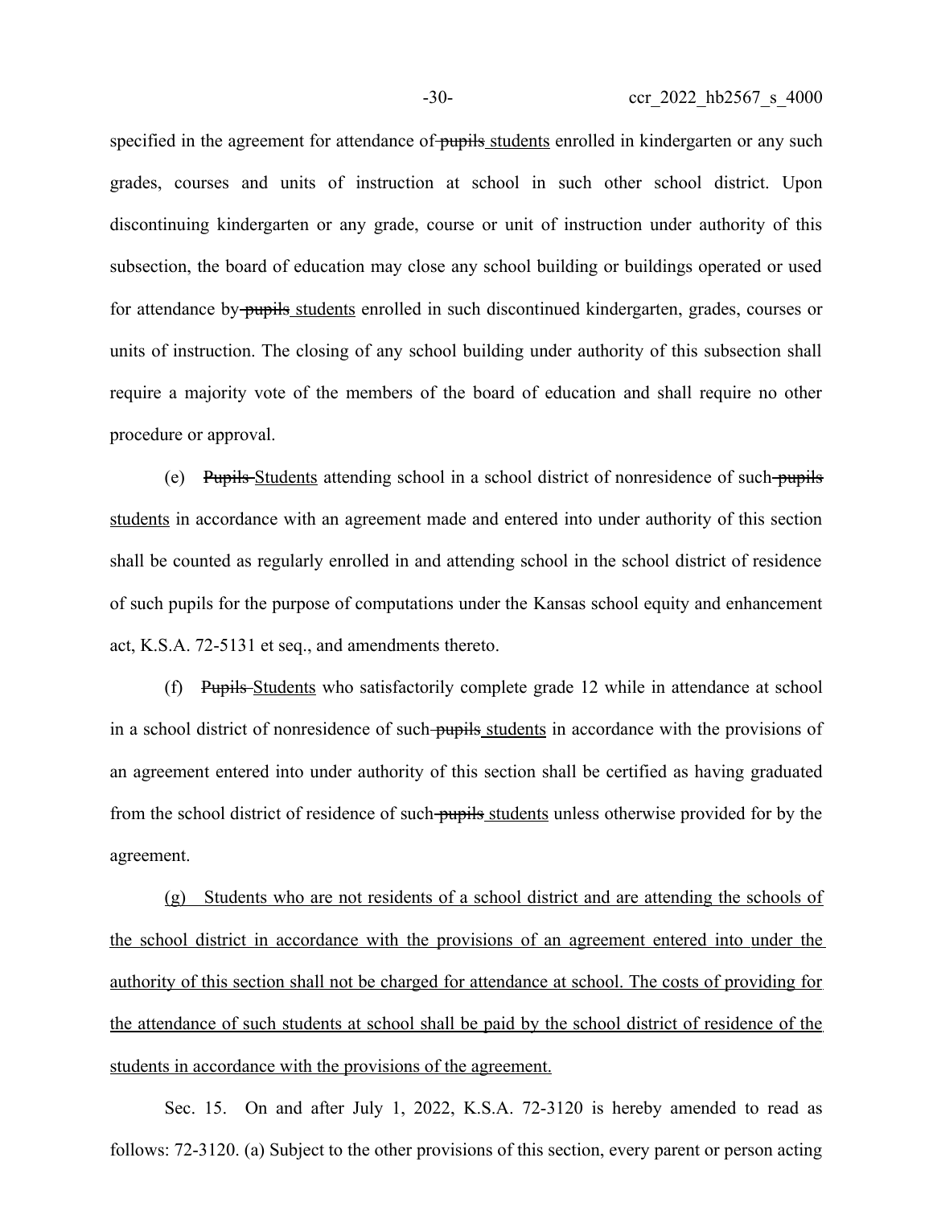specified in the agreement for attendance of ~~pupils~~ <u>students</u> enrolled in kindergarten or any such grades, courses and units of instruction at school in such other school district. Upon discontinuing kindergarten or any grade, course or unit of instruction under authority of this subsection, the board of education may close any school building or buildings operated or used for attendance by ~~pupils~~ <u>students</u> enrolled in such discontinued kindergarten, grades, courses or units of instruction. The closing of any school building under authority of this subsection shall require a majority vote of the members of the board of education and shall require no other procedure or approval.

(e) ~~Pupils~~ <u>Students</u> attending school in a school district of nonresidence of such ~~pupils~~ <u>students</u> in accordance with an agreement made and entered into under authority of this section shall be counted as regularly enrolled in and attending school in the school district of residence of such pupils for the purpose of computations under the Kansas school equity and enhancement act, K.S.A. 72-5131 et seq., and amendments thereto.

(f) ~~Pupils~~ <u>Students</u> who satisfactorily complete grade 12 while in attendance at school in a school district of nonresidence of such ~~pupils~~ <u>students</u> in accordance with the provisions of an agreement entered into under authority of this section shall be certified as having graduated from the school district of residence of such ~~pupils~~ <u>students</u> unless otherwise provided for by the agreement.

<u>(g) Students who are not residents of a school district and are attending the schools of the school district in accordance with the provisions of an agreement entered into under the authority of this section shall not be charged for attendance at school. The costs of providing for the attendance of such students at school shall be paid by the school district of residence of the students in accordance with the provisions of the agreement.</u>

Sec. 15. On and after July 1, 2022, K.S.A. 72-3120 is hereby amended to read as follows: 72-3120. (a) Subject to the other provisions of this section, every parent or person acting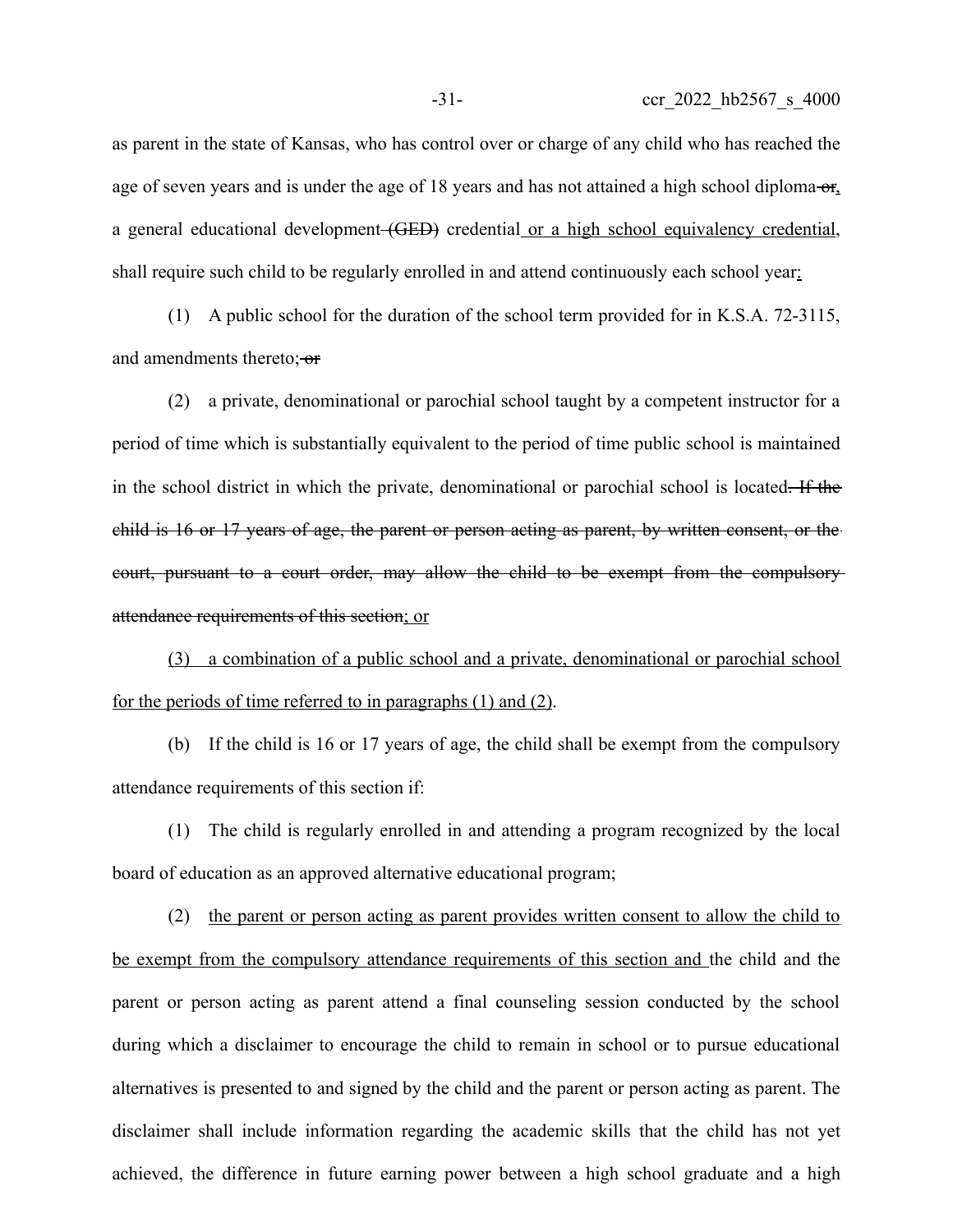as parent in the state of Kansas, who has control over or charge of any child who has reached the age of seven years and is under the age of 18 years and has not attained a high school diploma ~~or~~, a general educational development ~~(GED)~~ credential or a high school equivalency credential, shall require such child to be regularly enrolled in and attend continuously each school year:

(1) A public school for the duration of the school term provided for in K.S.A. 72-3115, and amendments thereto; ~~or~~

(2) a private, denominational or parochial school taught by a competent instructor for a period of time which is substantially equivalent to the period of time public school is maintained in the school district in which the private, denominational or parochial school is located~~. If the child is 16 or 17 years of age, the parent or person acting as parent, by written consent, or the court, pursuant to a court order, may allow the child to be exempt from the compulsory attendance requirements of this section~~; or

(3) a combination of a public school and a private, denominational or parochial school for the periods of time referred to in paragraphs (1) and (2).

(b) If the child is 16 or 17 years of age, the child shall be exempt from the compulsory attendance requirements of this section if:

(1) The child is regularly enrolled in and attending a program recognized by the local board of education as an approved alternative educational program;

(2) the parent or person acting as parent provides written consent to allow the child to be exempt from the compulsory attendance requirements of this section and the child and the parent or person acting as parent attend a final counseling session conducted by the school during which a disclaimer to encourage the child to remain in school or to pursue educational alternatives is presented to and signed by the child and the parent or person acting as parent. The disclaimer shall include information regarding the academic skills that the child has not yet achieved, the difference in future earning power between a high school graduate and a high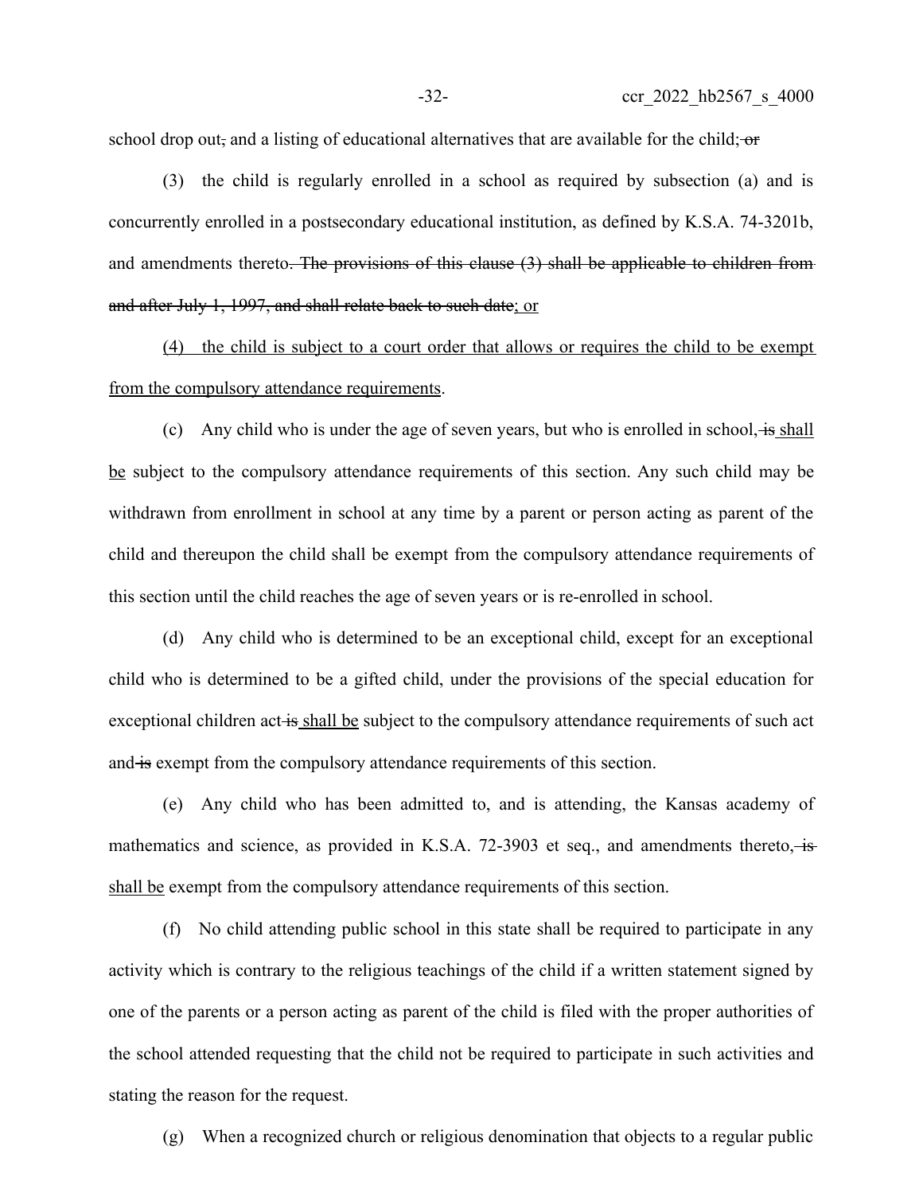school drop out~~,~~ and a listing of educational alternatives that are available for the child;~~ or~~

(3) the child is regularly enrolled in a school as required by subsection (a) and is concurrently enrolled in a postsecondary educational institution, as defined by K.S.A. 74-3201b, and amendments thereto~~. The provisions of this clause (3) shall be applicable to children from and after July 1, 1997, and shall relate back to such date~~<u>; or</u>

<u>(4) the child is subject to a court order that allows or requires the child to be exempt from the compulsory attendance requirements</u>.

(c) Any child who is under the age of seven years, but who is enrolled in school,~~ is~~ <u>shall be</u> subject to the compulsory attendance requirements of this section. Any such child may be withdrawn from enrollment in school at any time by a parent or person acting as parent of the child and thereupon the child shall be exempt from the compulsory attendance requirements of this section until the child reaches the age of seven years or is re-enrolled in school.

(d) Any child who is determined to be an exceptional child, except for an exceptional child who is determined to be a gifted child, under the provisions of the special education for exceptional children act~~ is~~ <u>shall be</u> subject to the compulsory attendance requirements of such act and~~ is~~ exempt from the compulsory attendance requirements of this section.

(e) Any child who has been admitted to, and is attending, the Kansas academy of mathematics and science, as provided in K.S.A. 72-3903 et seq., and amendments thereto,~~ is~~ <u>shall be</u> exempt from the compulsory attendance requirements of this section.

(f) No child attending public school in this state shall be required to participate in any activity which is contrary to the religious teachings of the child if a written statement signed by one of the parents or a person acting as parent of the child is filed with the proper authorities of the school attended requesting that the child not be required to participate in such activities and stating the reason for the request.

(g) When a recognized church or religious denomination that objects to a regular public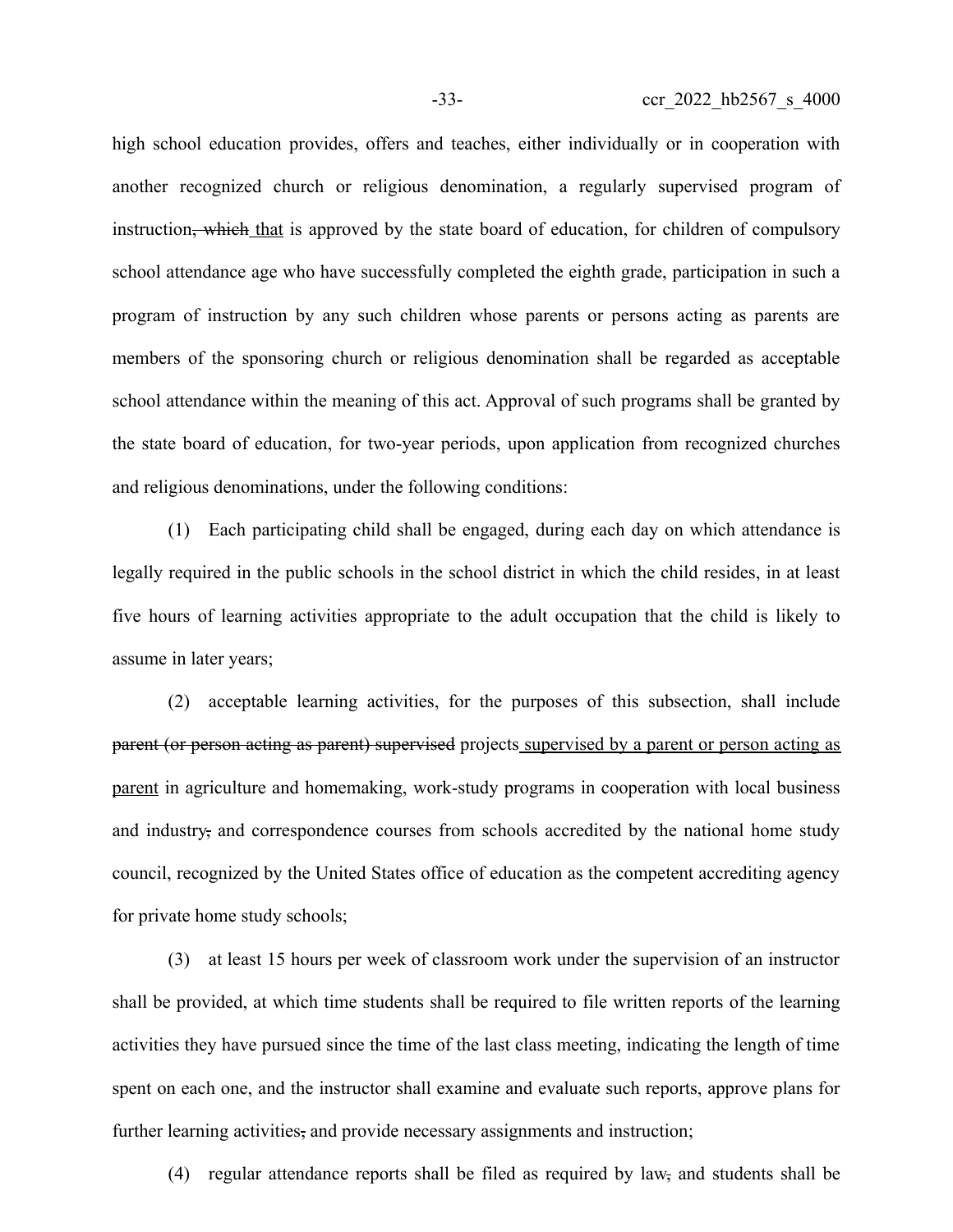high school education provides, offers and teaches, either individually or in cooperation with another recognized church or religious denomination, a regularly supervised program of instruction~~, which~~ that is approved by the state board of education, for children of compulsory school attendance age who have successfully completed the eighth grade, participation in such a program of instruction by any such children whose parents or persons acting as parents are members of the sponsoring church or religious denomination shall be regarded as acceptable school attendance within the meaning of this act. Approval of such programs shall be granted by the state board of education, for two-year periods, upon application from recognized churches and religious denominations, under the following conditions:

(1) Each participating child shall be engaged, during each day on which attendance is legally required in the public schools in the school district in which the child resides, in at least five hours of learning activities appropriate to the adult occupation that the child is likely to assume in later years;

(2) acceptable learning activities, for the purposes of this subsection, shall include ~~parent (or person acting as parent) supervised~~ projects supervised by a parent or person acting as parent in agriculture and homemaking, work-study programs in cooperation with local business and industry~~,~~ and correspondence courses from schools accredited by the national home study council, recognized by the United States office of education as the competent accrediting agency for private home study schools;

(3) at least 15 hours per week of classroom work under the supervision of an instructor shall be provided, at which time students shall be required to file written reports of the learning activities they have pursued since the time of the last class meeting, indicating the length of time spent on each one, and the instructor shall examine and evaluate such reports, approve plans for further learning activities~~,~~ and provide necessary assignments and instruction;

(4) regular attendance reports shall be filed as required by law~~,~~ and students shall be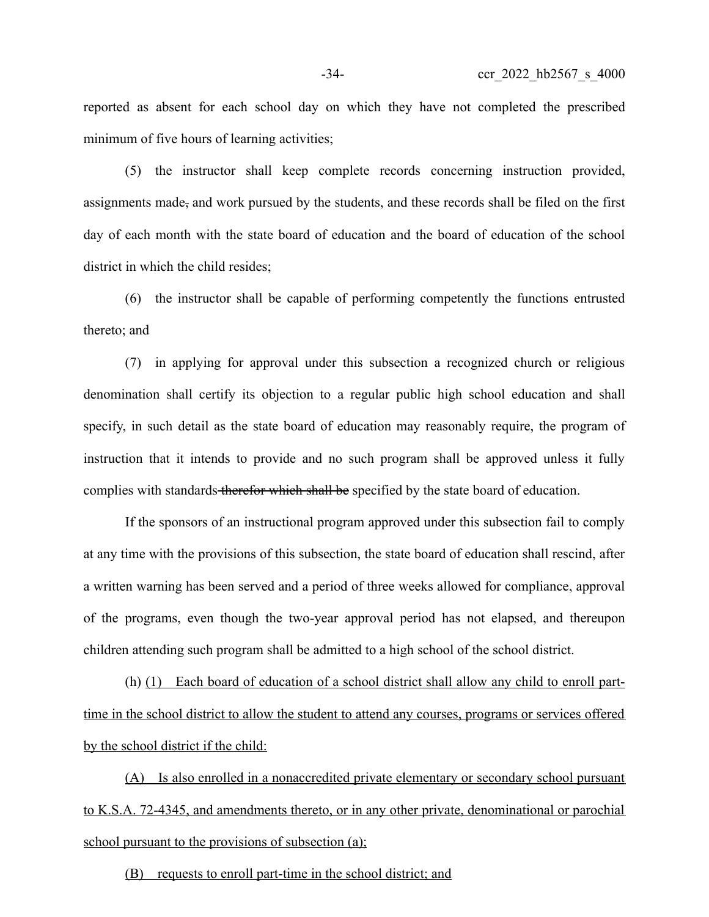reported as absent for each school day on which they have not completed the prescribed minimum of five hours of learning activities;

(5) the instructor shall keep complete records concerning instruction provided, assignments made~~,~~ and work pursued by the students, and these records shall be filed on the first day of each month with the state board of education and the board of education of the school district in which the child resides;

(6) the instructor shall be capable of performing competently the functions entrusted thereto; and

(7) in applying for approval under this subsection a recognized church or religious denomination shall certify its objection to a regular public high school education and shall specify, in such detail as the state board of education may reasonably require, the program of instruction that it intends to provide and no such program shall be approved unless it fully complies with standards ~~therefor which shall be~~ specified by the state board of education.

If the sponsors of an instructional program approved under this subsection fail to comply at any time with the provisions of this subsection, the state board of education shall rescind, after a written warning has been served and a period of three weeks allowed for compliance, approval of the programs, even though the two-year approval period has not elapsed, and thereupon children attending such program shall be admitted to a high school of the school district.

(h) <u>(1) Each board of education of a school district shall allow any child to enroll part-time in the school district to allow the student to attend any courses, programs or services offered by the school district if the child:</u>

<u>(A) Is also enrolled in a nonaccredited private elementary or secondary school pursuant to K.S.A. 72-4345, and amendments thereto, or in any other private, denominational or parochial school pursuant to the provisions of subsection (a);</u>

<u>(B) requests to enroll part-time in the school district; and</u>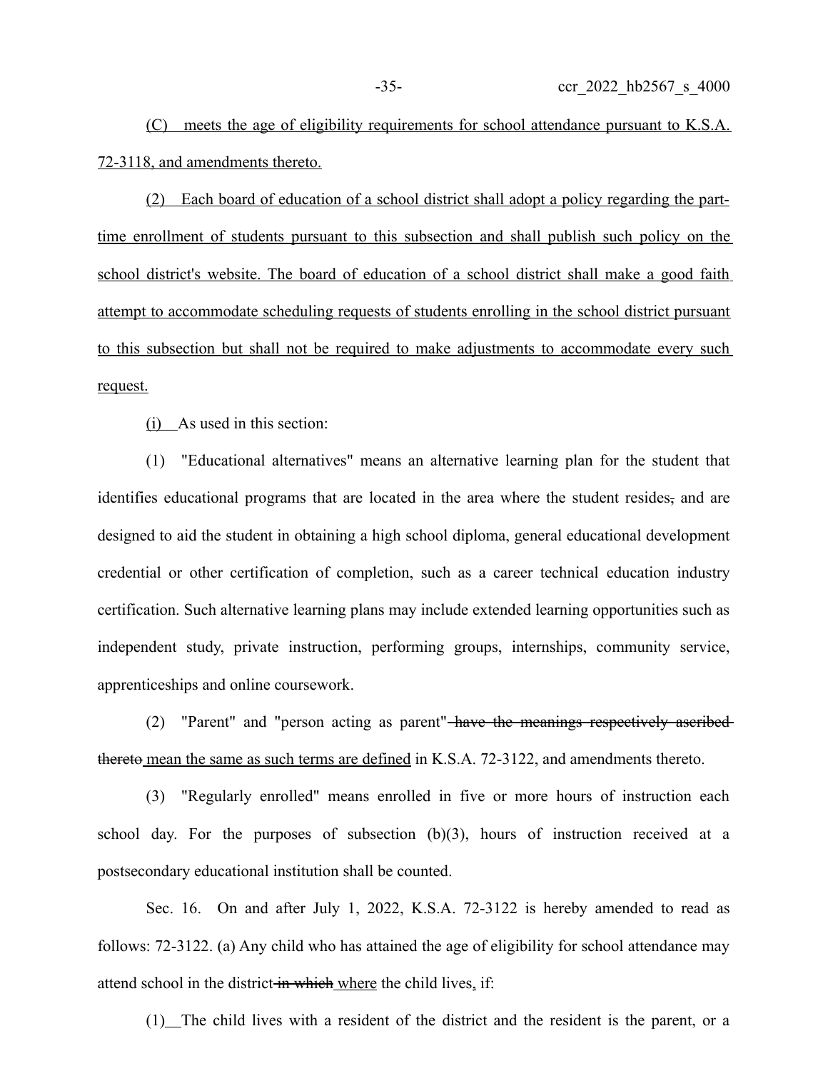(C) meets the age of eligibility requirements for school attendance pursuant to K.S.A. 72-3118, and amendments thereto.

(2) Each board of education of a school district shall adopt a policy regarding the part-time enrollment of students pursuant to this subsection and shall publish such policy on the school district's website. The board of education of a school district shall make a good faith attempt to accommodate scheduling requests of students enrolling in the school district pursuant to this subsection but shall not be required to make adjustments to accommodate every such request.

(i) As used in this section:

(1) "Educational alternatives" means an alternative learning plan for the student that identifies educational programs that are located in the area where the student resides, and are designed to aid the student in obtaining a high school diploma, general educational development credential or other certification of completion, such as a career technical education industry certification. Such alternative learning plans may include extended learning opportunities such as independent study, private instruction, performing groups, internships, community service, apprenticeships and online coursework.

(2) "Parent" and "person acting as parent" ~~have the meanings respectively ascribed thereto~~ mean the same as such terms are defined in K.S.A. 72-3122, and amendments thereto.

(3) "Regularly enrolled" means enrolled in five or more hours of instruction each school day. For the purposes of subsection (b)(3), hours of instruction received at a postsecondary educational institution shall be counted.

Sec. 16. On and after July 1, 2022, K.S.A. 72-3122 is hereby amended to read as follows: 72-3122. (a) Any child who has attained the age of eligibility for school attendance may attend school in the district ~~in which~~ where the child lives, if:

(1) The child lives with a resident of the district and the resident is the parent, or a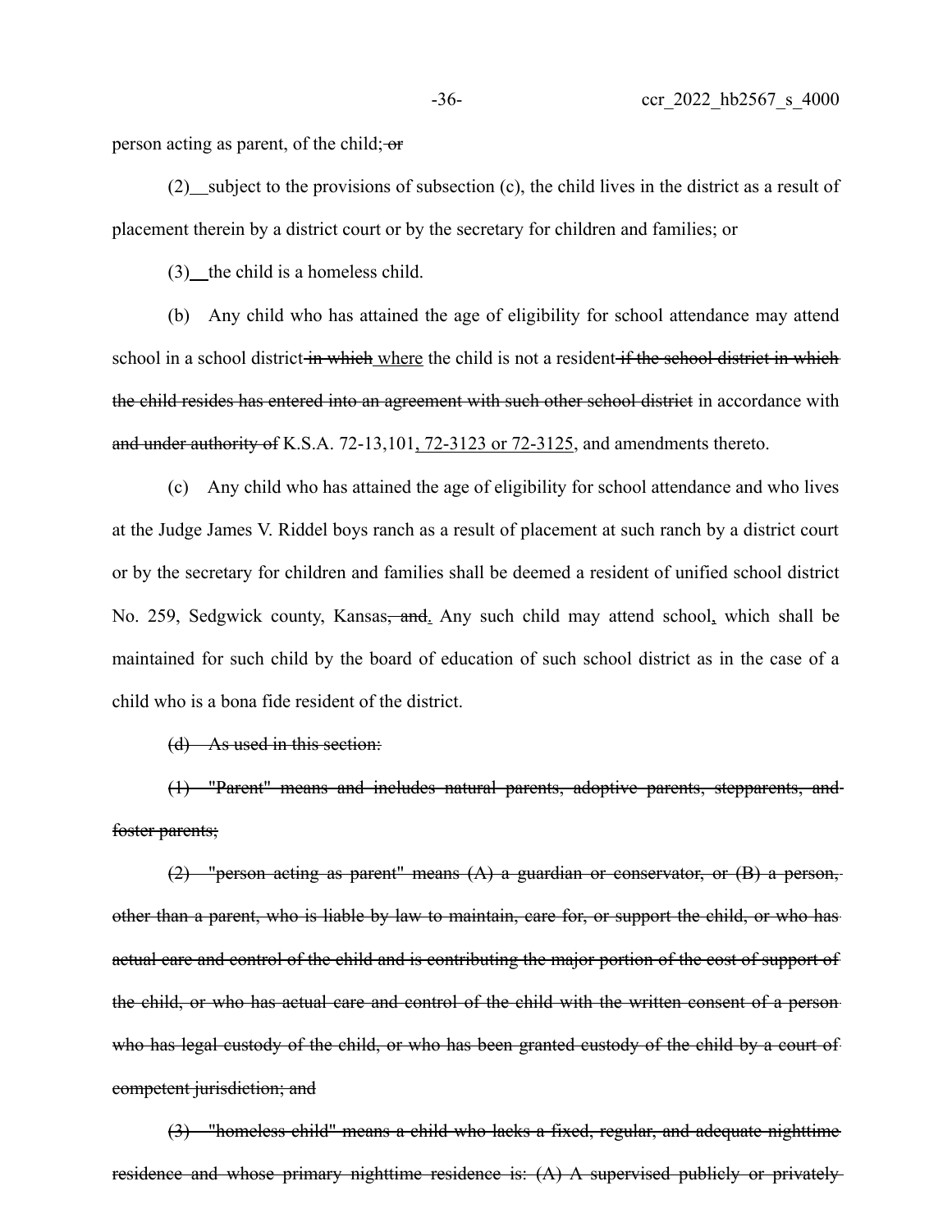person acting as parent, of the child; ~~or~~

(2) subject to the provisions of subsection (c), the child lives in the district as a result of placement therein by a district court or by the secretary for children and families; or

(3) the child is a homeless child.

(b) Any child who has attained the age of eligibility for school attendance may attend school in a school district ~~in which~~ where the child is not a resident ~~if the school district in which the child resides has entered into an agreement with such other school district~~ in accordance with ~~and under authority of~~ K.S.A. 72-13,101, 72-3123 or 72-3125, and amendments thereto.

(c) Any child who has attained the age of eligibility for school attendance and who lives at the Judge James V. Riddel boys ranch as a result of placement at such ranch by a district court or by the secretary for children and families shall be deemed a resident of unified school district No. 259, Sedgwick county, Kansas~~, and~~. Any such child may attend school, which shall be maintained for such child by the board of education of such school district as in the case of a child who is a bona fide resident of the district.

~~(d) As used in this section:~~

~~(1) "Parent" means and includes natural parents, adoptive parents, stepparents, and foster parents;~~

~~(2) "person acting as parent" means (A) a guardian or conservator, or (B) a person, other than a parent, who is liable by law to maintain, care for, or support the child, or who has actual care and control of the child and is contributing the major portion of the cost of support of the child, or who has actual care and control of the child with the written consent of a person who has legal custody of the child, or who has been granted custody of the child by a court of competent jurisdiction; and~~

~~(3) "homeless child" means a child who lacks a fixed, regular, and adequate nighttime residence and whose primary nighttime residence is: (A) A supervised publicly or privately~~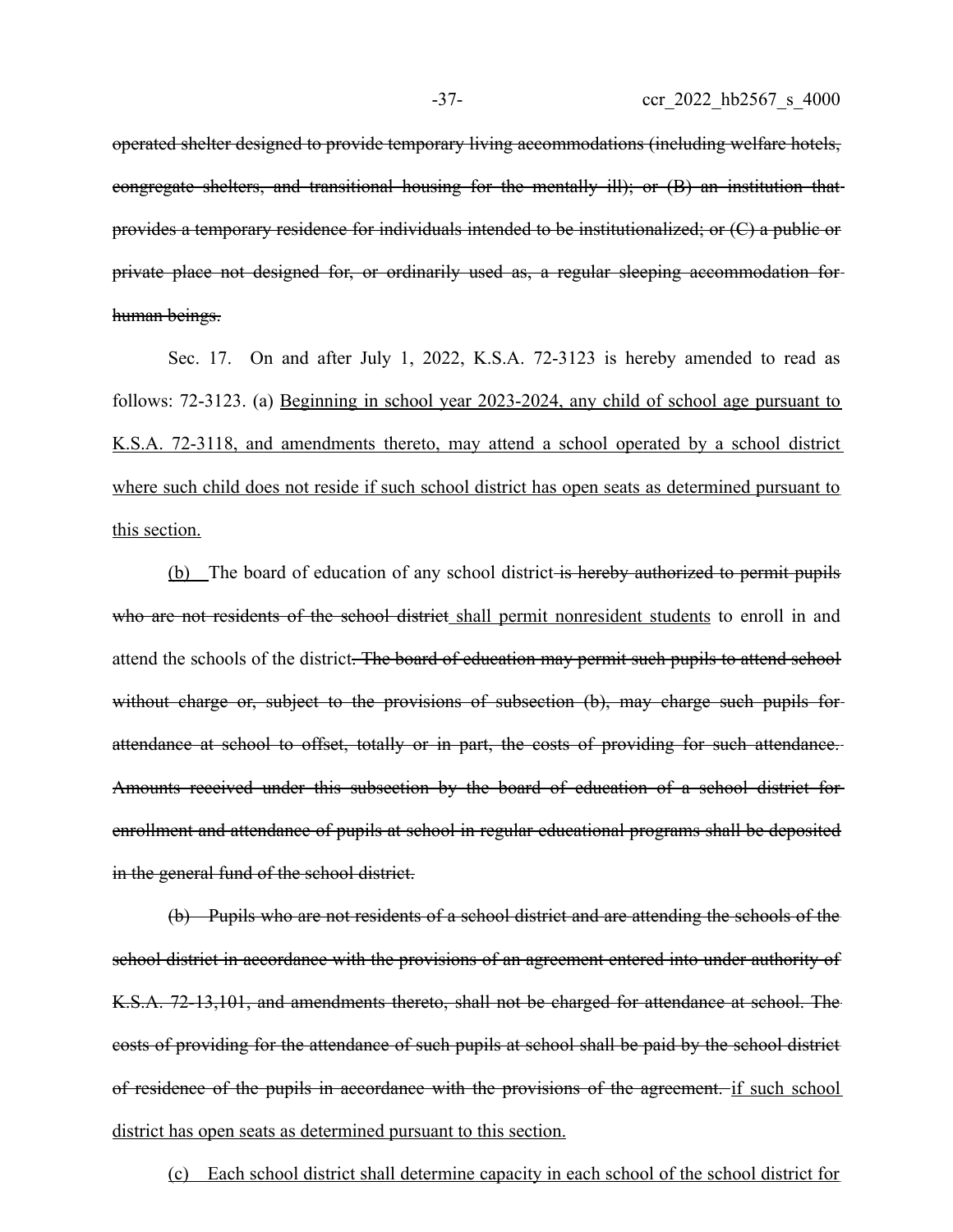~~operated shelter designed to provide temporary living accommodations (including welfare hotels, congregate shelters, and transitional housing for the mentally ill); or (B) an institution that provides a temporary residence for individuals intended to be institutionalized; or (C) a public or private place not designed for, or ordinarily used as, a regular sleeping accommodation for human beings.~~

Sec. 17. On and after July 1, 2022, K.S.A. 72-3123 is hereby amended to read as follows: 72-3123. (a) <u>Beginning in school year 2023-2024, any child of school age pursuant to K.S.A. 72-3118, and amendments thereto, may attend a school operated by a school district where such child does not reside if such school district has open seats as determined pursuant to this section.</u>

<u>(b)</u> The board of education of any school district ~~is hereby authorized to permit pupils who are not residents of the school district~~ <u>shall permit nonresident students</u> to enroll in and attend the schools of the district~~. The board of education may permit such pupils to attend school without charge or, subject to the provisions of subsection (b), may charge such pupils for attendance at school to offset, totally or in part, the costs of providing for such attendance. Amounts received under this subsection by the board of education of a school district for enrollment and attendance of pupils at school in regular educational programs shall be deposited in the general fund of the school district.~~

~~(b) Pupils who are not residents of a school district and are attending the schools of the school district in accordance with the provisions of an agreement entered into under authority of K.S.A. 72-13,101, and amendments thereto, shall not be charged for attendance at school. The costs of providing for the attendance of such pupils at school shall be paid by the school district of residence of the pupils in accordance with the provisions of the agreement.~~ <u>if such school district has open seats as determined pursuant to this section.</u>

<u>(c) Each school district shall determine capacity in each school of the school district for</u>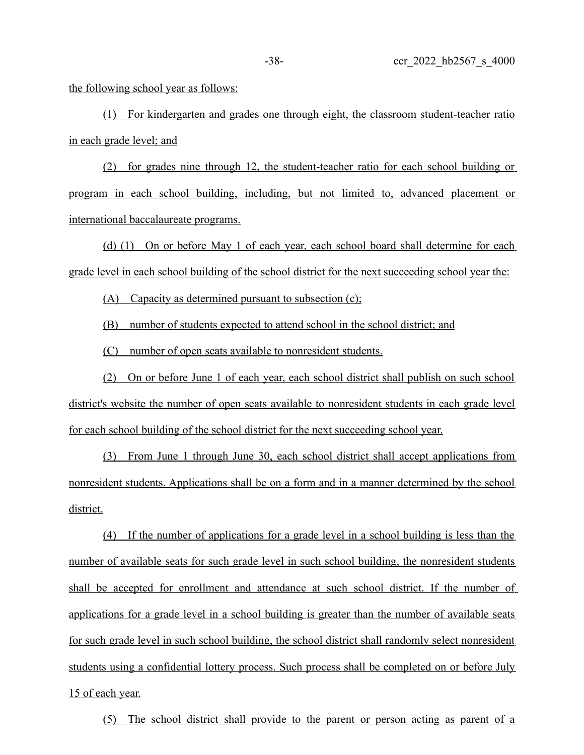the following school year as follows:

(1) For kindergarten and grades one through eight, the classroom student-teacher ratio in each grade level; and

(2) for grades nine through 12, the student-teacher ratio for each school building or program in each school building, including, but not limited to, advanced placement or international baccalaureate programs.

(d) (1) On or before May 1 of each year, each school board shall determine for each grade level in each school building of the school district for the next succeeding school year the:

(A) Capacity as determined pursuant to subsection (c);

(B) number of students expected to attend school in the school district; and

(C) number of open seats available to nonresident students.

(2) On or before June 1 of each year, each school district shall publish on such school district's website the number of open seats available to nonresident students in each grade level for each school building of the school district for the next succeeding school year.

(3) From June 1 through June 30, each school district shall accept applications from nonresident students. Applications shall be on a form and in a manner determined by the school district.

(4) If the number of applications for a grade level in a school building is less than the number of available seats for such grade level in such school building, the nonresident students shall be accepted for enrollment and attendance at such school district. If the number of applications for a grade level in a school building is greater than the number of available seats for such grade level in such school building, the school district shall randomly select nonresident students using a confidential lottery process. Such process shall be completed on or before July 15 of each year.

(5) The school district shall provide to the parent or person acting as parent of a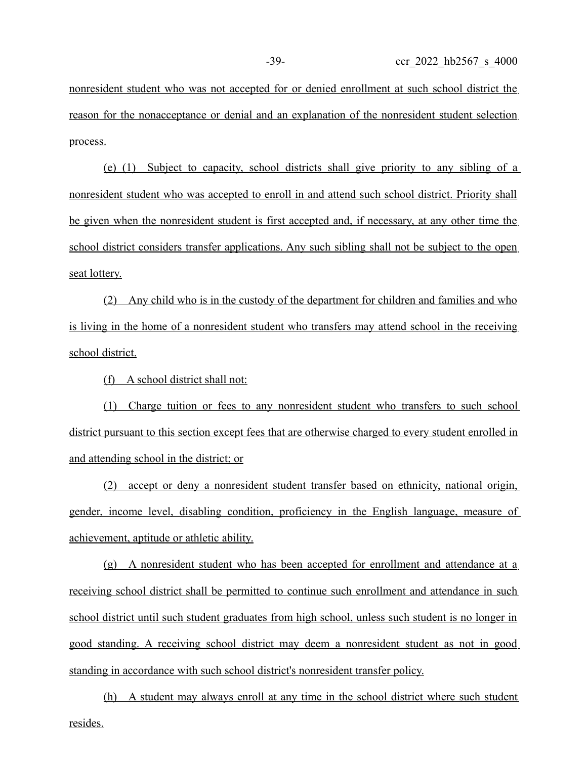nonresident student who was not accepted for or denied enrollment at such school district the reason for the nonacceptance or denial and an explanation of the nonresident student selection process.

(e) (1) Subject to capacity, school districts shall give priority to any sibling of a nonresident student who was accepted to enroll in and attend such school district. Priority shall be given when the nonresident student is first accepted and, if necessary, at any other time the school district considers transfer applications. Any such sibling shall not be subject to the open seat lottery.

(2) Any child who is in the custody of the department for children and families and who is living in the home of a nonresident student who transfers may attend school in the receiving school district.

(f) A school district shall not:

(1) Charge tuition or fees to any nonresident student who transfers to such school district pursuant to this section except fees that are otherwise charged to every student enrolled in and attending school in the district; or

(2) accept or deny a nonresident student transfer based on ethnicity, national origin, gender, income level, disabling condition, proficiency in the English language, measure of achievement, aptitude or athletic ability.

(g) A nonresident student who has been accepted for enrollment and attendance at a receiving school district shall be permitted to continue such enrollment and attendance in such school district until such student graduates from high school, unless such student is no longer in good standing. A receiving school district may deem a nonresident student as not in good standing in accordance with such school district's nonresident transfer policy.

(h) A student may always enroll at any time in the school district where such student resides.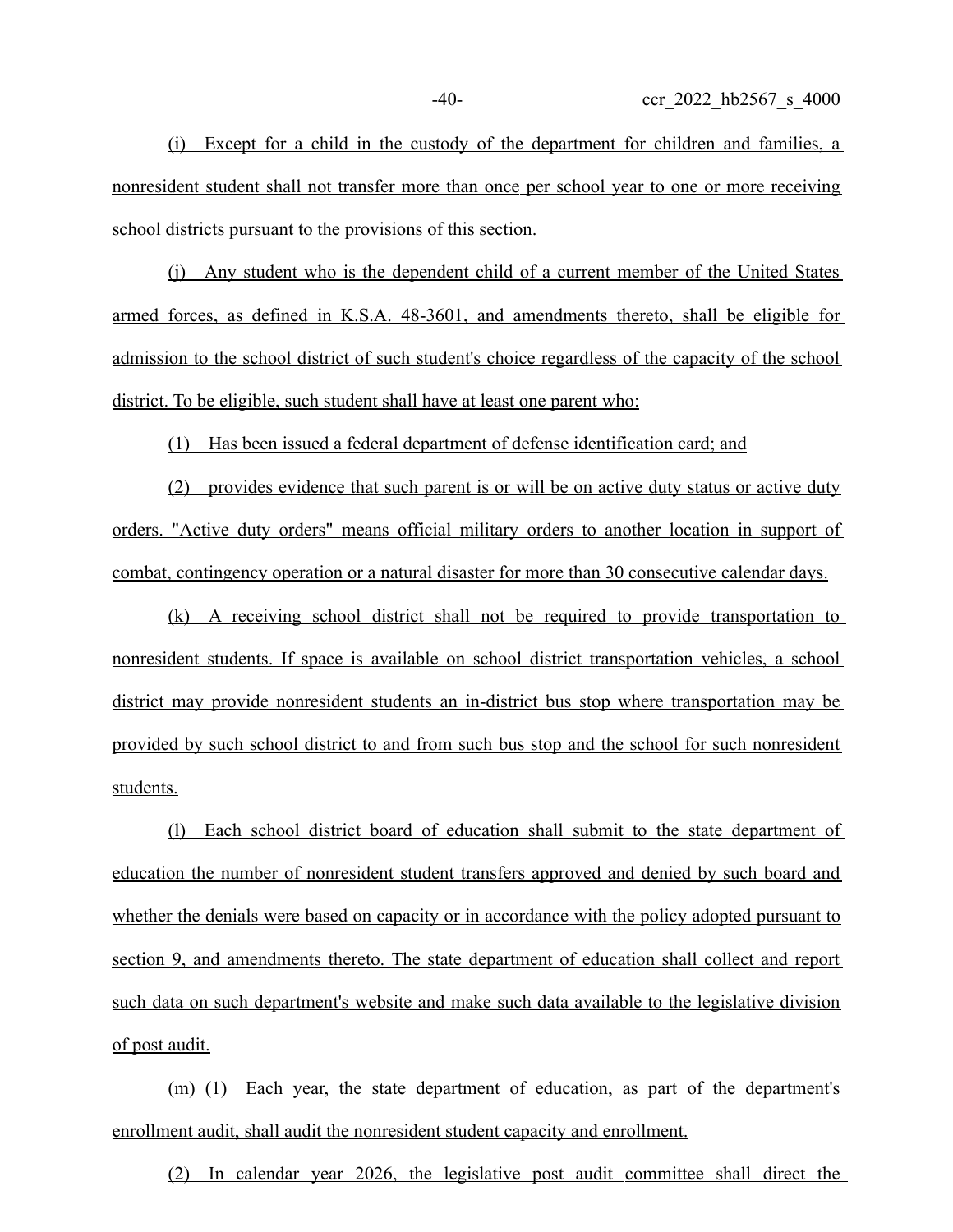(i) Except for a child in the custody of the department for children and families, a nonresident student shall not transfer more than once per school year to one or more receiving school districts pursuant to the provisions of this section.

(j) Any student who is the dependent child of a current member of the United States armed forces, as defined in K.S.A. 48-3601, and amendments thereto, shall be eligible for admission to the school district of such student's choice regardless of the capacity of the school district. To be eligible, such student shall have at least one parent who:

(1) Has been issued a federal department of defense identification card; and

(2) provides evidence that such parent is or will be on active duty status or active duty orders. "Active duty orders" means official military orders to another location in support of combat, contingency operation or a natural disaster for more than 30 consecutive calendar days.

(k) A receiving school district shall not be required to provide transportation to nonresident students. If space is available on school district transportation vehicles, a school district may provide nonresident students an in-district bus stop where transportation may be provided by such school district to and from such bus stop and the school for such nonresident students.

(l) Each school district board of education shall submit to the state department of education the number of nonresident student transfers approved and denied by such board and whether the denials were based on capacity or in accordance with the policy adopted pursuant to section 9, and amendments thereto. The state department of education shall collect and report such data on such department's website and make such data available to the legislative division of post audit.

(m) (1) Each year, the state department of education, as part of the department's enrollment audit, shall audit the nonresident student capacity and enrollment.

(2) In calendar year 2026, the legislative post audit committee shall direct the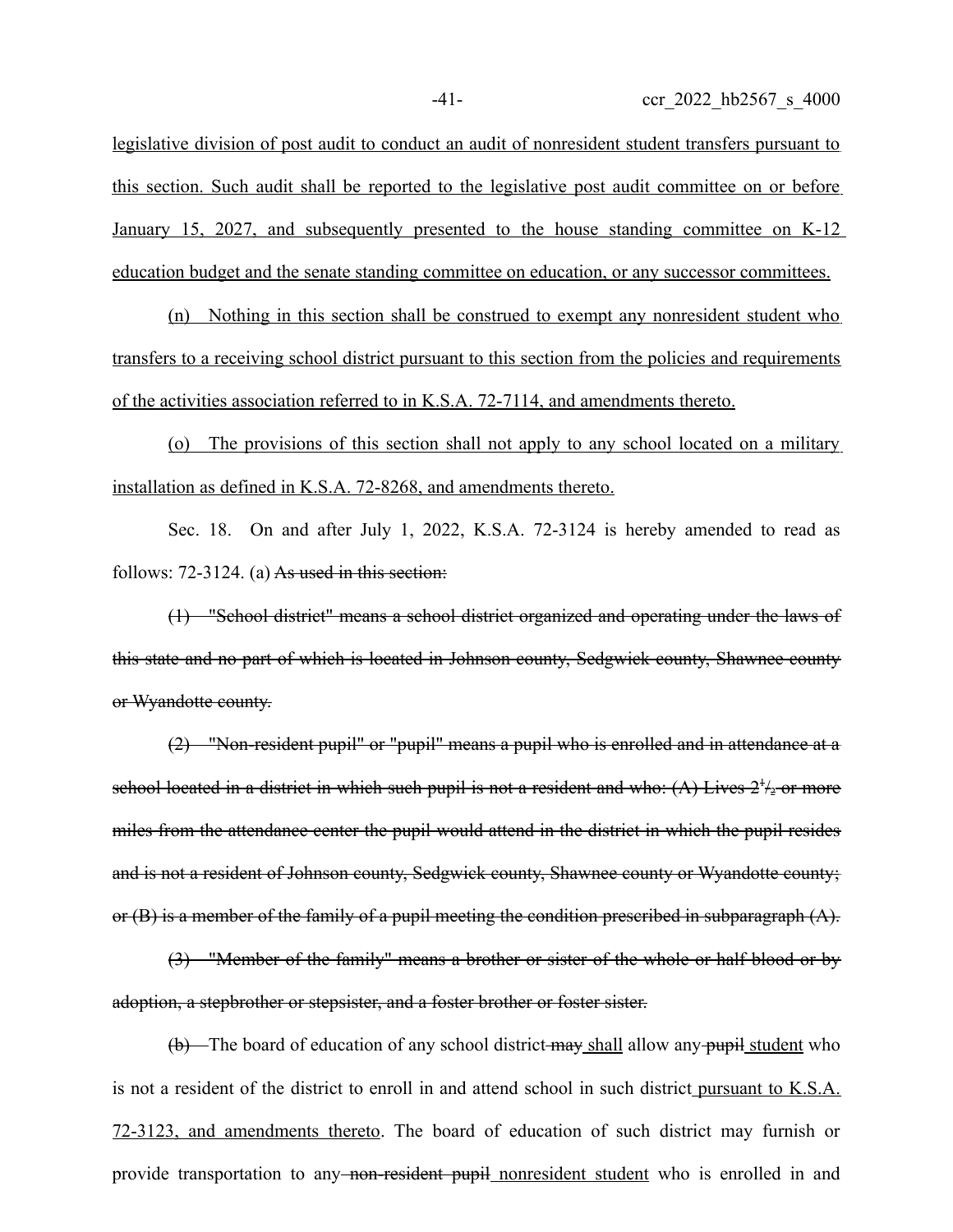legislative division of post audit to conduct an audit of nonresident student transfers pursuant to this section. Such audit shall be reported to the legislative post audit committee on or before January 15, 2027, and subsequently presented to the house standing committee on K-12 education budget and the senate standing committee on education, or any successor committees.

(n) Nothing in this section shall be construed to exempt any nonresident student who transfers to a receiving school district pursuant to this section from the policies and requirements of the activities association referred to in K.S.A. 72-7114, and amendments thereto.

(o) The provisions of this section shall not apply to any school located on a military installation as defined in K.S.A. 72-8268, and amendments thereto.

Sec. 18. On and after July 1, 2022, K.S.A. 72-3124 is hereby amended to read as follows: 72-3124. (a) ~~As used in this section:~~

~~(1) "School district" means a school district organized and operating under the laws of this state and no part of which is located in Johnson county, Sedgwick county, Shawnee county or Wyandotte county.~~

~~(2) "Non-resident pupil" or "pupil" means a pupil who is enrolled and in attendance at a school located in a district in which such pupil is not a resident and who: (A) Lives $2\frac{1}{2}$ or more miles from the attendance center the pupil would attend in the district in which the pupil resides and is not a resident of Johnson county, Sedgwick county, Shawnee county or Wyandotte county; or (B) is a member of the family of a pupil meeting the condition prescribed in subparagraph (A).~~

~~(3) "Member of the family" means a brother or sister of the whole or half blood or by adoption, a stepbrother or stepsister, and a foster brother or foster sister.~~

~~(b)~~ The board of education of any school district ~~may~~ shall allow any ~~pupil~~ student who is not a resident of the district to enroll in and attend school in such district pursuant to K.S.A. 72-3123, and amendments thereto. The board of education of such district may furnish or provide transportation to any ~~non-resident pupil~~ nonresident student who is enrolled in and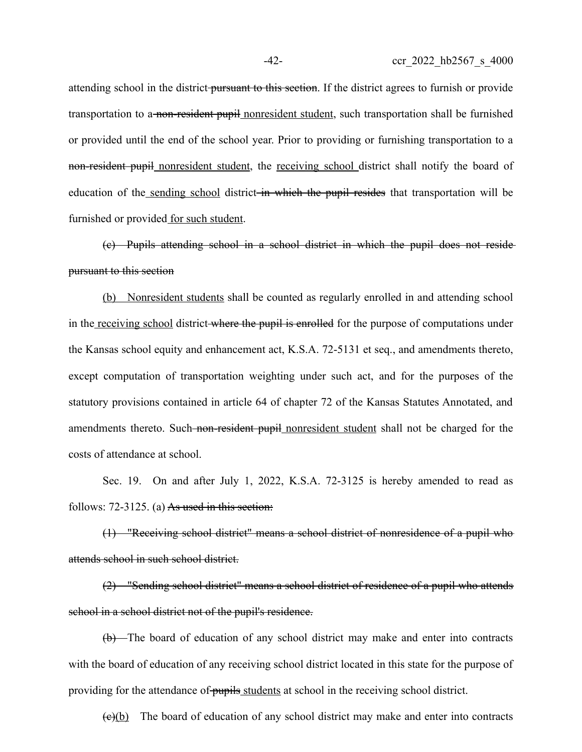attending school in the district ~~pursuant to this section~~. If the district agrees to furnish or provide transportation to a ~~non-resident pupil~~ <u>nonresident student</u>, such transportation shall be furnished or provided until the end of the school year. Prior to providing or furnishing transportation to a ~~non-resident pupil~~ <u>nonresident student</u>, the <u>receiving school</u> district shall notify the board of education of the <u>sending school</u> district ~~in which the pupil resides~~ that transportation will be furnished or provided <u>for such student</u>.

~~(c) Pupils attending school in a school district in which the pupil does not reside pursuant to this section~~

<u>(b) Nonresident students</u> shall be counted as regularly enrolled in and attending school in the <u>receiving school</u> district ~~where the pupil is enrolled~~ for the purpose of computations under the Kansas school equity and enhancement act, K.S.A. 72-5131 et seq., and amendments thereto, except computation of transportation weighting under such act, and for the purposes of the statutory provisions contained in article 64 of chapter 72 of the Kansas Statutes Annotated, and amendments thereto. Such ~~non-resident pupil~~ <u>nonresident student</u> shall not be charged for the costs of attendance at school.

Sec. 19. On and after July 1, 2022, K.S.A. 72-3125 is hereby amended to read as follows: 72-3125. (a) ~~As used in this section:~~

~~(1) "Receiving school district" means a school district of nonresidence of a pupil who attends school in such school district.~~

~~(2) "Sending school district" means a school district of residence of a pupil who attends school in a school district not of the pupil's residence.~~

~~(b)~~ The board of education of any school district may make and enter into contracts with the board of education of any receiving school district located in this state for the purpose of providing for the attendance of ~~pupils~~ <u>students</u> at school in the receiving school district.

~~(c)~~<u>(b)</u> The board of education of any school district may make and enter into contracts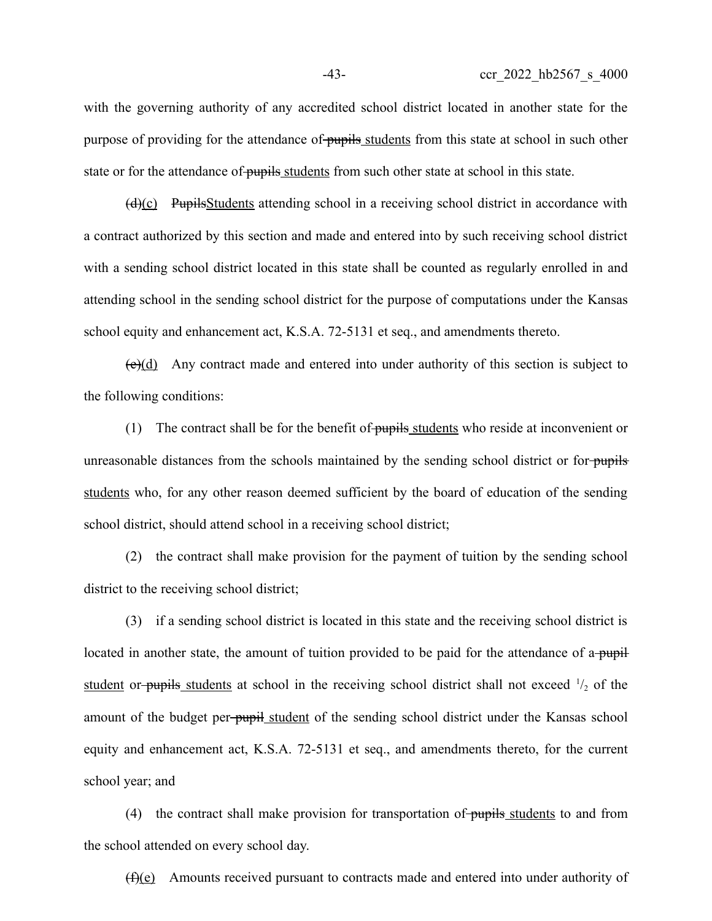with the governing authority of any accredited school district located in another state for the purpose of providing for the attendance of ~~pupils~~ students from this state at school in such other state or for the attendance of ~~pupils~~ students from such other state at school in this state.

~~(d)~~(c) ~~Pupils~~Students attending school in a receiving school district in accordance with a contract authorized by this section and made and entered into by such receiving school district with a sending school district located in this state shall be counted as regularly enrolled in and attending school in the sending school district for the purpose of computations under the Kansas school equity and enhancement act, K.S.A. 72-5131 et seq., and amendments thereto.

~~(e)~~(d) Any contract made and entered into under authority of this section is subject to the following conditions:

(1) The contract shall be for the benefit of ~~pupils~~ students who reside at inconvenient or unreasonable distances from the schools maintained by the sending school district or for ~~pupils~~ students who, for any other reason deemed sufficient by the board of education of the sending school district, should attend school in a receiving school district;

(2) the contract shall make provision for the payment of tuition by the sending school district to the receiving school district;

(3) if a sending school district is located in this state and the receiving school district is located in another state, the amount of tuition provided to be paid for the attendance of a ~~pupil~~ student or ~~pupils~~ students at school in the receiving school district shall not exceed $^1/_2$ of the amount of the budget per ~~pupil~~ student of the sending school district under the Kansas school equity and enhancement act, K.S.A. 72-5131 et seq., and amendments thereto, for the current school year; and

(4) the contract shall make provision for transportation of ~~pupils~~ students to and from the school attended on every school day.

~~(f)~~(e) Amounts received pursuant to contracts made and entered into under authority of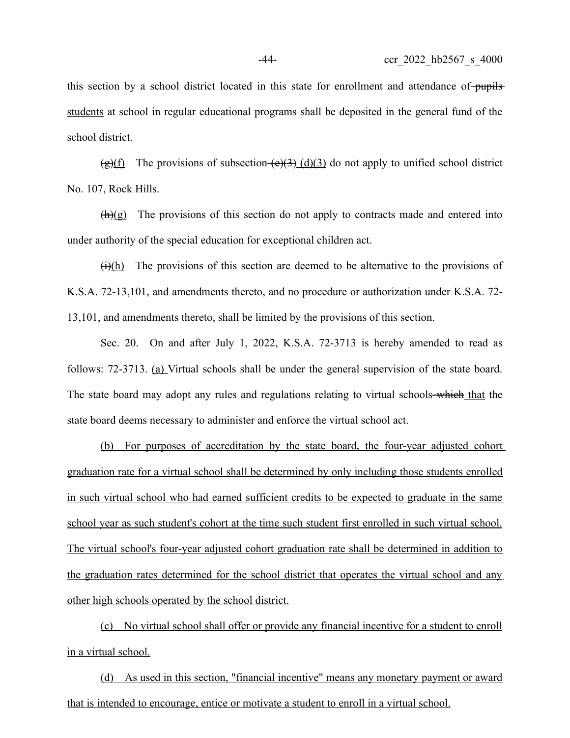this section by a school district located in this state for enrollment and attendance of ~~pupils~~ students at school in regular educational programs shall be deposited in the general fund of the school district.

~~(g)~~(f) The provisions of subsection ~~(e)(3)~~ (d)(3) do not apply to unified school district No. 107, Rock Hills.

~~(h)~~(g) The provisions of this section do not apply to contracts made and entered into under authority of the special education for exceptional children act.

~~(i)~~(h) The provisions of this section are deemed to be alternative to the provisions of K.S.A. 72-13,101, and amendments thereto, and no procedure or authorization under K.S.A. 72-13,101, and amendments thereto, shall be limited by the provisions of this section.

Sec. 20. On and after July 1, 2022, K.S.A. 72-3713 is hereby amended to read as follows: 72-3713. (a) Virtual schools shall be under the general supervision of the state board. The state board may adopt any rules and regulations relating to virtual schools ~~which~~ that the state board deems necessary to administer and enforce the virtual school act.

(b) For purposes of accreditation by the state board, the four-year adjusted cohort graduation rate for a virtual school shall be determined by only including those students enrolled in such virtual school who had earned sufficient credits to be expected to graduate in the same school year as such student's cohort at the time such student first enrolled in such virtual school. The virtual school's four-year adjusted cohort graduation rate shall be determined in addition to the graduation rates determined for the school district that operates the virtual school and any other high schools operated by the school district.

(c) No virtual school shall offer or provide any financial incentive for a student to enroll in a virtual school.

(d) As used in this section, "financial incentive" means any monetary payment or award that is intended to encourage, entice or motivate a student to enroll in a virtual school.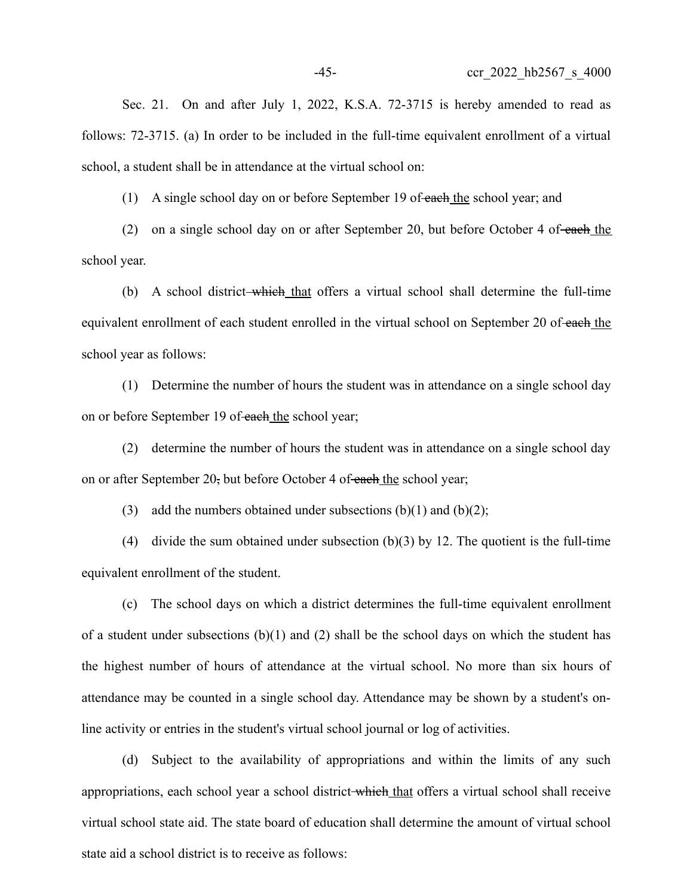Sec. 21. On and after July 1, 2022, K.S.A. 72-3715 is hereby amended to read as follows: 72-3715. (a) In order to be included in the full-time equivalent enrollment of a virtual school, a student shall be in attendance at the virtual school on:

(1) A single school day on or before September 19 of ~~each~~ the school year; and

(2) on a single school day on or after September 20, but before October 4 of ~~each~~ the school year.

(b) A school district ~~which~~ that offers a virtual school shall determine the full-time equivalent enrollment of each student enrolled in the virtual school on September 20 of ~~each~~ the school year as follows:

(1) Determine the number of hours the student was in attendance on a single school day on or before September 19 of ~~each~~ the school year;

(2) determine the number of hours the student was in attendance on a single school day on or after September 20~~,~~ but before October 4 of ~~each~~ the school year;

(3) add the numbers obtained under subsections (b)(1) and (b)(2);

(4) divide the sum obtained under subsection (b)(3) by 12. The quotient is the full-time equivalent enrollment of the student.

(c) The school days on which a district determines the full-time equivalent enrollment of a student under subsections (b)(1) and (2) shall be the school days on which the student has the highest number of hours of attendance at the virtual school. No more than six hours of attendance may be counted in a single school day. Attendance may be shown by a student's on-line activity or entries in the student's virtual school journal or log of activities.

(d) Subject to the availability of appropriations and within the limits of any such appropriations, each school year a school district ~~which~~ that offers a virtual school shall receive virtual school state aid. The state board of education shall determine the amount of virtual school state aid a school district is to receive as follows: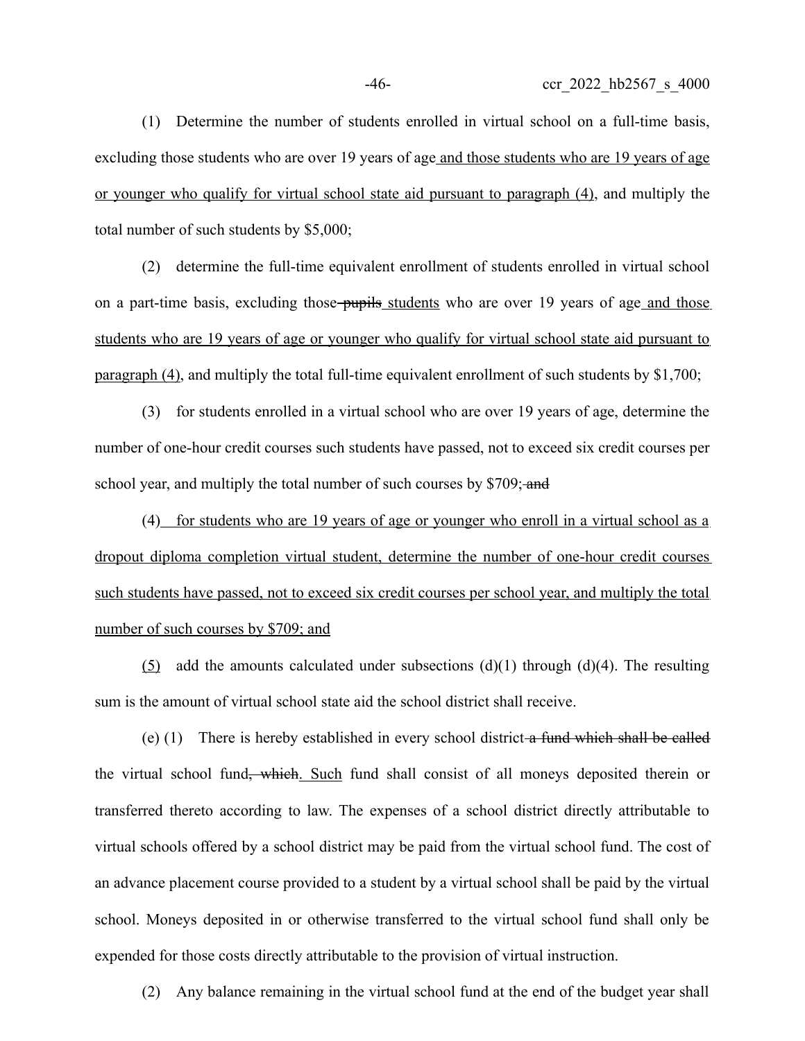(1) Determine the number of students enrolled in virtual school on a full-time basis, excluding those students who are over 19 years of age and those students who are 19 years of age or younger who qualify for virtual school state aid pursuant to paragraph (4), and multiply the total number of such students by $5,000;

(2) determine the full-time equivalent enrollment of students enrolled in virtual school on a part-time basis, excluding those ~~pupils~~ students who are over 19 years of age and those students who are 19 years of age or younger who qualify for virtual school state aid pursuant to paragraph (4), and multiply the total full-time equivalent enrollment of such students by $1,700;

(3) for students enrolled in a virtual school who are over 19 years of age, determine the number of one-hour credit courses such students have passed, not to exceed six credit courses per school year, and multiply the total number of such courses by $709; ~~and~~

(4) for students who are 19 years of age or younger who enroll in a virtual school as a dropout diploma completion virtual student, determine the number of one-hour credit courses such students have passed, not to exceed six credit courses per school year, and multiply the total number of such courses by $709; and

(5) add the amounts calculated under subsections (d)(1) through (d)(4). The resulting sum is the amount of virtual school state aid the school district shall receive.

(e) (1) There is hereby established in every school district ~~a fund which shall be called~~ the virtual school fund~~, which~~. Such fund shall consist of all moneys deposited therein or transferred thereto according to law. The expenses of a school district directly attributable to virtual schools offered by a school district may be paid from the virtual school fund. The cost of an advance placement course provided to a student by a virtual school shall be paid by the virtual school. Moneys deposited in or otherwise transferred to the virtual school fund shall only be expended for those costs directly attributable to the provision of virtual instruction.

(2) Any balance remaining in the virtual school fund at the end of the budget year shall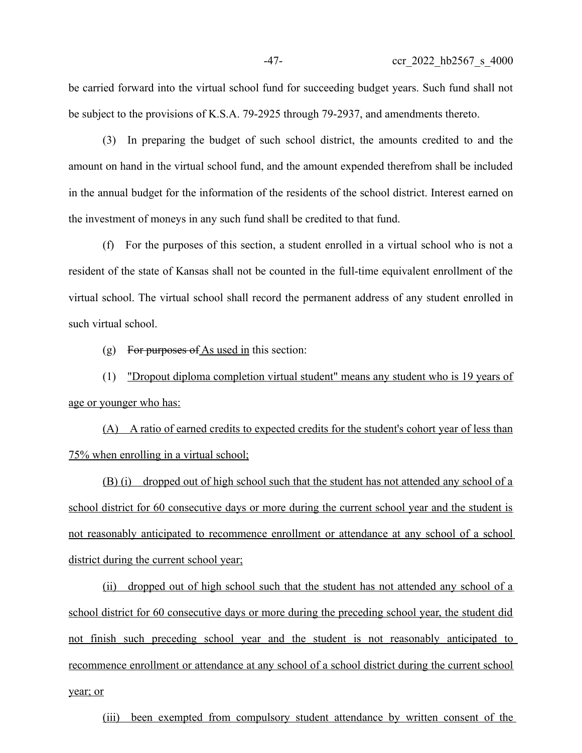be carried forward into the virtual school fund for succeeding budget years. Such fund shall not be subject to the provisions of K.S.A. 79-2925 through 79-2937, and amendments thereto.

(3) In preparing the budget of such school district, the amounts credited to and the amount on hand in the virtual school fund, and the amount expended therefrom shall be included in the annual budget for the information of the residents of the school district. Interest earned on the investment of moneys in any such fund shall be credited to that fund.

(f) For the purposes of this section, a student enrolled in a virtual school who is not a resident of the state of Kansas shall not be counted in the full-time equivalent enrollment of the virtual school. The virtual school shall record the permanent address of any student enrolled in such virtual school.

(g) ~~For purposes of~~ <u>As used in</u> this section:

(1) <u>"Dropout diploma completion virtual student" means any student who is 19 years of age or younger who has:</u>

<u>(A) A ratio of earned credits to expected credits for the student's cohort year of less than 75% when enrolling in a virtual school;</u>

<u>(B) (i) dropped out of high school such that the student has not attended any school of a school district for 60 consecutive days or more during the current school year and the student is not reasonably anticipated to recommence enrollment or attendance at any school of a school district during the current school year;</u>

<u>(ii) dropped out of high school such that the student has not attended any school of a school district for 60 consecutive days or more during the preceding school year, the student did not finish such preceding school year and the student is not reasonably anticipated to recommence enrollment or attendance at any school of a school district during the current school year; or</u>

<u>(iii) been exempted from compulsory student attendance by written consent of the</u>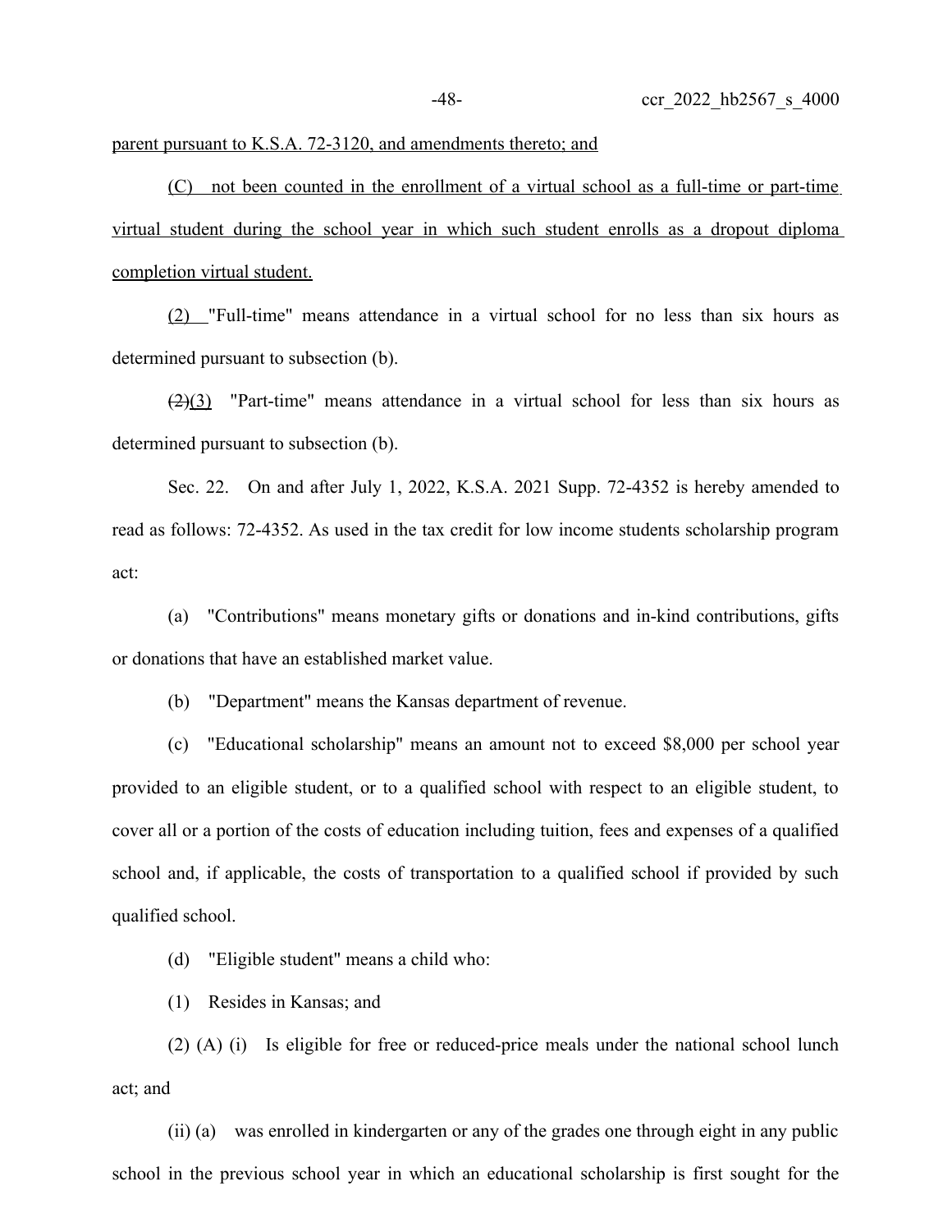parent pursuant to K.S.A. 72-3120, and amendments thereto; and

(C) not been counted in the enrollment of a virtual school as a full-time or part-time virtual student during the school year in which such student enrolls as a dropout diploma completion virtual student.

(2) "Full-time" means attendance in a virtual school for no less than six hours as determined pursuant to subsection (b).

~~(2)~~(3) "Part-time" means attendance in a virtual school for less than six hours as determined pursuant to subsection (b).

Sec. 22. On and after July 1, 2022, K.S.A. 2021 Supp. 72-4352 is hereby amended to read as follows: 72-4352. As used in the tax credit for low income students scholarship program act:

(a) "Contributions" means monetary gifts or donations and in-kind contributions, gifts or donations that have an established market value.

(b) "Department" means the Kansas department of revenue.

(c) "Educational scholarship" means an amount not to exceed $8,000 per school year provided to an eligible student, or to a qualified school with respect to an eligible student, to cover all or a portion of the costs of education including tuition, fees and expenses of a qualified school and, if applicable, the costs of transportation to a qualified school if provided by such qualified school.

(d) "Eligible student" means a child who:

(1) Resides in Kansas; and

(2) (A) (i) Is eligible for free or reduced-price meals under the national school lunch act; and

(ii) (a) was enrolled in kindergarten or any of the grades one through eight in any public school in the previous school year in which an educational scholarship is first sought for the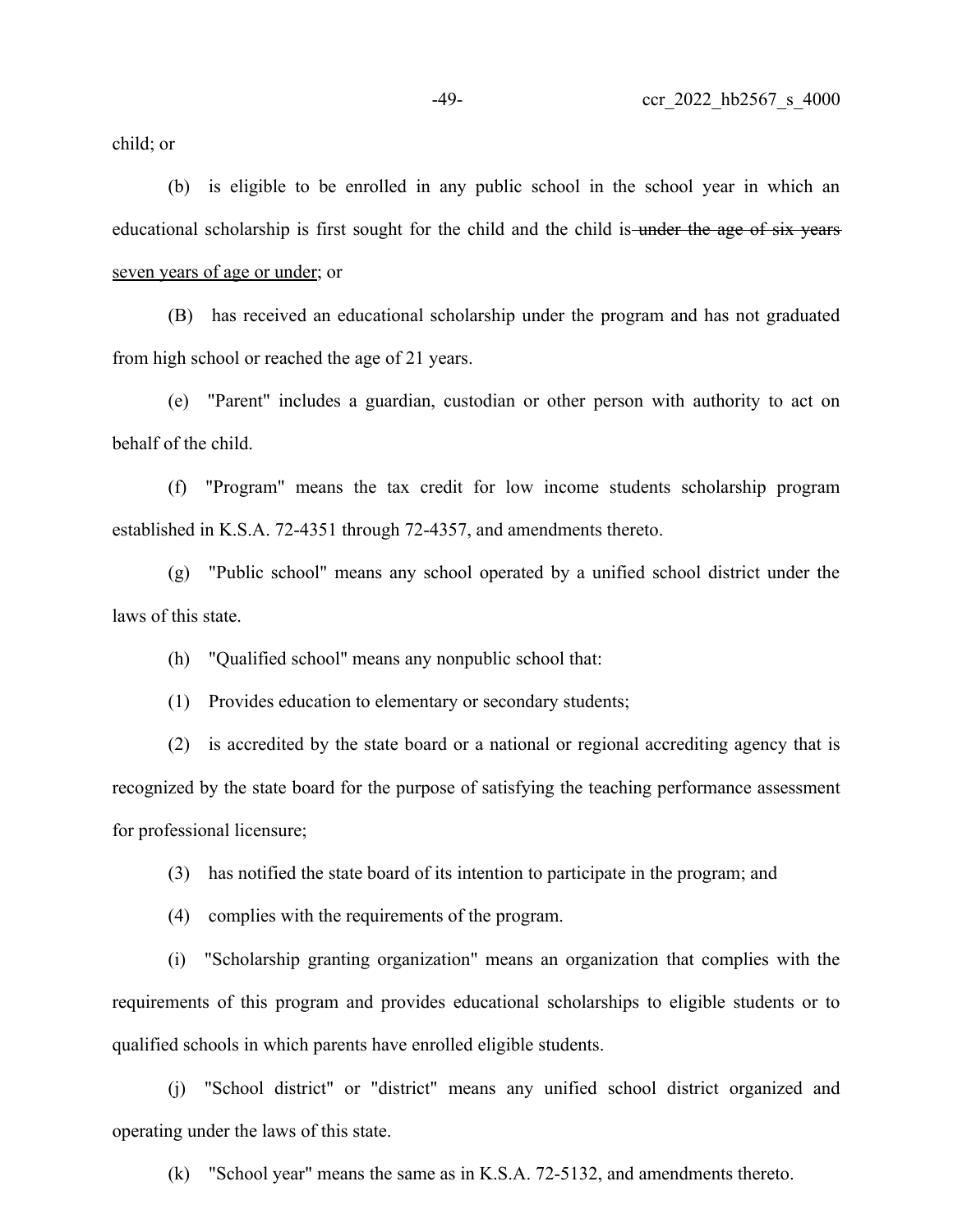child; or

(b) is eligible to be enrolled in any public school in the school year in which an educational scholarship is first sought for the child and the child is ~~under the age of six years~~ <u>seven years of age or under</u>; or

(B) has received an educational scholarship under the program and has not graduated from high school or reached the age of 21 years.

(e) "Parent" includes a guardian, custodian or other person with authority to act on behalf of the child.

(f) "Program" means the tax credit for low income students scholarship program established in K.S.A. 72-4351 through 72-4357, and amendments thereto.

(g) "Public school" means any school operated by a unified school district under the laws of this state.

(h) "Qualified school" means any nonpublic school that:

(1) Provides education to elementary or secondary students;

(2) is accredited by the state board or a national or regional accrediting agency that is recognized by the state board for the purpose of satisfying the teaching performance assessment for professional licensure;

(3) has notified the state board of its intention to participate in the program; and

(4) complies with the requirements of the program.

(i) "Scholarship granting organization" means an organization that complies with the requirements of this program and provides educational scholarships to eligible students or to qualified schools in which parents have enrolled eligible students.

(j) "School district" or "district" means any unified school district organized and operating under the laws of this state.

(k) "School year" means the same as in K.S.A. 72-5132, and amendments thereto.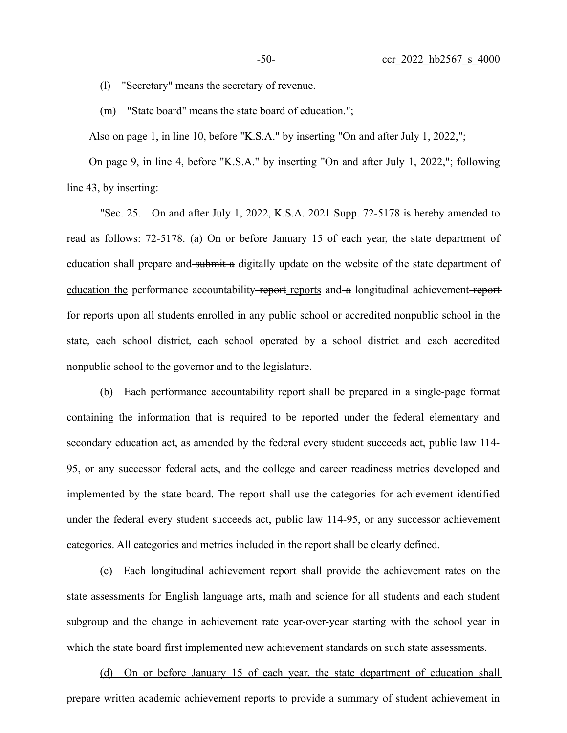(l) "Secretary" means the secretary of revenue.

(m) "State board" means the state board of education.";

Also on page 1, in line 10, before "K.S.A." by inserting "On and after July 1, 2022,";

On page 9, in line 4, before "K.S.A." by inserting "On and after July 1, 2022,"; following line 43, by inserting:

"Sec. 25. On and after July 1, 2022, K.S.A. 2021 Supp. 72-5178 is hereby amended to read as follows: 72-5178. (a) On or before January 15 of each year, the state department of education shall prepare and ~~submit a~~ digitally update on the website of the state department of education the performance accountability ~~report~~ reports and ~~a~~ longitudinal achievement ~~report for~~ reports upon all students enrolled in any public school or accredited nonpublic school in the state, each school district, each school operated by a school district and each accredited nonpublic school ~~to the governor and to the legislature~~.

(b) Each performance accountability report shall be prepared in a single-page format containing the information that is required to be reported under the federal elementary and secondary education act, as amended by the federal every student succeeds act, public law 114-95, or any successor federal acts, and the college and career readiness metrics developed and implemented by the state board. The report shall use the categories for achievement identified under the federal every student succeeds act, public law 114-95, or any successor achievement categories. All categories and metrics included in the report shall be clearly defined.

(c) Each longitudinal achievement report shall provide the achievement rates on the state assessments for English language arts, math and science for all students and each student subgroup and the change in achievement rate year-over-year starting with the school year in which the state board first implemented new achievement standards on such state assessments.

(d) On or before January 15 of each year, the state department of education shall prepare written academic achievement reports to provide a summary of student achievement in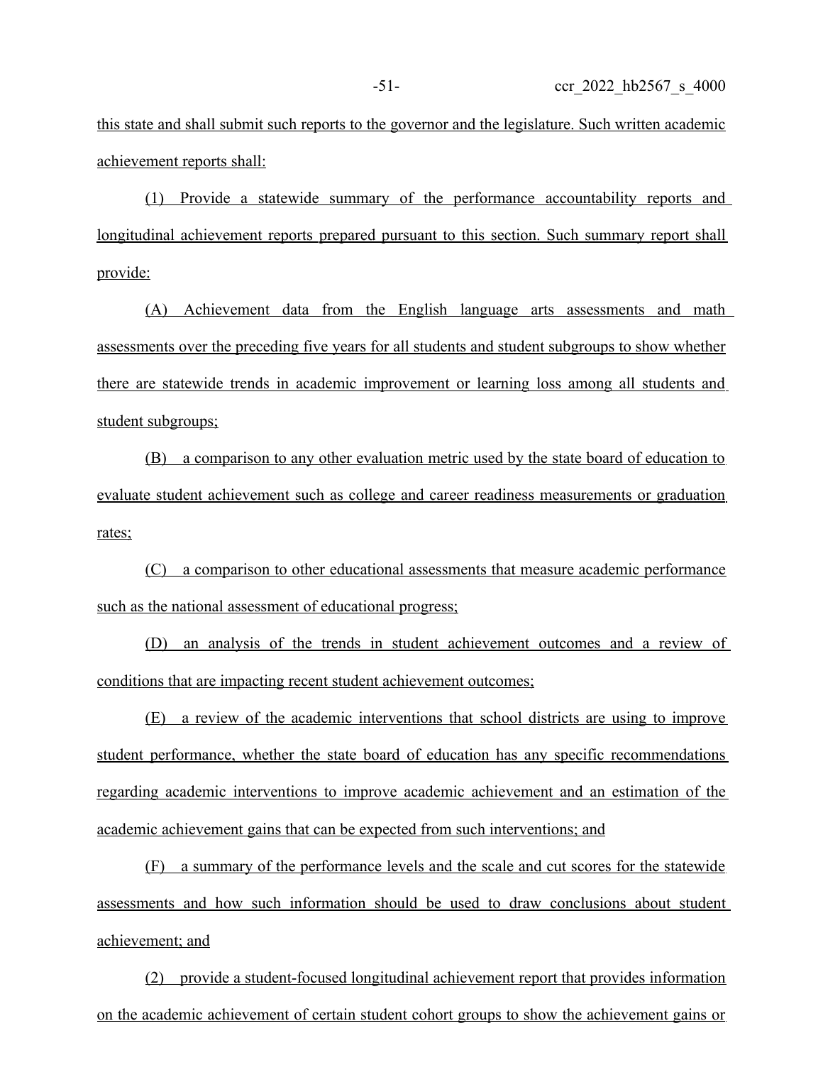this state and shall submit such reports to the governor and the legislature. Such written academic achievement reports shall:

(1) Provide a statewide summary of the performance accountability reports and longitudinal achievement reports prepared pursuant to this section. Such summary report shall provide:

(A) Achievement data from the English language arts assessments and math assessments over the preceding five years for all students and student subgroups to show whether there are statewide trends in academic improvement or learning loss among all students and student subgroups;

(B) a comparison to any other evaluation metric used by the state board of education to evaluate student achievement such as college and career readiness measurements or graduation rates;

(C) a comparison to other educational assessments that measure academic performance such as the national assessment of educational progress;

(D) an analysis of the trends in student achievement outcomes and a review of conditions that are impacting recent student achievement outcomes;

(E) a review of the academic interventions that school districts are using to improve student performance, whether the state board of education has any specific recommendations regarding academic interventions to improve academic achievement and an estimation of the academic achievement gains that can be expected from such interventions; and

(F) a summary of the performance levels and the scale and cut scores for the statewide assessments and how such information should be used to draw conclusions about student achievement; and

(2) provide a student-focused longitudinal achievement report that provides information on the academic achievement of certain student cohort groups to show the achievement gains or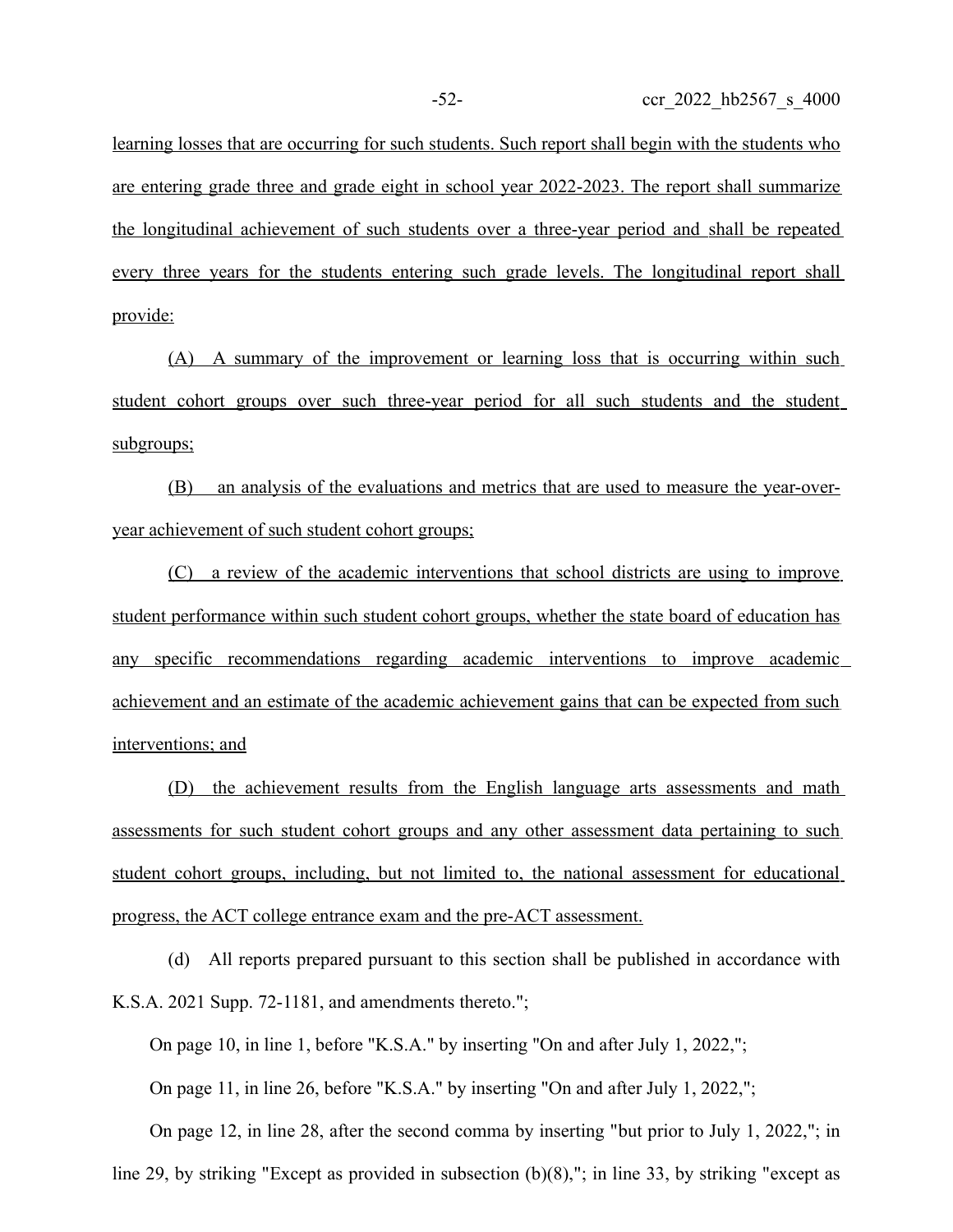learning losses that are occurring for such students. Such report shall begin with the students who are entering grade three and grade eight in school year 2022-2023. The report shall summarize the longitudinal achievement of such students over a three-year period and shall be repeated every three years for the students entering such grade levels. The longitudinal report shall provide:

(A) A summary of the improvement or learning loss that is occurring within such student cohort groups over such three-year period for all such students and the student subgroups;

(B) an analysis of the evaluations and metrics that are used to measure the year-over-year achievement of such student cohort groups;

(C) a review of the academic interventions that school districts are using to improve student performance within such student cohort groups, whether the state board of education has any specific recommendations regarding academic interventions to improve academic achievement and an estimate of the academic achievement gains that can be expected from such interventions; and

(D) the achievement results from the English language arts assessments and math assessments for such student cohort groups and any other assessment data pertaining to such student cohort groups, including, but not limited to, the national assessment for educational progress, the ACT college entrance exam and the pre-ACT assessment.

(d) All reports prepared pursuant to this section shall be published in accordance with K.S.A. 2021 Supp. 72-1181, and amendments thereto.";

On page 10, in line 1, before "K.S.A." by inserting "On and after July 1, 2022,";

On page 11, in line 26, before "K.S.A." by inserting "On and after July 1, 2022,";

On page 12, in line 28, after the second comma by inserting "but prior to July 1, 2022,"; in line 29, by striking "Except as provided in subsection (b)(8),"; in line 33, by striking "except as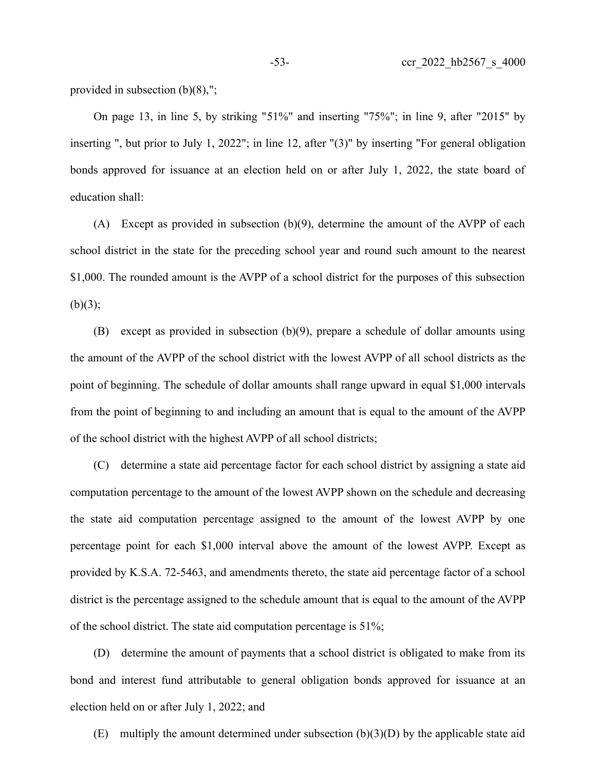provided in subsection (b)(8),";

On page 13, in line 5, by striking "51%" and inserting "75%"; in line 9, after "2015" by inserting ", but prior to July 1, 2022"; in line 12, after "(3)" by inserting "For general obligation bonds approved for issuance at an election held on or after July 1, 2022, the state board of education shall:

(A) Except as provided in subsection (b)(9), determine the amount of the AVPP of each school district in the state for the preceding school year and round such amount to the nearest $1,000. The rounded amount is the AVPP of a school district for the purposes of this subsection (b)(3);

(B) except as provided in subsection (b)(9), prepare a schedule of dollar amounts using the amount of the AVPP of the school district with the lowest AVPP of all school districts as the point of beginning. The schedule of dollar amounts shall range upward in equal $1,000 intervals from the point of beginning to and including an amount that is equal to the amount of the AVPP of the school district with the highest AVPP of all school districts;

(C) determine a state aid percentage factor for each school district by assigning a state aid computation percentage to the amount of the lowest AVPP shown on the schedule and decreasing the state aid computation percentage assigned to the amount of the lowest AVPP by one percentage point for each $1,000 interval above the amount of the lowest AVPP. Except as provided by K.S.A. 72-5463, and amendments thereto, the state aid percentage factor of a school district is the percentage assigned to the schedule amount that is equal to the amount of the AVPP of the school district. The state aid computation percentage is 51%;

(D) determine the amount of payments that a school district is obligated to make from its bond and interest fund attributable to general obligation bonds approved for issuance at an election held on or after July 1, 2022; and

(E) multiply the amount determined under subsection (b)(3)(D) by the applicable state aid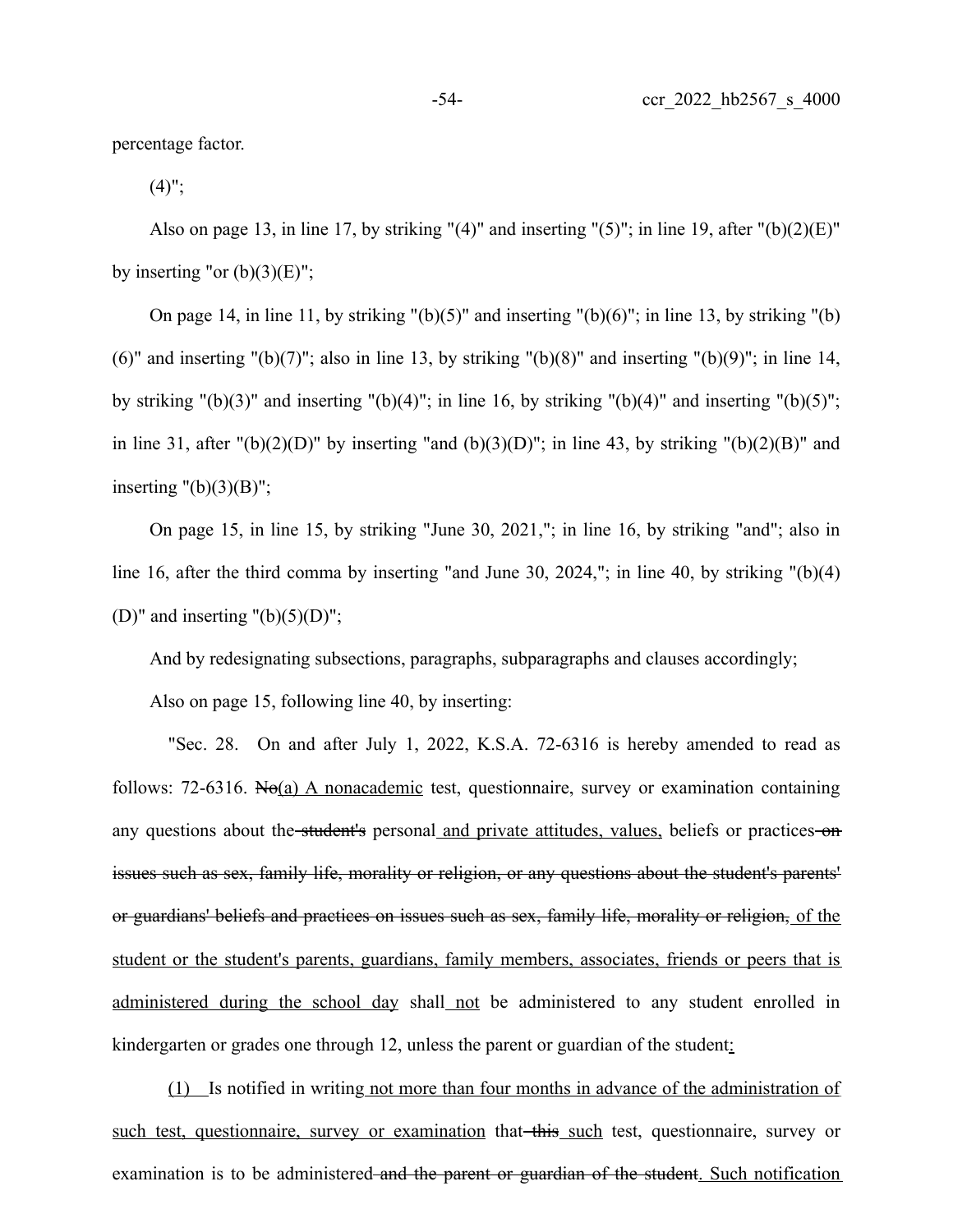percentage factor.

(4)";

Also on page 13, in line 17, by striking "(4)" and inserting "(5)"; in line 19, after "(b)(2)(E)" by inserting "or (b)(3)(E)";

On page 14, in line 11, by striking "(b)(5)" and inserting "(b)(6)"; in line 13, by striking "(b)(6)" and inserting "(b)(7)"; also in line 13, by striking "(b)(8)" and inserting "(b)(9)"; in line 14, by striking "(b)(3)" and inserting "(b)(4)"; in line 16, by striking "(b)(4)" and inserting "(b)(5)"; in line 31, after "(b)(2)(D)" by inserting "and (b)(3)(D)"; in line 43, by striking "(b)(2)(B)" and inserting "(b)(3)(B)";

On page 15, in line 15, by striking "June 30, 2021,"; in line 16, by striking "and"; also in line 16, after the third comma by inserting "and June 30, 2024,"; in line 40, by striking "(b)(4)(D)" and inserting "(b)(5)(D)";

And by redesignating subsections, paragraphs, subparagraphs and clauses accordingly;

Also on page 15, following line 40, by inserting:

"Sec. 28. On and after July 1, 2022, K.S.A. 72-6316 is hereby amended to read as follows: 72-6316. ~~No~~<u>(a) A nonacademic</u> test, questionnaire, survey or examination containing any questions about the ~~student's~~ personal<u> and private attitudes, values,</u> beliefs or practices ~~on issues such as sex, family life, morality or religion, or any questions about the student's parents' or guardians' beliefs and practices on issues such as sex, family life, morality or religion,~~<u> of the student or the student's parents, guardians, family members, associates, friends or peers that is administered during the school day</u> shall<u> not</u> be administered to any student enrolled in kindergarten or grades one through 12, unless the parent or guardian of the student<u>:</u>

<u>(1)</u> Is notified in writing<u> not more than four months in advance of the administration of such test, questionnaire, survey or examination</u> that ~~this~~ <u>such</u> test, questionnaire, survey or examination is to be administered ~~and the parent or guardian of the student~~<u>. Such notification</u>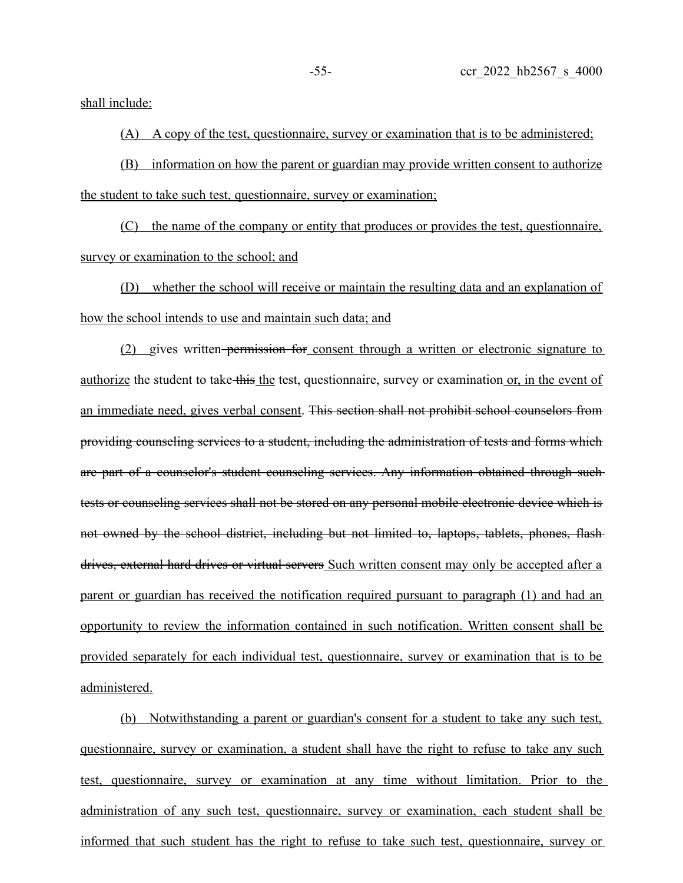shall include:

(A) A copy of the test, questionnaire, survey or examination that is to be administered;

(B) information on how the parent or guardian may provide written consent to authorize the student to take such test, questionnaire, survey or examination;

(C) the name of the company or entity that produces or provides the test, questionnaire, survey or examination to the school; and

(D) whether the school will receive or maintain the resulting data and an explanation of how the school intends to use and maintain such data; and

(2) gives written ~~permission for~~ consent through a written or electronic signature to authorize the student to take ~~this~~ the test, questionnaire, survey or examination or, in the event of an immediate need, gives verbal consent. ~~This section shall not prohibit school counselors from providing counseling services to a student, including the administration of tests and forms which are part of a counselor's student counseling services. Any information obtained through such tests or counseling services shall not be stored on any personal mobile electronic device which is not owned by the school district, including but not limited to, laptops, tablets, phones, flash drives, external hard drives or virtual servers~~ Such written consent may only be accepted after a parent or guardian has received the notification required pursuant to paragraph (1) and had an opportunity to review the information contained in such notification. Written consent shall be provided separately for each individual test, questionnaire, survey or examination that is to be administered.

(b) Notwithstanding a parent or guardian's consent for a student to take any such test, questionnaire, survey or examination, a student shall have the right to refuse to take any such test, questionnaire, survey or examination at any time without limitation. Prior to the administration of any such test, questionnaire, survey or examination, each student shall be informed that such student has the right to refuse to take such test, questionnaire, survey or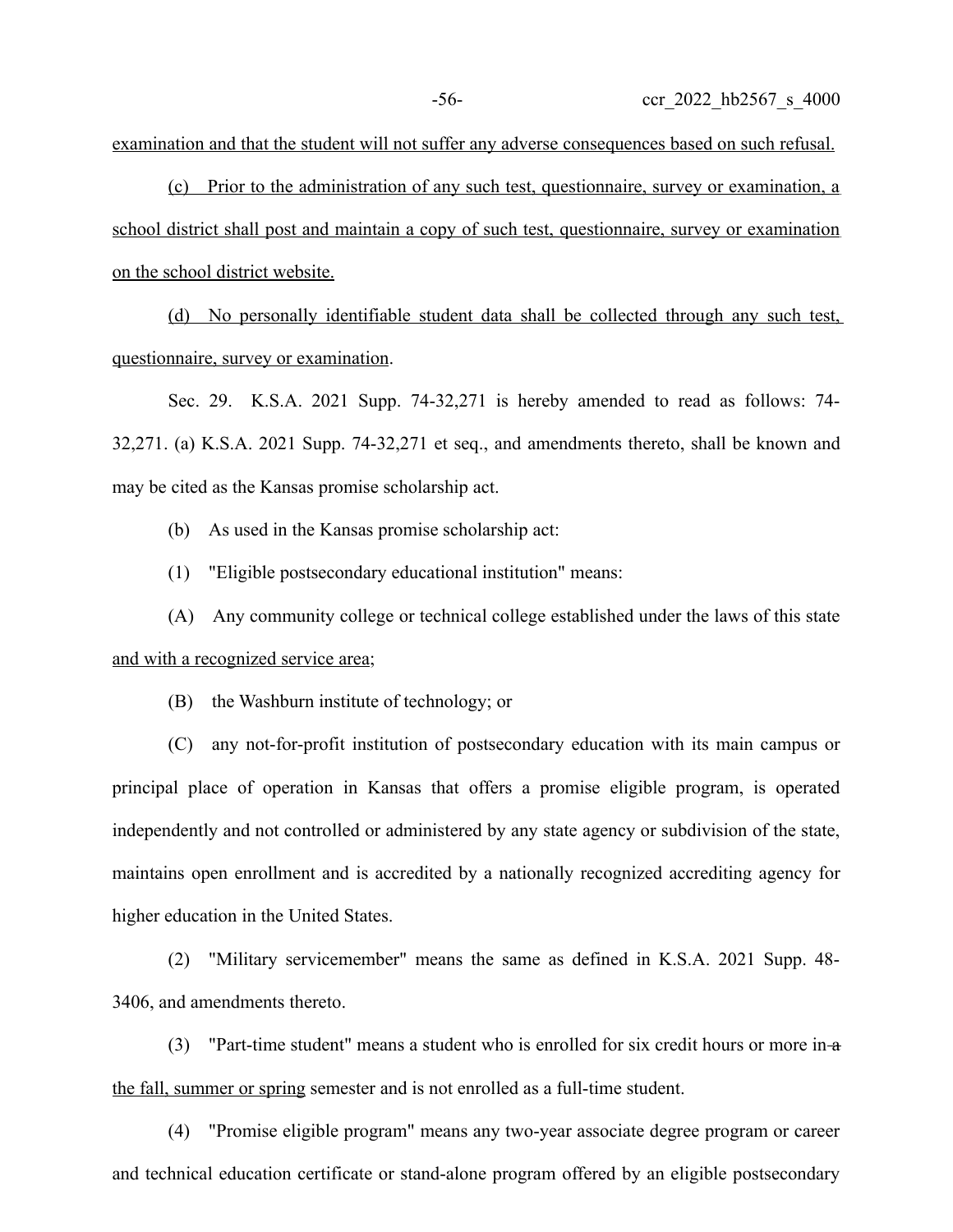examination and that the student will not suffer any adverse consequences based on such refusal.

(c) Prior to the administration of any such test, questionnaire, survey or examination, a school district shall post and maintain a copy of such test, questionnaire, survey or examination on the school district website.

(d) No personally identifiable student data shall be collected through any such test, questionnaire, survey or examination.

Sec. 29. K.S.A. 2021 Supp. 74-32,271 is hereby amended to read as follows: 74-32,271. (a) K.S.A. 2021 Supp. 74-32,271 et seq., and amendments thereto, shall be known and may be cited as the Kansas promise scholarship act.

(b) As used in the Kansas promise scholarship act:

(1) "Eligible postsecondary educational institution" means:

(A) Any community college or technical college established under the laws of this state and with a recognized service area;

(B) the Washburn institute of technology; or

(C) any not-for-profit institution of postsecondary education with its main campus or principal place of operation in Kansas that offers a promise eligible program, is operated independently and not controlled or administered by any state agency or subdivision of the state, maintains open enrollment and is accredited by a nationally recognized accrediting agency for higher education in the United States.

(2) "Military servicemember" means the same as defined in K.S.A. 2021 Supp. 48-3406, and amendments thereto.

(3) "Part-time student" means a student who is enrolled for six credit hours or more in ~~a~~ the fall, summer or spring semester and is not enrolled as a full-time student.

(4) "Promise eligible program" means any two-year associate degree program or career and technical education certificate or stand-alone program offered by an eligible postsecondary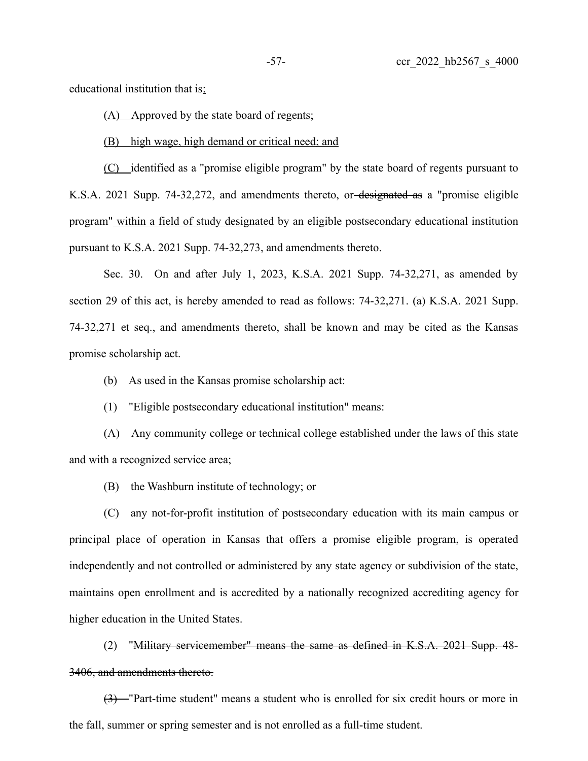educational institution that is:

(A) Approved by the state board of regents;

(B) high wage, high demand or critical need; and

(C) identified as a "promise eligible program" by the state board of regents pursuant to K.S.A. 2021 Supp. 74-32,272, and amendments thereto, or ~~designated as~~ a "promise eligible program" within a field of study designated by an eligible postsecondary educational institution pursuant to K.S.A. 2021 Supp. 74-32,273, and amendments thereto.

Sec. 30. On and after July 1, 2023, K.S.A. 2021 Supp. 74-32,271, as amended by section 29 of this act, is hereby amended to read as follows: 74-32,271. (a) K.S.A. 2021 Supp. 74-32,271 et seq., and amendments thereto, shall be known and may be cited as the Kansas promise scholarship act.

(b) As used in the Kansas promise scholarship act:

(1) "Eligible postsecondary educational institution" means:

(A) Any community college or technical college established under the laws of this state and with a recognized service area;

(B) the Washburn institute of technology; or

(C) any not-for-profit institution of postsecondary education with its main campus or principal place of operation in Kansas that offers a promise eligible program, is operated independently and not controlled or administered by any state agency or subdivision of the state, maintains open enrollment and is accredited by a nationally recognized accrediting agency for higher education in the United States.

(2) "~~Military servicemember" means the same as defined in K.S.A. 2021 Supp. 48-3406, and amendments thereto.~~

~~(3)~~ "Part-time student" means a student who is enrolled for six credit hours or more in the fall, summer or spring semester and is not enrolled as a full-time student.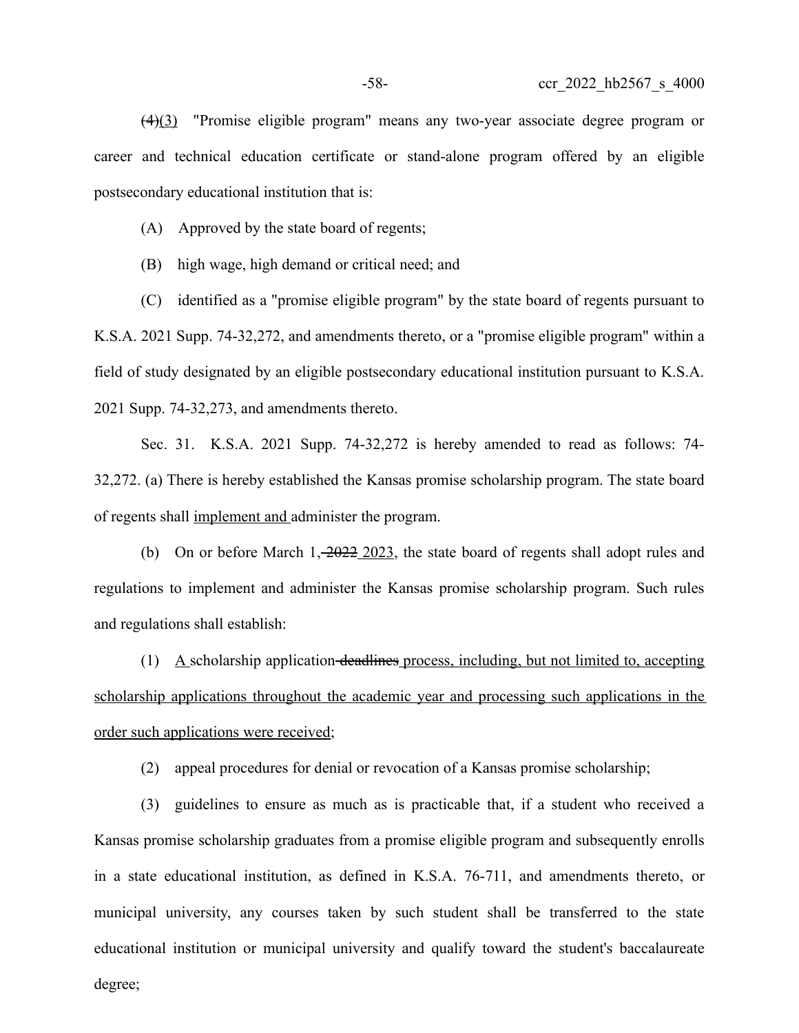~~(4)~~(3) "Promise eligible program" means any two-year associate degree program or career and technical education certificate or stand-alone program offered by an eligible postsecondary educational institution that is:

(A) Approved by the state board of regents;

(B) high wage, high demand or critical need; and

(C) identified as a "promise eligible program" by the state board of regents pursuant to K.S.A. 2021 Supp. 74-32,272, and amendments thereto, or a "promise eligible program" within a field of study designated by an eligible postsecondary educational institution pursuant to K.S.A. 2021 Supp. 74-32,273, and amendments thereto.

Sec. 31. K.S.A. 2021 Supp. 74-32,272 is hereby amended to read as follows: 74-32,272. (a) There is hereby established the Kansas promise scholarship program. The state board of regents shall <u>implement and</u> administer the program.

(b) On or before March 1~~, 2022~~ <u>2023</u>, the state board of regents shall adopt rules and regulations to implement and administer the Kansas promise scholarship program. Such rules and regulations shall establish:

(1) <u>A</u> scholarship application ~~deadlines~~ <u>process, including, but not limited to, accepting scholarship applications throughout the academic year and processing such applications in the order such applications were received</u>;

(2) appeal procedures for denial or revocation of a Kansas promise scholarship;

(3) guidelines to ensure as much as is practicable that, if a student who received a Kansas promise scholarship graduates from a promise eligible program and subsequently enrolls in a state educational institution, as defined in K.S.A. 76-711, and amendments thereto, or municipal university, any courses taken by such student shall be transferred to the state educational institution or municipal university and qualify toward the student's baccalaureate degree;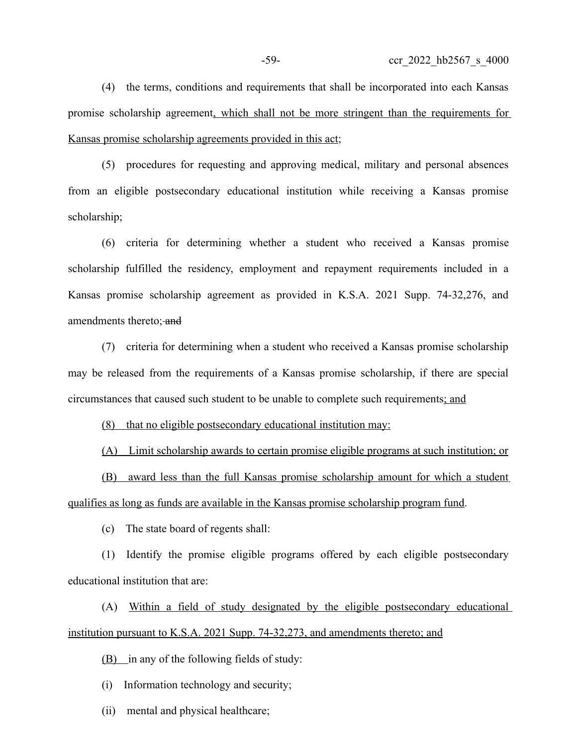(4) the terms, conditions and requirements that shall be incorporated into each Kansas promise scholarship agreement, which shall not be more stringent than the requirements for Kansas promise scholarship agreements provided in this act;

(5) procedures for requesting and approving medical, military and personal absences from an eligible postsecondary educational institution while receiving a Kansas promise scholarship;

(6) criteria for determining whether a student who received a Kansas promise scholarship fulfilled the residency, employment and repayment requirements included in a Kansas promise scholarship agreement as provided in K.S.A. 2021 Supp. 74-32,276, and amendments thereto; ~~and~~

(7) criteria for determining when a student who received a Kansas promise scholarship may be released from the requirements of a Kansas promise scholarship, if there are special circumstances that caused such student to be unable to complete such requirements; and

(8) that no eligible postsecondary educational institution may:

(A) Limit scholarship awards to certain promise eligible programs at such institution; or

(B) award less than the full Kansas promise scholarship amount for which a student qualifies as long as funds are available in the Kansas promise scholarship program fund.

(c) The state board of regents shall:

(1) Identify the promise eligible programs offered by each eligible postsecondary educational institution that are:

(A) Within a field of study designated by the eligible postsecondary educational institution pursuant to K.S.A. 2021 Supp. 74-32,273, and amendments thereto; and

(B) in any of the following fields of study:

(i) Information technology and security;

(ii) mental and physical healthcare;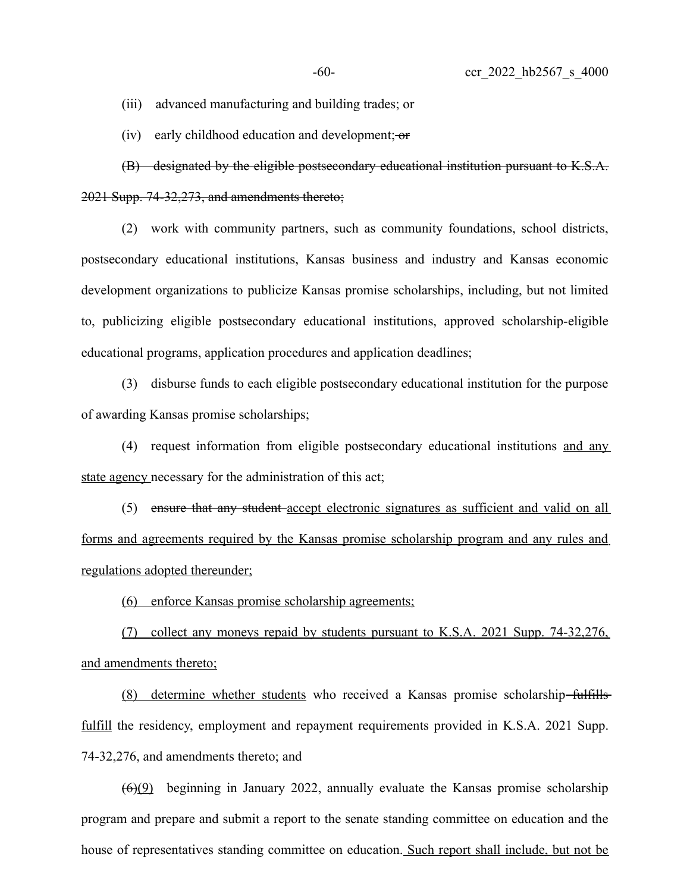(iii) advanced manufacturing and building trades; or

(iv) early childhood education and development; ~~or~~

~~(B) designated by the eligible postsecondary educational institution pursuant to K.S.A. 2021 Supp. 74-32,273, and amendments thereto;~~

(2) work with community partners, such as community foundations, school districts, postsecondary educational institutions, Kansas business and industry and Kansas economic development organizations to publicize Kansas promise scholarships, including, but not limited to, publicizing eligible postsecondary educational institutions, approved scholarship-eligible educational programs, application procedures and application deadlines;

(3) disburse funds to each eligible postsecondary educational institution for the purpose of awarding Kansas promise scholarships;

(4) request information from eligible postsecondary educational institutions <u>and any state agency</u> necessary for the administration of this act;

(5) ~~ensure that any student~~ <u>accept electronic signatures as sufficient and valid on all forms and agreements required by the Kansas promise scholarship program and any rules and regulations adopted thereunder;</u>

<u>(6) enforce Kansas promise scholarship agreements;</u>

<u>(7) collect any moneys repaid by students pursuant to K.S.A. 2021 Supp. 74-32,276, and amendments thereto;</u>

<u>(8) determine whether students</u> who received a Kansas promise scholarship ~~fulfills~~ <u>fulfill</u> the residency, employment and repayment requirements provided in K.S.A. 2021 Supp. 74-32,276, and amendments thereto; and

~~(6)~~<u>(9)</u> beginning in January 2022, annually evaluate the Kansas promise scholarship program and prepare and submit a report to the senate standing committee on education and the house of representatives standing committee on education. <u>Such report shall include, but not be</u>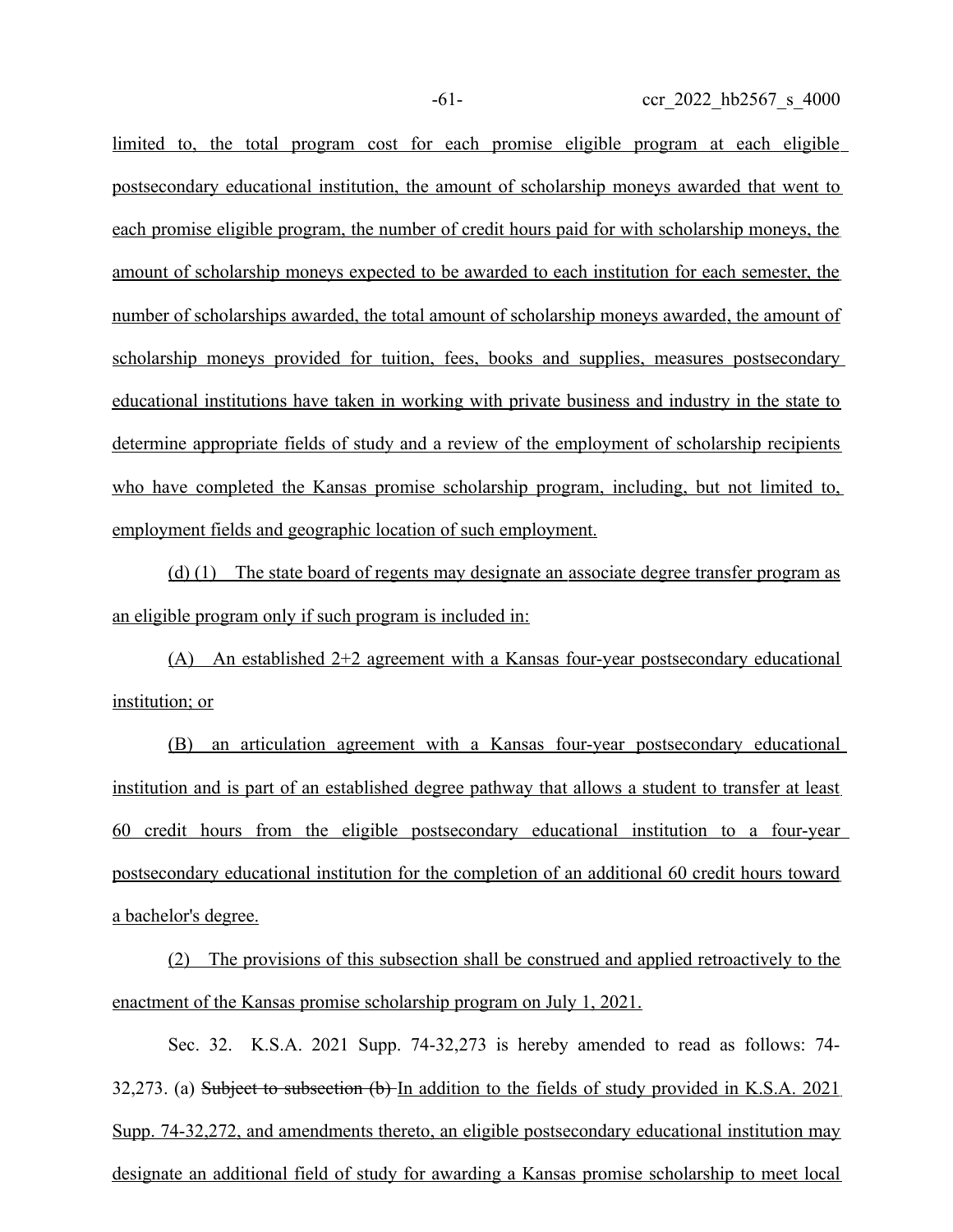limited to, the total program cost for each promise eligible program at each eligible postsecondary educational institution, the amount of scholarship moneys awarded that went to each promise eligible program, the number of credit hours paid for with scholarship moneys, the amount of scholarship moneys expected to be awarded to each institution for each semester, the number of scholarships awarded, the total amount of scholarship moneys awarded, the amount of scholarship moneys provided for tuition, fees, books and supplies, measures postsecondary educational institutions have taken in working with private business and industry in the state to determine appropriate fields of study and a review of the employment of scholarship recipients who have completed the Kansas promise scholarship program, including, but not limited to, employment fields and geographic location of such employment.

(d) (1) The state board of regents may designate an associate degree transfer program as an eligible program only if such program is included in:

(A) An established 2+2 agreement with a Kansas four-year postsecondary educational institution; or

(B) an articulation agreement with a Kansas four-year postsecondary educational institution and is part of an established degree pathway that allows a student to transfer at least 60 credit hours from the eligible postsecondary educational institution to a four-year postsecondary educational institution for the completion of an additional 60 credit hours toward a bachelor's degree.

(2) The provisions of this subsection shall be construed and applied retroactively to the enactment of the Kansas promise scholarship program on July 1, 2021.

Sec. 32. K.S.A. 2021 Supp. 74-32,273 is hereby amended to read as follows: 74-32,273. (a) ~~Subject to subsection (b)~~ In addition to the fields of study provided in K.S.A. 2021 Supp. 74-32,272, and amendments thereto, an eligible postsecondary educational institution may designate an additional field of study for awarding a Kansas promise scholarship to meet local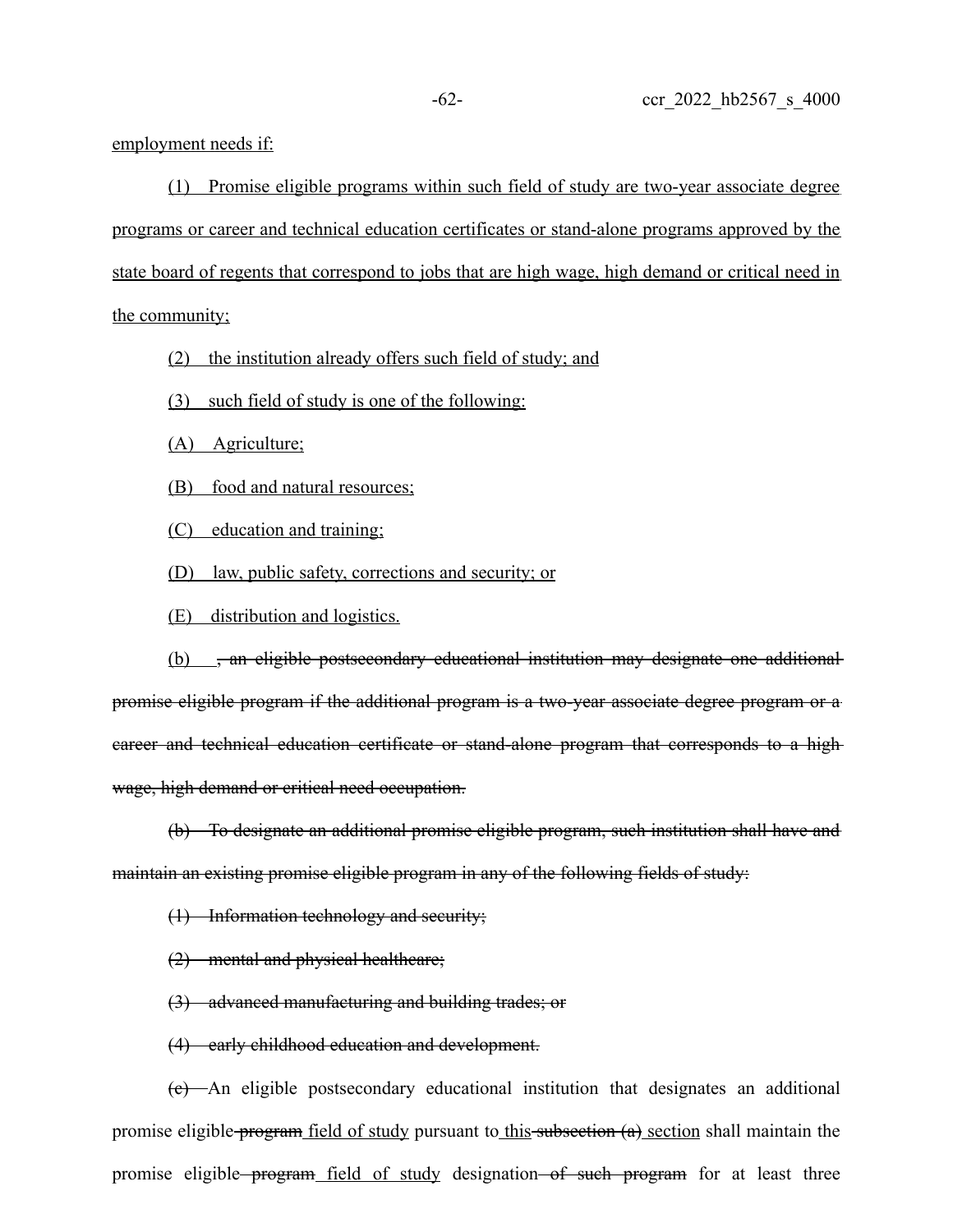employment needs if:

(1) Promise eligible programs within such field of study are two-year associate degree programs or career and technical education certificates or stand-alone programs approved by the state board of regents that correspond to jobs that are high wage, high demand or critical need in the community;

(2) the institution already offers such field of study; and

(3) such field of study is one of the following:

(A) Agriculture;

(B) food and natural resources;

(C) education and training;

(D) law, public safety, corrections and security; or

(E) distribution and logistics.

(b) ~~, an eligible postsecondary educational institution may designate one additional promise eligible program if the additional program is a two-year associate degree program or a career and technical education certificate or stand-alone program that corresponds to a high wage, high demand or critical need occupation.~~

~~(b) To designate an additional promise eligible program, such institution shall have and maintain an existing promise eligible program in any of the following fields of study:~~

~~(1) Information technology and security;~~

~~(2) mental and physical healthcare;~~

~~(3) advanced manufacturing and building trades; or~~

~~(4) early childhood education and development.~~

~~(c)~~ An eligible postsecondary educational institution that designates an additional promise eligible ~~program~~ field of study pursuant to this ~~subsection (a)~~ section shall maintain the promise eligible ~~program~~ field of study designation ~~of such program~~ for at least three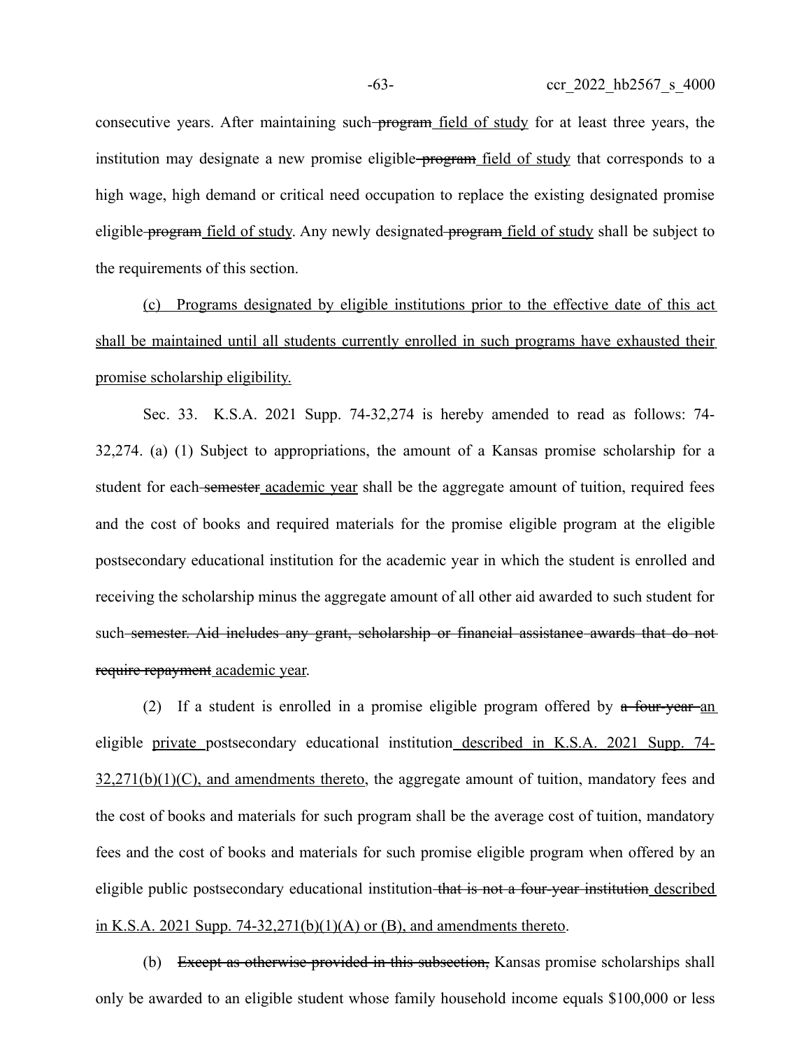consecutive years. After maintaining such ~~program~~ <u>field of study</u> for at least three years, the institution may designate a new promise eligible ~~program~~ <u>field of study</u> that corresponds to a high wage, high demand or critical need occupation to replace the existing designated promise eligible ~~program~~ <u>field of study</u>. Any newly designated ~~program~~ <u>field of study</u> shall be subject to the requirements of this section.

<u>(c) Programs designated by eligible institutions prior to the effective date of this act shall be maintained until all students currently enrolled in such programs have exhausted their promise scholarship eligibility.</u>

Sec. 33. K.S.A. 2021 Supp. 74-32,274 is hereby amended to read as follows: 74-32,274. (a) (1) Subject to appropriations, the amount of a Kansas promise scholarship for a student for each ~~semester~~ <u>academic year</u> shall be the aggregate amount of tuition, required fees and the cost of books and required materials for the promise eligible program at the eligible postsecondary educational institution for the academic year in which the student is enrolled and receiving the scholarship minus the aggregate amount of all other aid awarded to such student for such ~~semester. Aid includes any grant, scholarship or financial assistance awards that do not require repayment~~ <u>academic year</u>.

(2) If a student is enrolled in a promise eligible program offered by ~~a four-year~~ <u>an</u> eligible <u>private</u> postsecondary educational institution <u>described in K.S.A. 2021 Supp. 74-32,271(b)(1)(C), and amendments thereto</u>, the aggregate amount of tuition, mandatory fees and the cost of books and materials for such program shall be the average cost of tuition, mandatory fees and the cost of books and materials for such promise eligible program when offered by an eligible public postsecondary educational institution ~~that is not a four-year institution~~ <u>described in K.S.A. 2021 Supp. 74-32,271(b)(1)(A) or (B), and amendments thereto</u>.

(b) ~~Except as otherwise provided in this subsection,~~ Kansas promise scholarships shall only be awarded to an eligible student whose family household income equals $100,000 or less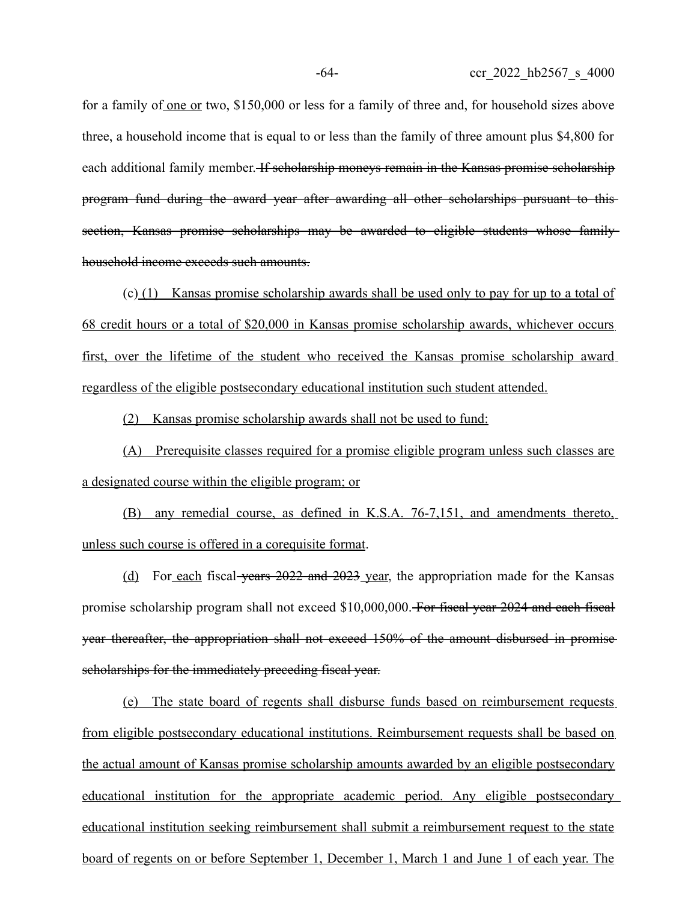for a family of <u>one or</u> two, $150,000 or less for a family of three and, for household sizes above three, a household income that is equal to or less than the family of three amount plus $4,800 for each additional family member. ~~If scholarship moneys remain in the Kansas promise scholarship program fund during the award year after awarding all other scholarships pursuant to this section, Kansas promise scholarships may be awarded to eligible students whose family household income exceeds such amounts.~~

(c) <u>(1) Kansas promise scholarship awards shall be used only to pay for up to a total of 68 credit hours or a total of $20,000 in Kansas promise scholarship awards, whichever occurs first, over the lifetime of the student who received the Kansas promise scholarship award regardless of the eligible postsecondary educational institution such student attended.</u>

<u>(2) Kansas promise scholarship awards shall not be used to fund:</u>

<u>(A) Prerequisite classes required for a promise eligible program unless such classes are a designated course within the eligible program; or</u>

<u>(B) any remedial course, as defined in K.S.A. 76-7,151, and amendments thereto, unless such course is offered in a corequisite format</u>.

<u>(d)</u> For <u>each</u> fiscal ~~years 2022 and 2023~~ <u>year</u>, the appropriation made for the Kansas promise scholarship program shall not exceed $10,000,000. ~~For fiscal year 2024 and each fiscal year thereafter, the appropriation shall not exceed 150% of the amount disbursed in promise scholarships for the immediately preceding fiscal year.~~

<u>(e) The state board of regents shall disburse funds based on reimbursement requests from eligible postsecondary educational institutions. Reimbursement requests shall be based on the actual amount of Kansas promise scholarship amounts awarded by an eligible postsecondary educational institution for the appropriate academic period. Any eligible postsecondary educational institution seeking reimbursement shall submit a reimbursement request to the state board of regents on or before September 1, December 1, March 1 and June 1 of each year. The</u>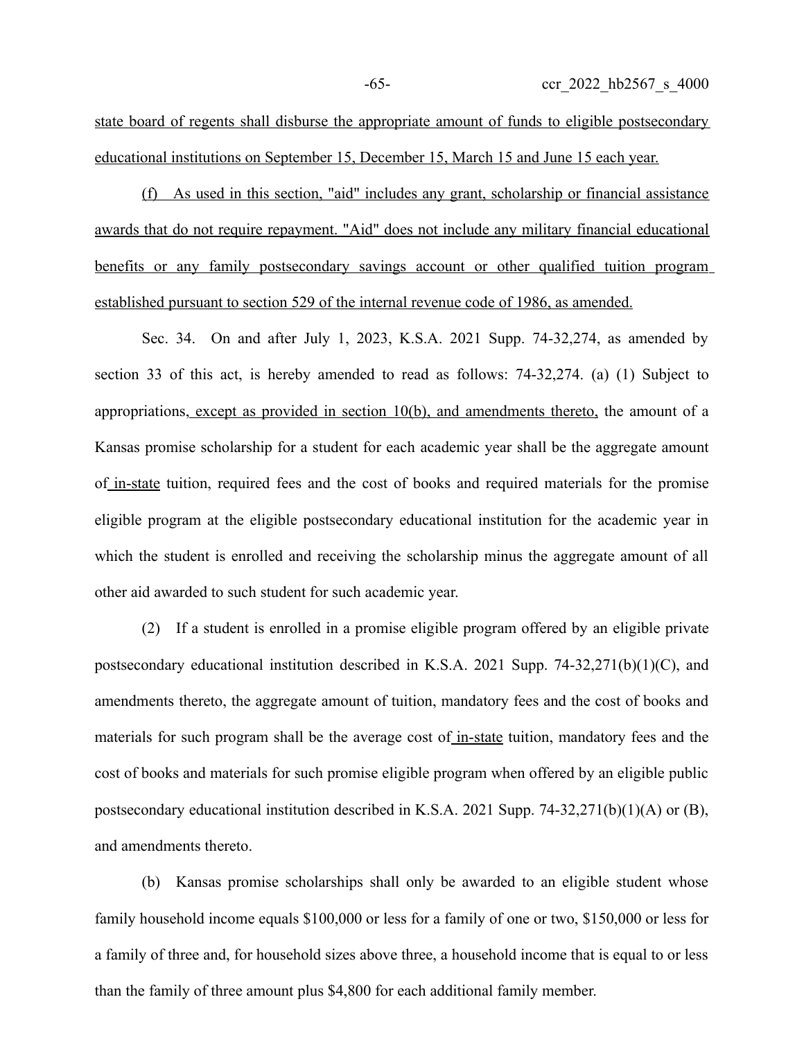state board of regents shall disburse the appropriate amount of funds to eligible postsecondary educational institutions on September 15, December 15, March 15 and June 15 each year.

(f) As used in this section, "aid" includes any grant, scholarship or financial assistance awards that do not require repayment. "Aid" does not include any military financial educational benefits or any family postsecondary savings account or other qualified tuition program established pursuant to section 529 of the internal revenue code of 1986, as amended.

Sec. 34. On and after July 1, 2023, K.S.A. 2021 Supp. 74-32,274, as amended by section 33 of this act, is hereby amended to read as follows: 74-32,274. (a) (1) Subject to appropriations, except as provided in section 10(b), and amendments thereto, the amount of a Kansas promise scholarship for a student for each academic year shall be the aggregate amount of in-state tuition, required fees and the cost of books and required materials for the promise eligible program at the eligible postsecondary educational institution for the academic year in which the student is enrolled and receiving the scholarship minus the aggregate amount of all other aid awarded to such student for such academic year.

(2) If a student is enrolled in a promise eligible program offered by an eligible private postsecondary educational institution described in K.S.A. 2021 Supp. 74-32,271(b)(1)(C), and amendments thereto, the aggregate amount of tuition, mandatory fees and the cost of books and materials for such program shall be the average cost of in-state tuition, mandatory fees and the cost of books and materials for such promise eligible program when offered by an eligible public postsecondary educational institution described in K.S.A. 2021 Supp. 74-32,271(b)(1)(A) or (B), and amendments thereto.

(b) Kansas promise scholarships shall only be awarded to an eligible student whose family household income equals $100,000 or less for a family of one or two, $150,000 or less for a family of three and, for household sizes above three, a household income that is equal to or less than the family of three amount plus $4,800 for each additional family member.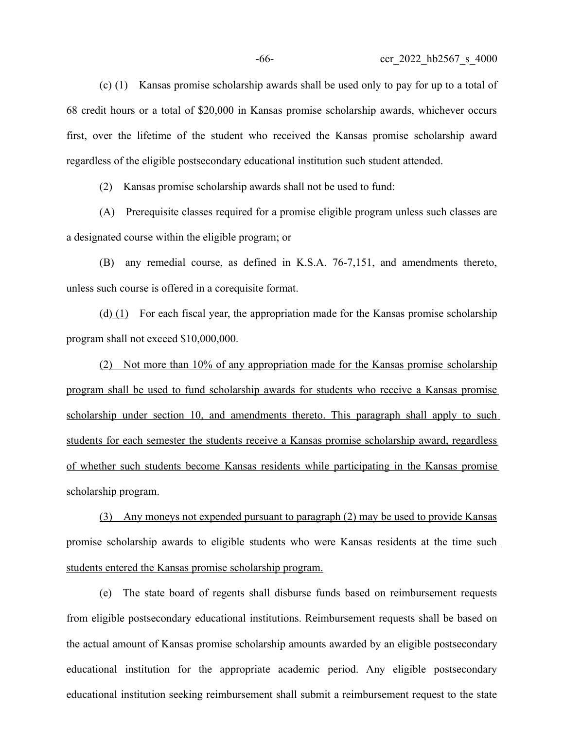(c) (1) Kansas promise scholarship awards shall be used only to pay for up to a total of 68 credit hours or a total of $20,000 in Kansas promise scholarship awards, whichever occurs first, over the lifetime of the student who received the Kansas promise scholarship award regardless of the eligible postsecondary educational institution such student attended.

(2) Kansas promise scholarship awards shall not be used to fund:

(A) Prerequisite classes required for a promise eligible program unless such classes are a designated course within the eligible program; or

(B) any remedial course, as defined in K.S.A. 76-7,151, and amendments thereto, unless such course is offered in a corequisite format.

(d) <u>(1)</u> For each fiscal year, the appropriation made for the Kansas promise scholarship program shall not exceed $10,000,000.

<u>(2) Not more than 10% of any appropriation made for the Kansas promise scholarship program shall be used to fund scholarship awards for students who receive a Kansas promise scholarship under section 10, and amendments thereto. This paragraph shall apply to such students for each semester the students receive a Kansas promise scholarship award, regardless of whether such students become Kansas residents while participating in the Kansas promise scholarship program.</u>

<u>(3) Any moneys not expended pursuant to paragraph (2) may be used to provide Kansas promise scholarship awards to eligible students who were Kansas residents at the time such students entered the Kansas promise scholarship program.</u>

(e) The state board of regents shall disburse funds based on reimbursement requests from eligible postsecondary educational institutions. Reimbursement requests shall be based on the actual amount of Kansas promise scholarship amounts awarded by an eligible postsecondary educational institution for the appropriate academic period. Any eligible postsecondary educational institution seeking reimbursement shall submit a reimbursement request to the state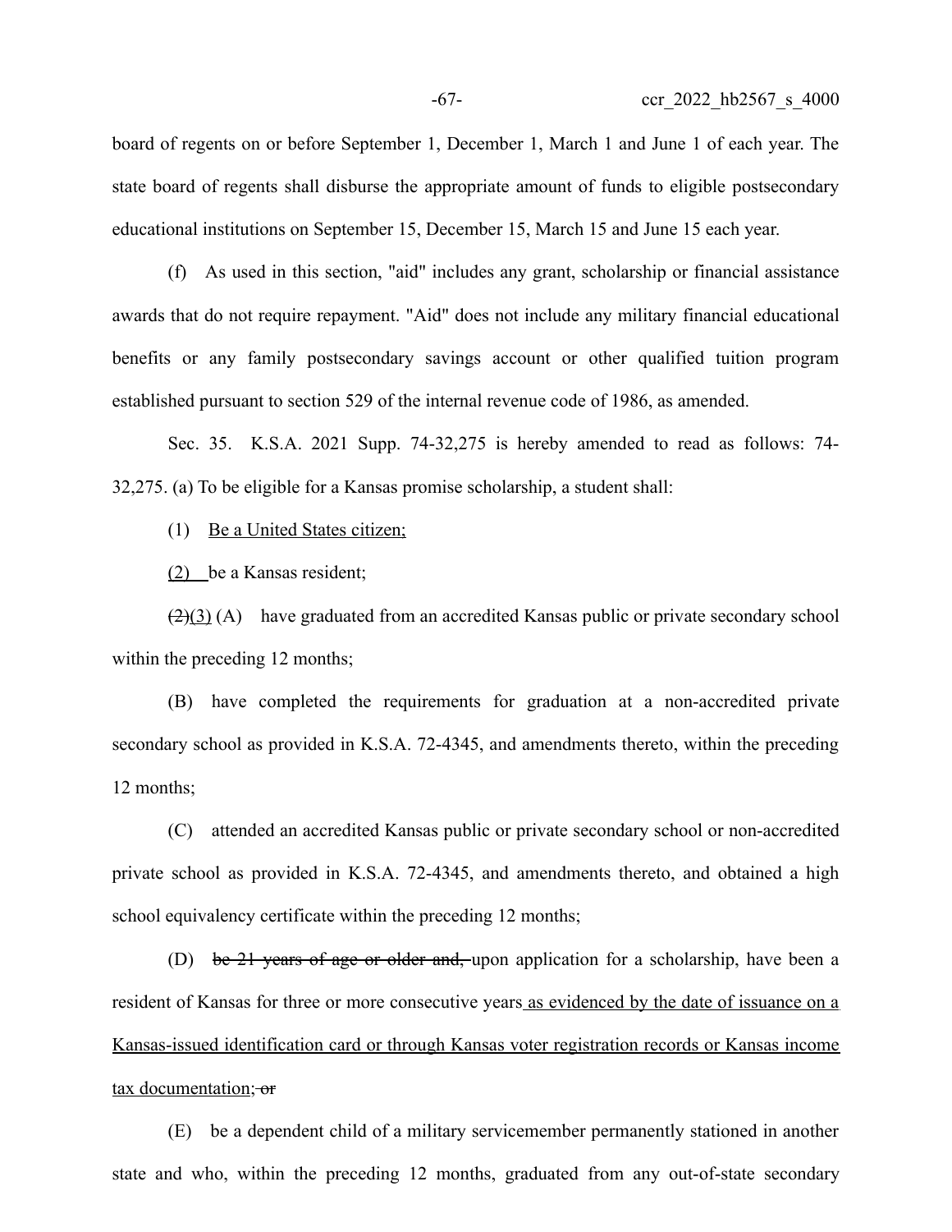board of regents on or before September 1, December 1, March 1 and June 1 of each year. The state board of regents shall disburse the appropriate amount of funds to eligible postsecondary educational institutions on September 15, December 15, March 15 and June 15 each year.

(f) As used in this section, "aid" includes any grant, scholarship or financial assistance awards that do not require repayment. "Aid" does not include any military financial educational benefits or any family postsecondary savings account or other qualified tuition program established pursuant to section 529 of the internal revenue code of 1986, as amended.

Sec. 35. K.S.A. 2021 Supp. 74-32,275 is hereby amended to read as follows: 74-32,275. (a) To be eligible for a Kansas promise scholarship, a student shall:

(1) <u>Be a United States citizen;</u>

<u>(2)</u> be a Kansas resident;

~~(2)~~<u>(3)</u> (A) have graduated from an accredited Kansas public or private secondary school within the preceding 12 months;

(B) have completed the requirements for graduation at a non-accredited private secondary school as provided in K.S.A. 72-4345, and amendments thereto, within the preceding 12 months;

(C) attended an accredited Kansas public or private secondary school or non-accredited private school as provided in K.S.A. 72-4345, and amendments thereto, and obtained a high school equivalency certificate within the preceding 12 months;

(D) ~~be 21 years of age or older and,~~ upon application for a scholarship, have been a resident of Kansas for three or more consecutive years<u> as evidenced by the date of issuance on a Kansas-issued identification card or through Kansas voter registration records or Kansas income tax documentation;</u>~~ or~~

(E) be a dependent child of a military servicemember permanently stationed in another state and who, within the preceding 12 months, graduated from any out-of-state secondary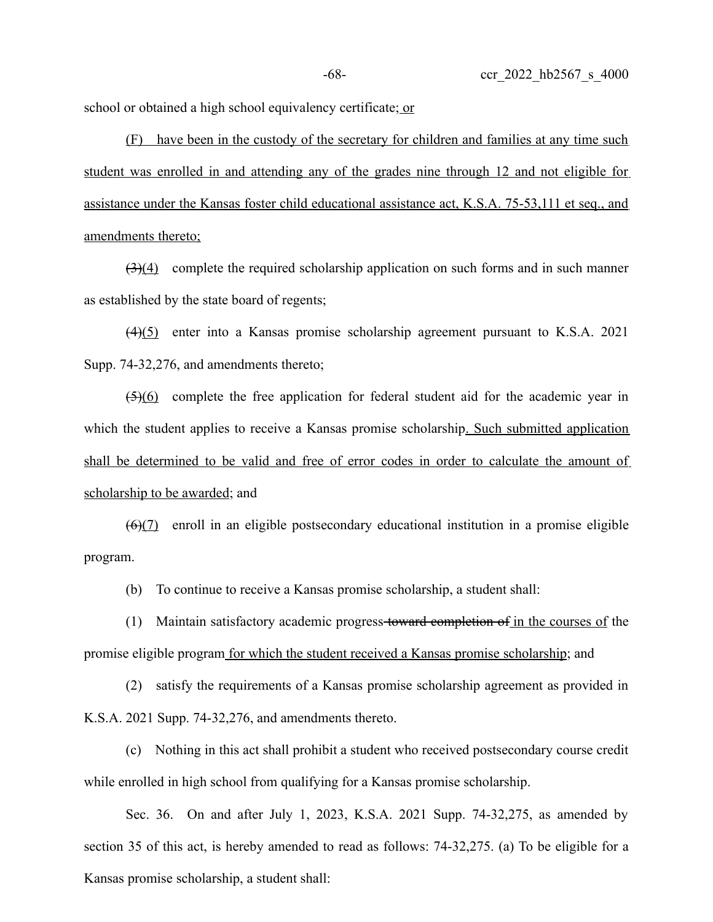school or obtained a high school equivalency certificate; or

(F) have been in the custody of the secretary for children and families at any time such student was enrolled in and attending any of the grades nine through 12 and not eligible for assistance under the Kansas foster child educational assistance act, K.S.A. 75-53,111 et seq., and amendments thereto;

~~(3)~~(4) complete the required scholarship application on such forms and in such manner as established by the state board of regents;

~~(4)~~(5) enter into a Kansas promise scholarship agreement pursuant to K.S.A. 2021 Supp. 74-32,276, and amendments thereto;

~~(5)~~(6) complete the free application for federal student aid for the academic year in which the student applies to receive a Kansas promise scholarship. Such submitted application shall be determined to be valid and free of error codes in order to calculate the amount of scholarship to be awarded; and

~~(6)~~(7) enroll in an eligible postsecondary educational institution in a promise eligible program.

(b) To continue to receive a Kansas promise scholarship, a student shall:

(1) Maintain satisfactory academic progress ~~toward completion of~~ in the courses of the promise eligible program for which the student received a Kansas promise scholarship; and

(2) satisfy the requirements of a Kansas promise scholarship agreement as provided in K.S.A. 2021 Supp. 74-32,276, and amendments thereto.

(c) Nothing in this act shall prohibit a student who received postsecondary course credit while enrolled in high school from qualifying for a Kansas promise scholarship.

Sec. 36. On and after July 1, 2023, K.S.A. 2021 Supp. 74-32,275, as amended by section 35 of this act, is hereby amended to read as follows: 74-32,275. (a) To be eligible for a Kansas promise scholarship, a student shall: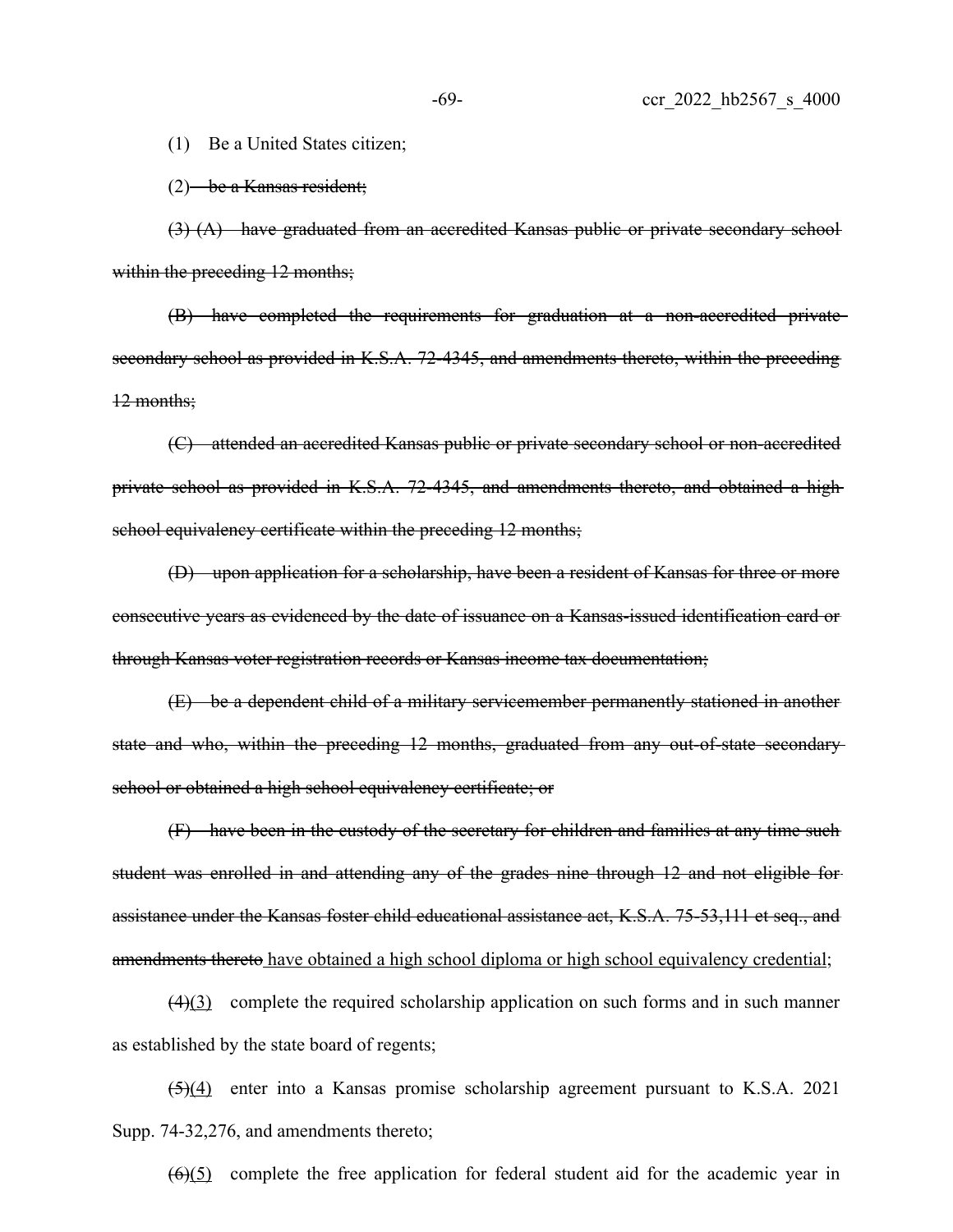(1) Be a United States citizen;

(2) ~~be a Kansas resident;~~

~~(3) (A) have graduated from an accredited Kansas public or private secondary school within the preceding 12 months;~~

~~(B) have completed the requirements for graduation at a non-accredited private secondary school as provided in K.S.A. 72-4345, and amendments thereto, within the preceding 12 months;~~

~~(C) attended an accredited Kansas public or private secondary school or non-accredited private school as provided in K.S.A. 72-4345, and amendments thereto, and obtained a high school equivalency certificate within the preceding 12 months;~~

~~(D) upon application for a scholarship, have been a resident of Kansas for three or more consecutive years as evidenced by the date of issuance on a Kansas-issued identification card or through Kansas voter registration records or Kansas income tax documentation;~~

~~(E) be a dependent child of a military servicemember permanently stationed in another state and who, within the preceding 12 months, graduated from any out-of-state secondary school or obtained a high school equivalency certificate; or~~

~~(F) have been in the custody of the secretary for children and families at any time such student was enrolled in and attending any of the grades nine through 12 and not eligible for assistance under the Kansas foster child educational assistance act, K.S.A. 75-53,111 et seq., and amendments thereto~~ <u>have obtained a high school diploma or high school equivalency credential</u>;

~~(4)~~<u>(3)</u> complete the required scholarship application on such forms and in such manner as established by the state board of regents;

~~(5)~~<u>(4)</u> enter into a Kansas promise scholarship agreement pursuant to K.S.A. 2021 Supp. 74-32,276, and amendments thereto;

~~(6)~~<u>(5)</u> complete the free application for federal student aid for the academic year in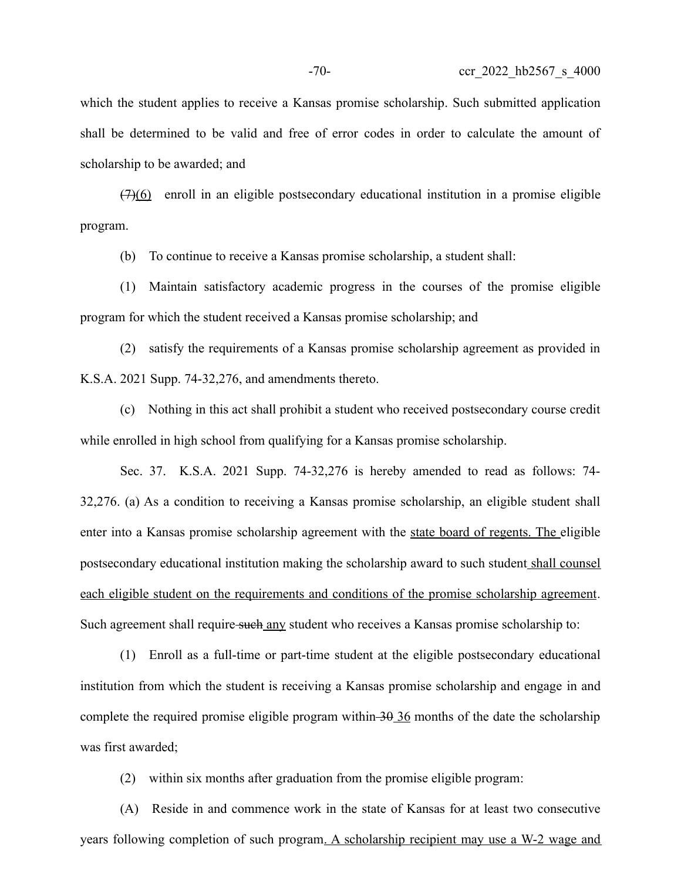which the student applies to receive a Kansas promise scholarship. Such submitted application shall be determined to be valid and free of error codes in order to calculate the amount of scholarship to be awarded; and

~~(7)~~(6) enroll in an eligible postsecondary educational institution in a promise eligible program.

(b) To continue to receive a Kansas promise scholarship, a student shall:

(1) Maintain satisfactory academic progress in the courses of the promise eligible program for which the student received a Kansas promise scholarship; and

(2) satisfy the requirements of a Kansas promise scholarship agreement as provided in K.S.A. 2021 Supp. 74-32,276, and amendments thereto.

(c) Nothing in this act shall prohibit a student who received postsecondary course credit while enrolled in high school from qualifying for a Kansas promise scholarship.

Sec. 37. K.S.A. 2021 Supp. 74-32,276 is hereby amended to read as follows: 74-32,276. (a) As a condition to receiving a Kansas promise scholarship, an eligible student shall enter into a Kansas promise scholarship agreement with the state board of regents. The eligible postsecondary educational institution making the scholarship award to such student shall counsel each eligible student on the requirements and conditions of the promise scholarship agreement. Such agreement shall require ~~such~~ any student who receives a Kansas promise scholarship to:

(1) Enroll as a full-time or part-time student at the eligible postsecondary educational institution from which the student is receiving a Kansas promise scholarship and engage in and complete the required promise eligible program within ~~30~~ 36 months of the date the scholarship was first awarded;

(2) within six months after graduation from the promise eligible program:

(A) Reside in and commence work in the state of Kansas for at least two consecutive years following completion of such program. A scholarship recipient may use a W-2 wage and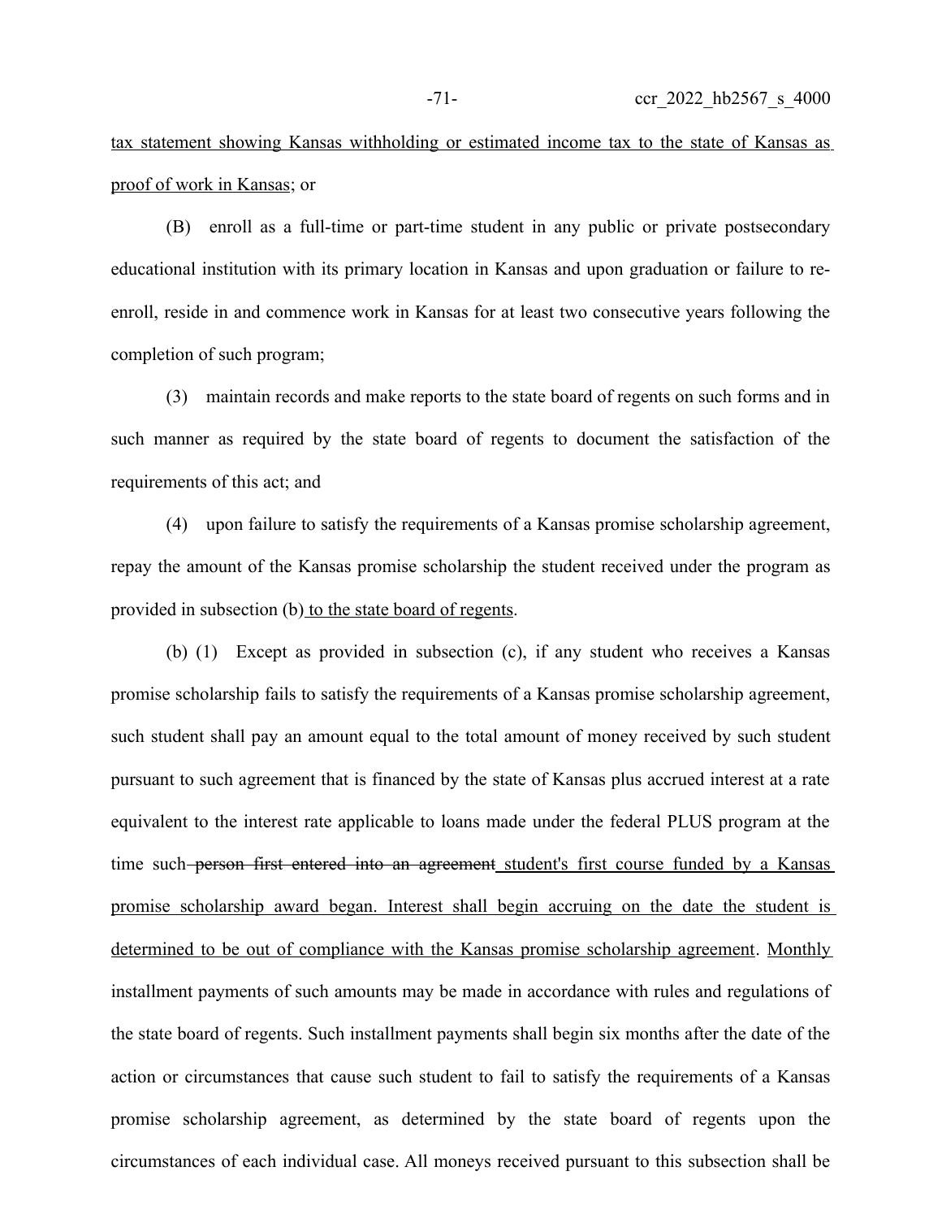tax statement showing Kansas withholding or estimated income tax to the state of Kansas as proof of work in Kansas; or

(B) enroll as a full-time or part-time student in any public or private postsecondary educational institution with its primary location in Kansas and upon graduation or failure to re-enroll, reside in and commence work in Kansas for at least two consecutive years following the completion of such program;

(3) maintain records and make reports to the state board of regents on such forms and in such manner as required by the state board of regents to document the satisfaction of the requirements of this act; and

(4) upon failure to satisfy the requirements of a Kansas promise scholarship agreement, repay the amount of the Kansas promise scholarship the student received under the program as provided in subsection (b) to the state board of regents.

(b) (1) Except as provided in subsection (c), if any student who receives a Kansas promise scholarship fails to satisfy the requirements of a Kansas promise scholarship agreement, such student shall pay an amount equal to the total amount of money received by such student pursuant to such agreement that is financed by the state of Kansas plus accrued interest at a rate equivalent to the interest rate applicable to loans made under the federal PLUS program at the time such ~~person first entered into an agreement~~ student's first course funded by a Kansas promise scholarship award began. Interest shall begin accruing on the date the student is determined to be out of compliance with the Kansas promise scholarship agreement. Monthly installment payments of such amounts may be made in accordance with rules and regulations of the state board of regents. Such installment payments shall begin six months after the date of the action or circumstances that cause such student to fail to satisfy the requirements of a Kansas promise scholarship agreement, as determined by the state board of regents upon the circumstances of each individual case. All moneys received pursuant to this subsection shall be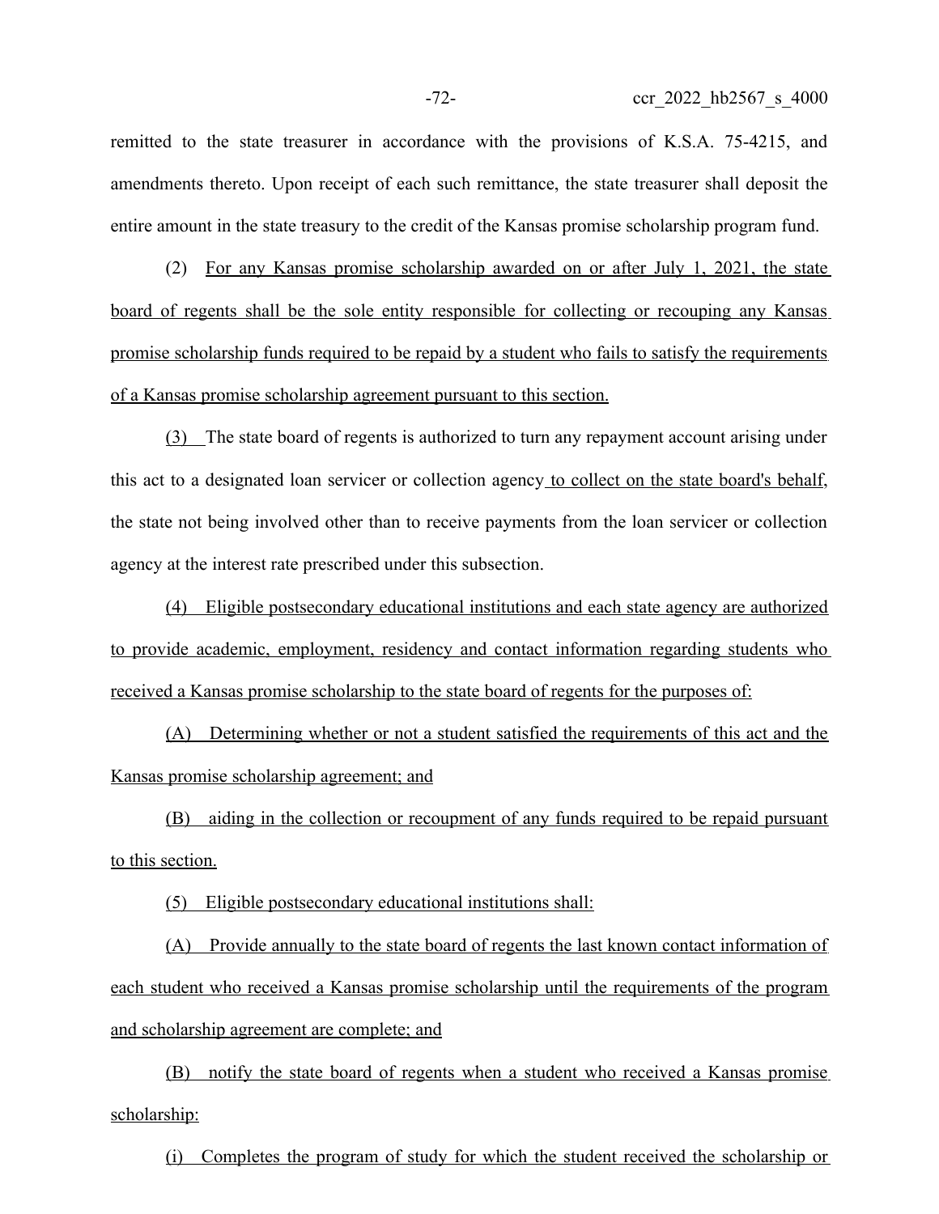remitted to the state treasurer in accordance with the provisions of K.S.A. 75-4215, and amendments thereto. Upon receipt of each such remittance, the state treasurer shall deposit the entire amount in the state treasury to the credit of the Kansas promise scholarship program fund.

(2) For any Kansas promise scholarship awarded on or after July 1, 2021, the state board of regents shall be the sole entity responsible for collecting or recouping any Kansas promise scholarship funds required to be repaid by a student who fails to satisfy the requirements of a Kansas promise scholarship agreement pursuant to this section.

(3) The state board of regents is authorized to turn any repayment account arising under this act to a designated loan servicer or collection agency to collect on the state board's behalf, the state not being involved other than to receive payments from the loan servicer or collection agency at the interest rate prescribed under this subsection.

(4) Eligible postsecondary educational institutions and each state agency are authorized to provide academic, employment, residency and contact information regarding students who received a Kansas promise scholarship to the state board of regents for the purposes of:

(A) Determining whether or not a student satisfied the requirements of this act and the Kansas promise scholarship agreement; and

(B) aiding in the collection or recoupment of any funds required to be repaid pursuant to this section.

(5) Eligible postsecondary educational institutions shall:

(A) Provide annually to the state board of regents the last known contact information of each student who received a Kansas promise scholarship until the requirements of the program and scholarship agreement are complete; and

(B) notify the state board of regents when a student who received a Kansas promise scholarship:

(i) Completes the program of study for which the student received the scholarship or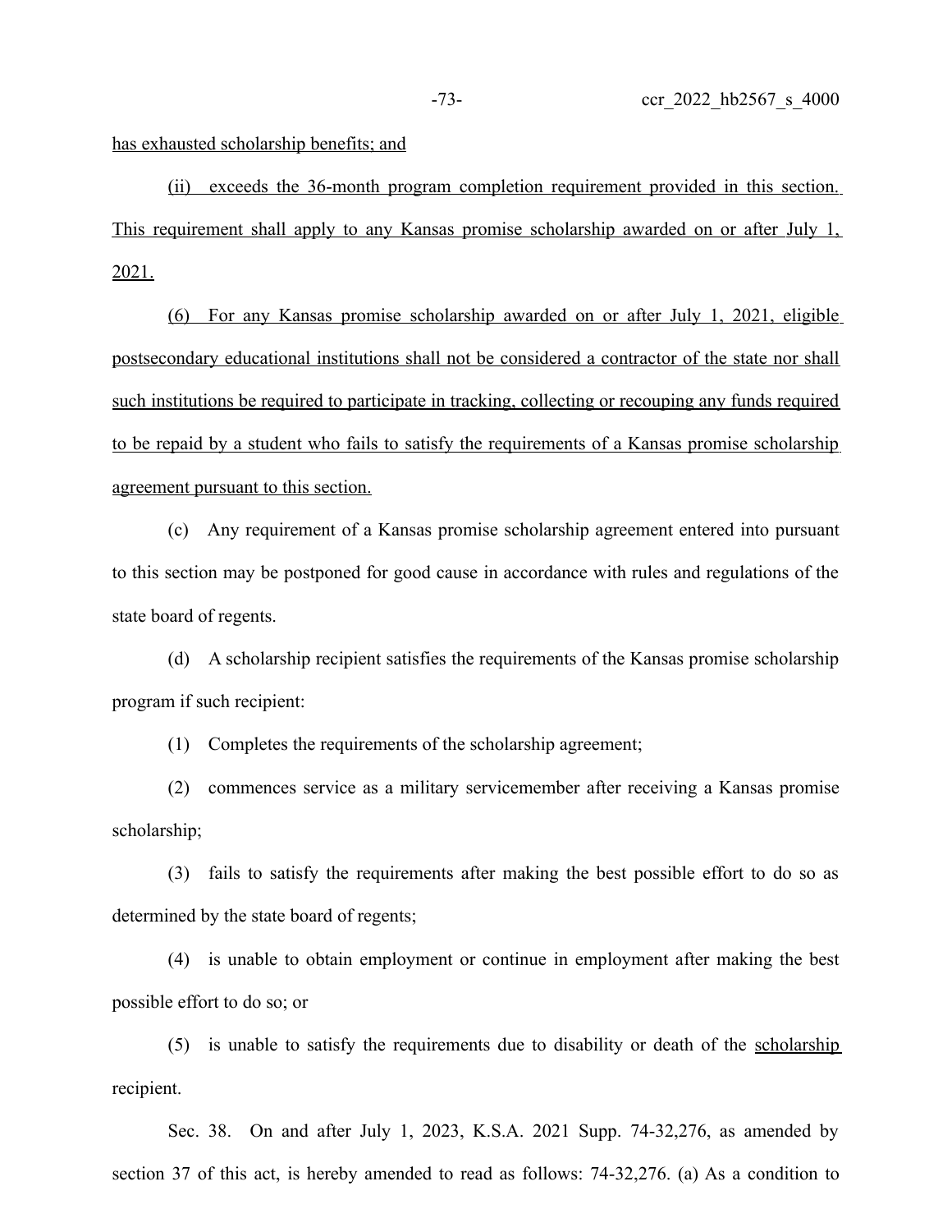has exhausted scholarship benefits; and

(ii) exceeds the 36-month program completion requirement provided in this section. This requirement shall apply to any Kansas promise scholarship awarded on or after July 1, 2021.

(6) For any Kansas promise scholarship awarded on or after July 1, 2021, eligible postsecondary educational institutions shall not be considered a contractor of the state nor shall such institutions be required to participate in tracking, collecting or recouping any funds required to be repaid by a student who fails to satisfy the requirements of a Kansas promise scholarship agreement pursuant to this section.

(c) Any requirement of a Kansas promise scholarship agreement entered into pursuant to this section may be postponed for good cause in accordance with rules and regulations of the state board of regents.

(d) A scholarship recipient satisfies the requirements of the Kansas promise scholarship program if such recipient:

(1) Completes the requirements of the scholarship agreement;

(2) commences service as a military servicemember after receiving a Kansas promise scholarship;

(3) fails to satisfy the requirements after making the best possible effort to do so as determined by the state board of regents;

(4) is unable to obtain employment or continue in employment after making the best possible effort to do so; or

(5) is unable to satisfy the requirements due to disability or death of the scholarship recipient.

Sec. 38. On and after July 1, 2023, K.S.A. 2021 Supp. 74-32,276, as amended by section 37 of this act, is hereby amended to read as follows: 74-32,276. (a) As a condition to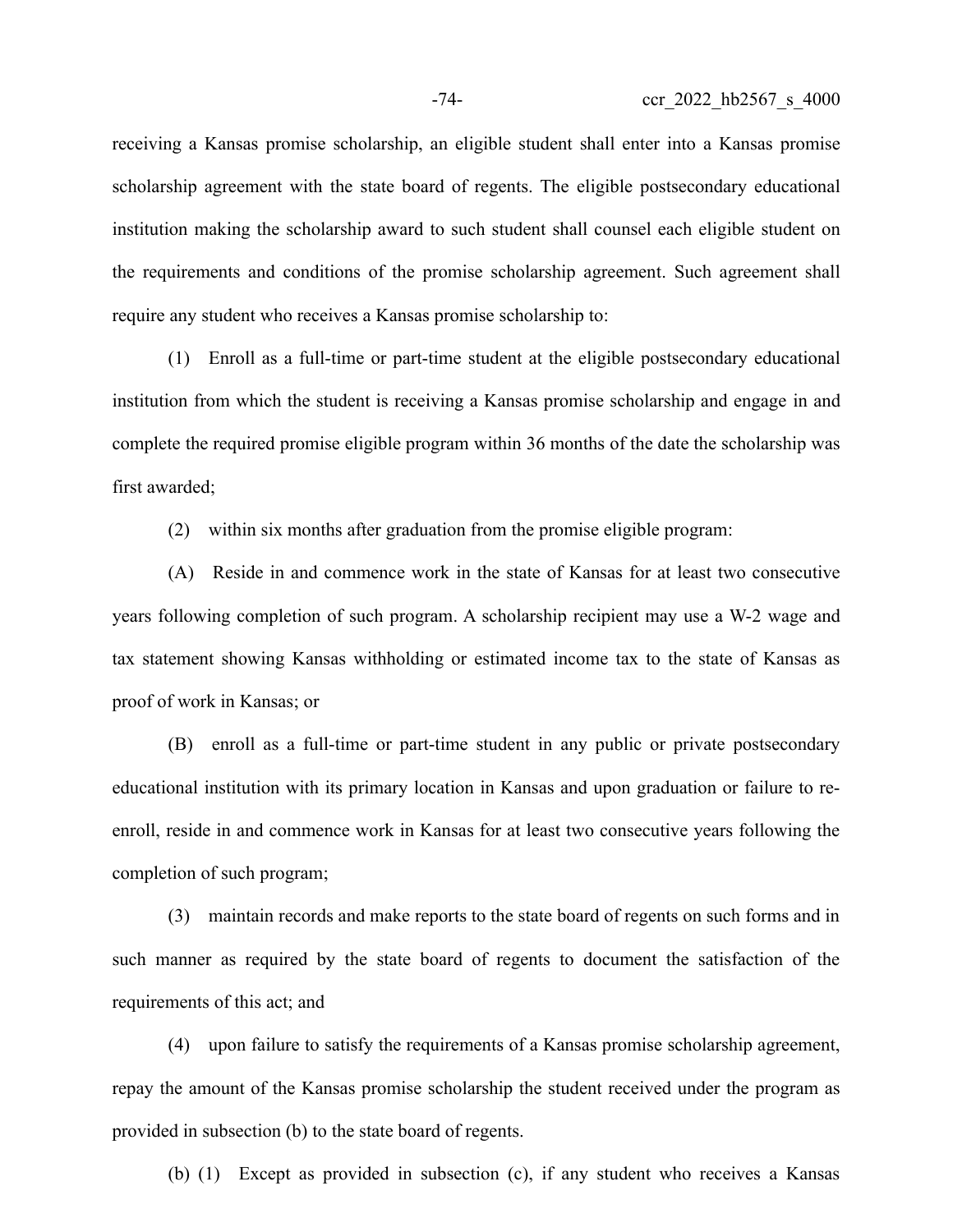receiving a Kansas promise scholarship, an eligible student shall enter into a Kansas promise scholarship agreement with the state board of regents. The eligible postsecondary educational institution making the scholarship award to such student shall counsel each eligible student on the requirements and conditions of the promise scholarship agreement. Such agreement shall require any student who receives a Kansas promise scholarship to:

(1) Enroll as a full-time or part-time student at the eligible postsecondary educational institution from which the student is receiving a Kansas promise scholarship and engage in and complete the required promise eligible program within 36 months of the date the scholarship was first awarded;

(2) within six months after graduation from the promise eligible program:

(A) Reside in and commence work in the state of Kansas for at least two consecutive years following completion of such program. A scholarship recipient may use a W-2 wage and tax statement showing Kansas withholding or estimated income tax to the state of Kansas as proof of work in Kansas; or

(B) enroll as a full-time or part-time student in any public or private postsecondary educational institution with its primary location in Kansas and upon graduation or failure to re-enroll, reside in and commence work in Kansas for at least two consecutive years following the completion of such program;

(3) maintain records and make reports to the state board of regents on such forms and in such manner as required by the state board of regents to document the satisfaction of the requirements of this act; and

(4) upon failure to satisfy the requirements of a Kansas promise scholarship agreement, repay the amount of the Kansas promise scholarship the student received under the program as provided in subsection (b) to the state board of regents.

(b) (1) Except as provided in subsection (c), if any student who receives a Kansas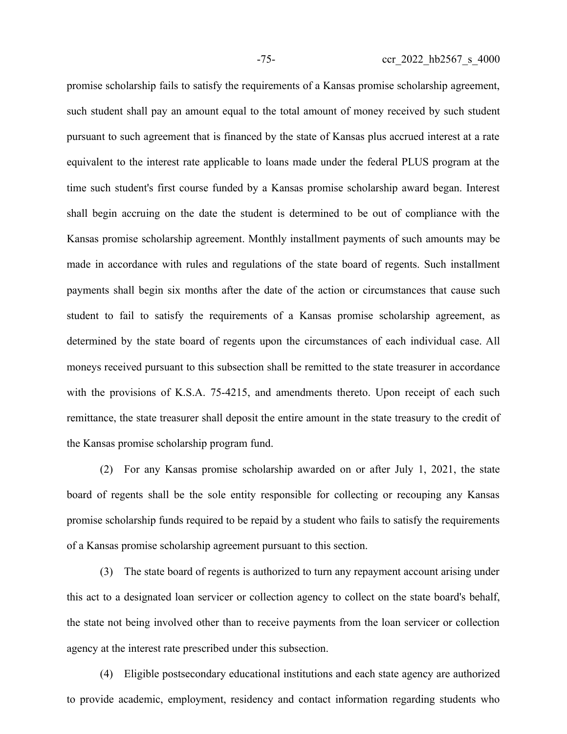promise scholarship fails to satisfy the requirements of a Kansas promise scholarship agreement, such student shall pay an amount equal to the total amount of money received by such student pursuant to such agreement that is financed by the state of Kansas plus accrued interest at a rate equivalent to the interest rate applicable to loans made under the federal PLUS program at the time such student's first course funded by a Kansas promise scholarship award began. Interest shall begin accruing on the date the student is determined to be out of compliance with the Kansas promise scholarship agreement. Monthly installment payments of such amounts may be made in accordance with rules and regulations of the state board of regents. Such installment payments shall begin six months after the date of the action or circumstances that cause such student to fail to satisfy the requirements of a Kansas promise scholarship agreement, as determined by the state board of regents upon the circumstances of each individual case. All moneys received pursuant to this subsection shall be remitted to the state treasurer in accordance with the provisions of K.S.A. 75-4215, and amendments thereto. Upon receipt of each such remittance, the state treasurer shall deposit the entire amount in the state treasury to the credit of the Kansas promise scholarship program fund.

(2) For any Kansas promise scholarship awarded on or after July 1, 2021, the state board of regents shall be the sole entity responsible for collecting or recouping any Kansas promise scholarship funds required to be repaid by a student who fails to satisfy the requirements of a Kansas promise scholarship agreement pursuant to this section.

(3) The state board of regents is authorized to turn any repayment account arising under this act to a designated loan servicer or collection agency to collect on the state board's behalf, the state not being involved other than to receive payments from the loan servicer or collection agency at the interest rate prescribed under this subsection.

(4) Eligible postsecondary educational institutions and each state agency are authorized to provide academic, employment, residency and contact information regarding students who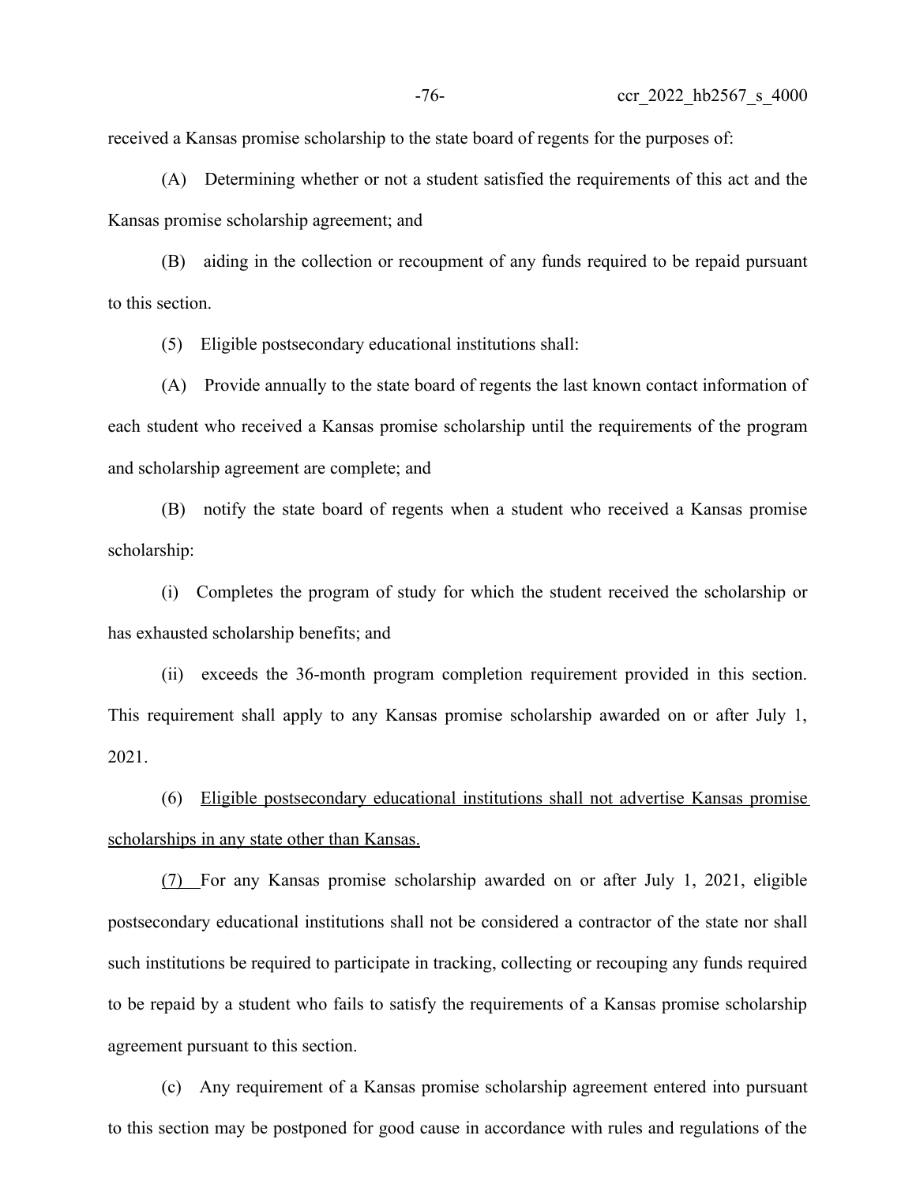received a Kansas promise scholarship to the state board of regents for the purposes of:

(A) Determining whether or not a student satisfied the requirements of this act and the Kansas promise scholarship agreement; and

(B) aiding in the collection or recoupment of any funds required to be repaid pursuant to this section.

(5) Eligible postsecondary educational institutions shall:

(A) Provide annually to the state board of regents the last known contact information of each student who received a Kansas promise scholarship until the requirements of the program and scholarship agreement are complete; and

(B) notify the state board of regents when a student who received a Kansas promise scholarship:

(i) Completes the program of study for which the student received the scholarship or has exhausted scholarship benefits; and

(ii) exceeds the 36-month program completion requirement provided in this section. This requirement shall apply to any Kansas promise scholarship awarded on or after July 1, 2021.

(6) <u>Eligible postsecondary educational institutions shall not advertise Kansas promise scholarships in any state other than Kansas.</u>

<u>(7)</u> For any Kansas promise scholarship awarded on or after July 1, 2021, eligible postsecondary educational institutions shall not be considered a contractor of the state nor shall such institutions be required to participate in tracking, collecting or recouping any funds required to be repaid by a student who fails to satisfy the requirements of a Kansas promise scholarship agreement pursuant to this section.

(c) Any requirement of a Kansas promise scholarship agreement entered into pursuant to this section may be postponed for good cause in accordance with rules and regulations of the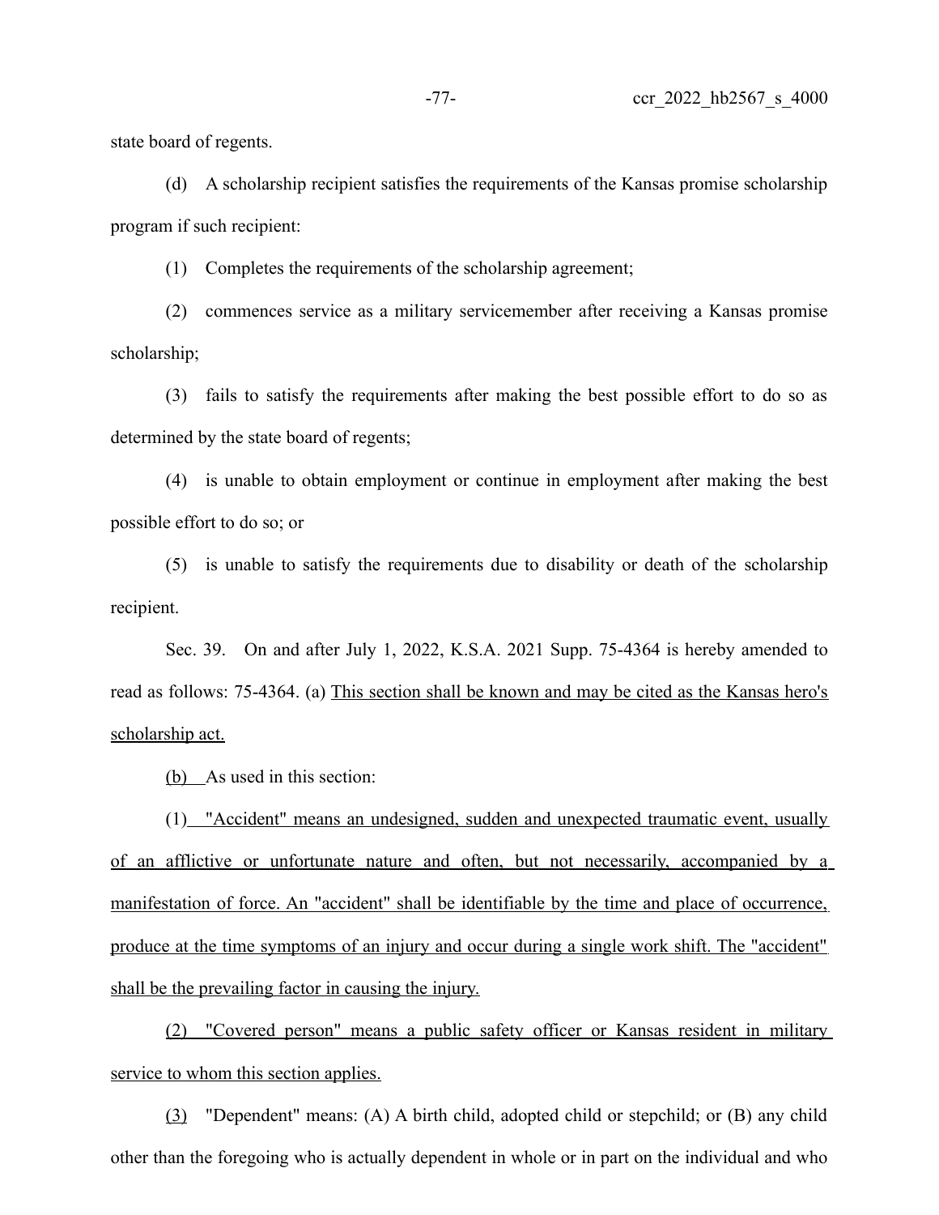state board of regents.

(d) A scholarship recipient satisfies the requirements of the Kansas promise scholarship program if such recipient:

(1) Completes the requirements of the scholarship agreement;

(2) commences service as a military servicemember after receiving a Kansas promise scholarship;

(3) fails to satisfy the requirements after making the best possible effort to do so as determined by the state board of regents;

(4) is unable to obtain employment or continue in employment after making the best possible effort to do so; or

(5) is unable to satisfy the requirements due to disability or death of the scholarship recipient.

Sec. 39. On and after July 1, 2022, K.S.A. 2021 Supp. 75-4364 is hereby amended to read as follows: 75-4364. (a) This section shall be known and may be cited as the Kansas hero's scholarship act.

(b) As used in this section:

(1) "Accident" means an undesigned, sudden and unexpected traumatic event, usually of an afflictive or unfortunate nature and often, but not necessarily, accompanied by a manifestation of force. An "accident" shall be identifiable by the time and place of occurrence, produce at the time symptoms of an injury and occur during a single work shift. The "accident" shall be the prevailing factor in causing the injury.

(2) "Covered person" means a public safety officer or Kansas resident in military service to whom this section applies.

(3) "Dependent" means: (A) A birth child, adopted child or stepchild; or (B) any child other than the foregoing who is actually dependent in whole or in part on the individual and who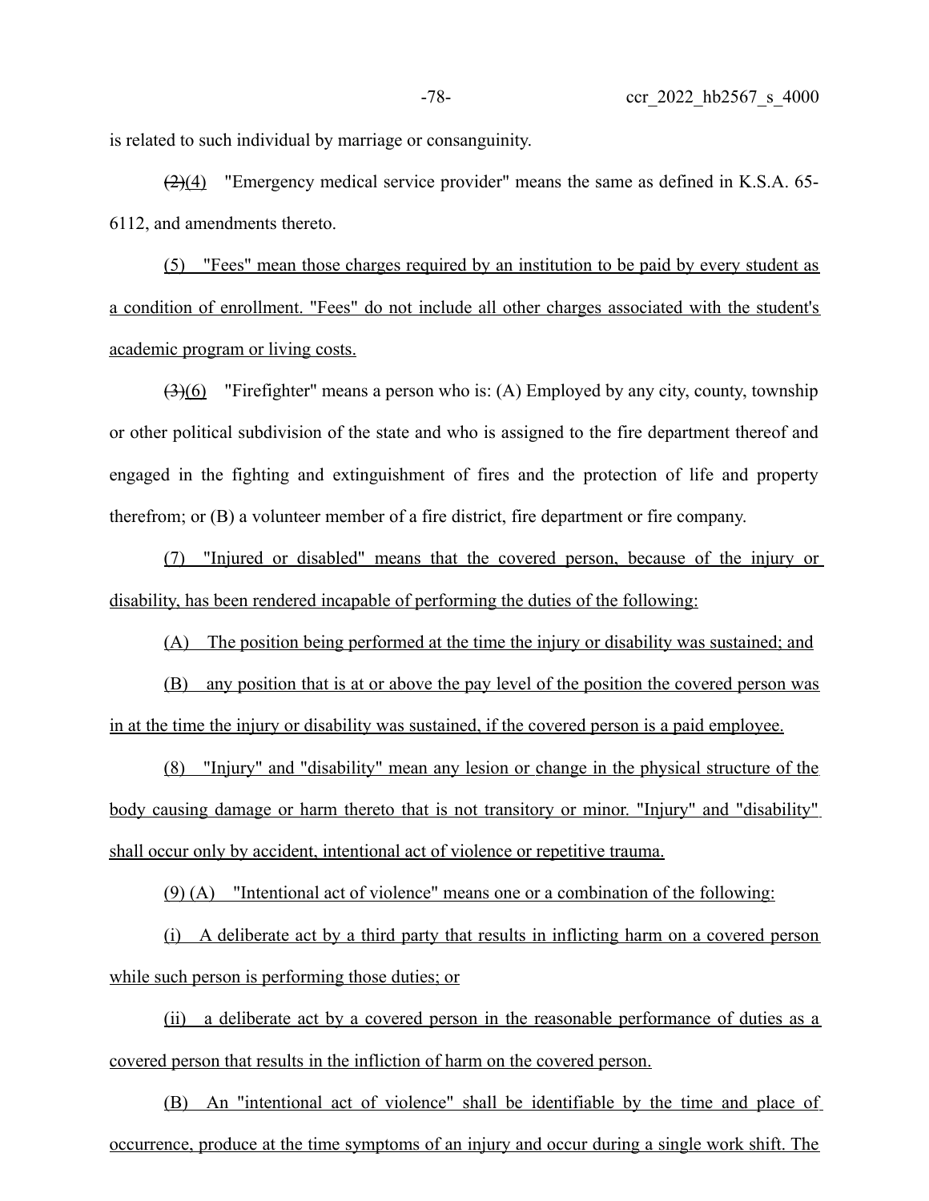is related to such individual by marriage or consanguinity.

~~(2)~~(4) "Emergency medical service provider" means the same as defined in K.S.A. 65-6112, and amendments thereto.

(5) "Fees" mean those charges required by an institution to be paid by every student as a condition of enrollment. "Fees" do not include all other charges associated with the student's academic program or living costs.

~~(3)~~(6) "Firefighter" means a person who is: (A) Employed by any city, county, township or other political subdivision of the state and who is assigned to the fire department thereof and engaged in the fighting and extinguishment of fires and the protection of life and property therefrom; or (B) a volunteer member of a fire district, fire department or fire company.

(7) "Injured or disabled" means that the covered person, because of the injury or disability, has been rendered incapable of performing the duties of the following:

(A) The position being performed at the time the injury or disability was sustained; and

(B) any position that is at or above the pay level of the position the covered person was in at the time the injury or disability was sustained, if the covered person is a paid employee.

(8) "Injury" and "disability" mean any lesion or change in the physical structure of the body causing damage or harm thereto that is not transitory or minor. "Injury" and "disability" shall occur only by accident, intentional act of violence or repetitive trauma.

(9) (A) "Intentional act of violence" means one or a combination of the following:

(i) A deliberate act by a third party that results in inflicting harm on a covered person while such person is performing those duties; or

(ii) a deliberate act by a covered person in the reasonable performance of duties as a covered person that results in the infliction of harm on the covered person.

(B) An "intentional act of violence" shall be identifiable by the time and place of occurrence, produce at the time symptoms of an injury and occur during a single work shift. The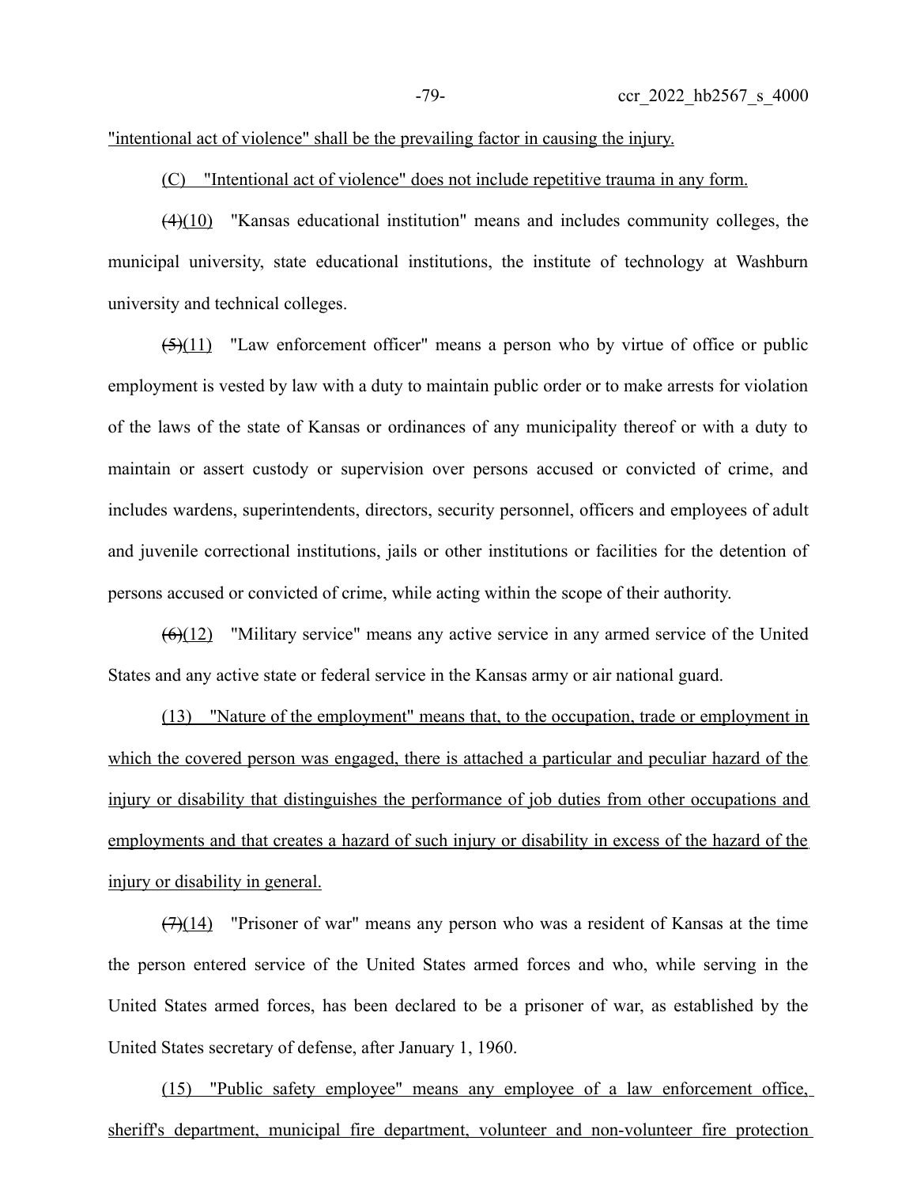"intentional act of violence" shall be the prevailing factor in causing the injury.

(C) "Intentional act of violence" does not include repetitive trauma in any form.

~~(4)~~(10) "Kansas educational institution" means and includes community colleges, the municipal university, state educational institutions, the institute of technology at Washburn university and technical colleges.

~~(5)~~(11) "Law enforcement officer" means a person who by virtue of office or public employment is vested by law with a duty to maintain public order or to make arrests for violation of the laws of the state of Kansas or ordinances of any municipality thereof or with a duty to maintain or assert custody or supervision over persons accused or convicted of crime, and includes wardens, superintendents, directors, security personnel, officers and employees of adult and juvenile correctional institutions, jails or other institutions or facilities for the detention of persons accused or convicted of crime, while acting within the scope of their authority.

~~(6)~~(12) "Military service" means any active service in any armed service of the United States and any active state or federal service in the Kansas army or air national guard.

(13) "Nature of the employment" means that, to the occupation, trade or employment in which the covered person was engaged, there is attached a particular and peculiar hazard of the injury or disability that distinguishes the performance of job duties from other occupations and employments and that creates a hazard of such injury or disability in excess of the hazard of the injury or disability in general.

~~(7)~~(14) "Prisoner of war" means any person who was a resident of Kansas at the time the person entered service of the United States armed forces and who, while serving in the United States armed forces, has been declared to be a prisoner of war, as established by the United States secretary of defense, after January 1, 1960.

(15) "Public safety employee" means any employee of a law enforcement office, sheriff's department, municipal fire department, volunteer and non-volunteer fire protection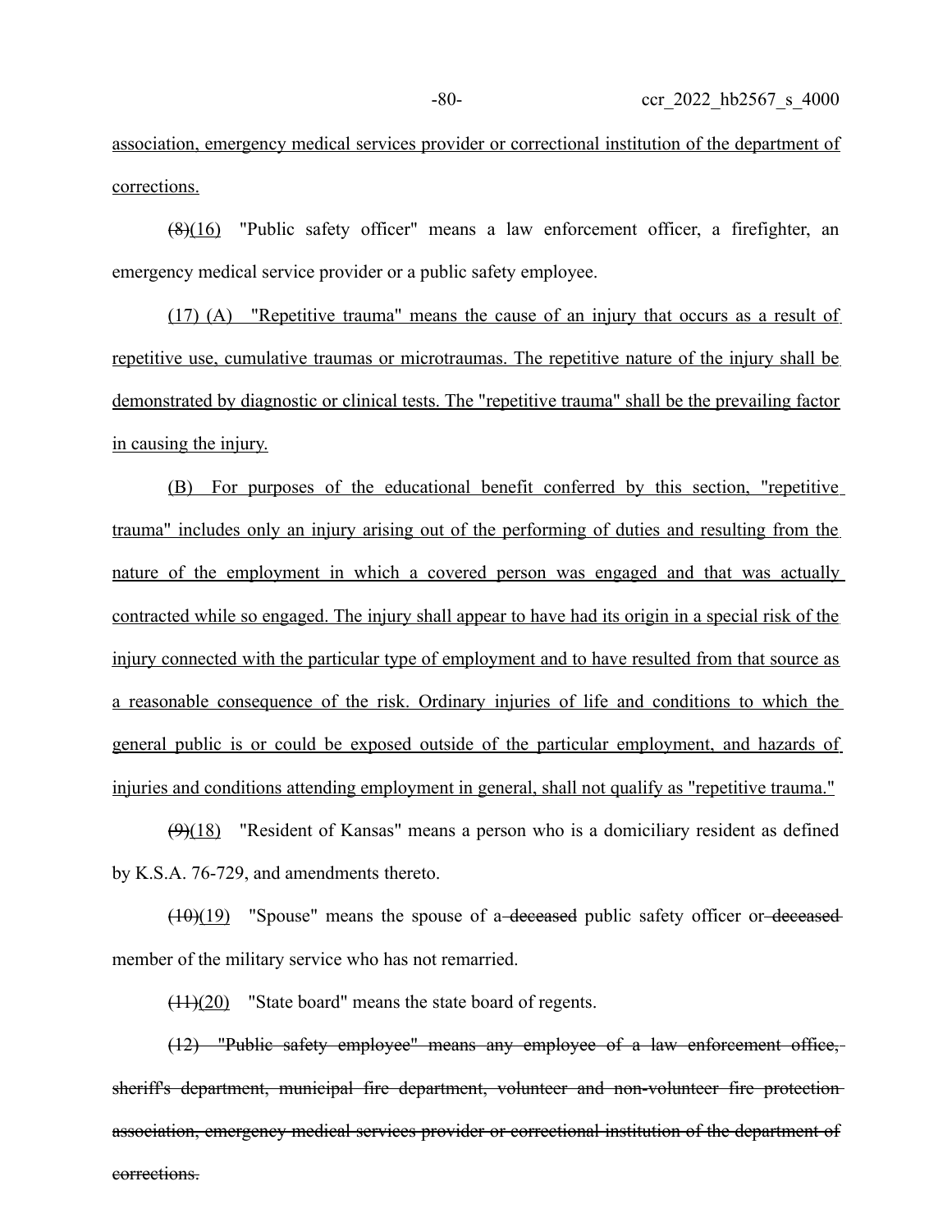association, emergency medical services provider or correctional institution of the department of corrections.

~~(8)~~(16) "Public safety officer" means a law enforcement officer, a firefighter, an emergency medical service provider or a public safety employee.

(17) (A) "Repetitive trauma" means the cause of an injury that occurs as a result of repetitive use, cumulative traumas or microtraumas. The repetitive nature of the injury shall be demonstrated by diagnostic or clinical tests. The "repetitive trauma" shall be the prevailing factor in causing the injury.

(B) For purposes of the educational benefit conferred by this section, "repetitive trauma" includes only an injury arising out of the performing of duties and resulting from the nature of the employment in which a covered person was engaged and that was actually contracted while so engaged. The injury shall appear to have had its origin in a special risk of the injury connected with the particular type of employment and to have resulted from that source as a reasonable consequence of the risk. Ordinary injuries of life and conditions to which the general public is or could be exposed outside of the particular employment, and hazards of injuries and conditions attending employment in general, shall not qualify as "repetitive trauma."

~~(9)~~(18) "Resident of Kansas" means a person who is a domiciliary resident as defined by K.S.A. 76-729, and amendments thereto.

~~(10)~~(19) "Spouse" means the spouse of a ~~deceased~~ public safety officer or ~~deceased~~ member of the military service who has not remarried.

~~(11)~~(20) "State board" means the state board of regents.

~~(12) "Public safety employee" means any employee of a law enforcement office, sheriff's department, municipal fire department, volunteer and non-volunteer fire protection association, emergency medical services provider or correctional institution of the department of corrections.~~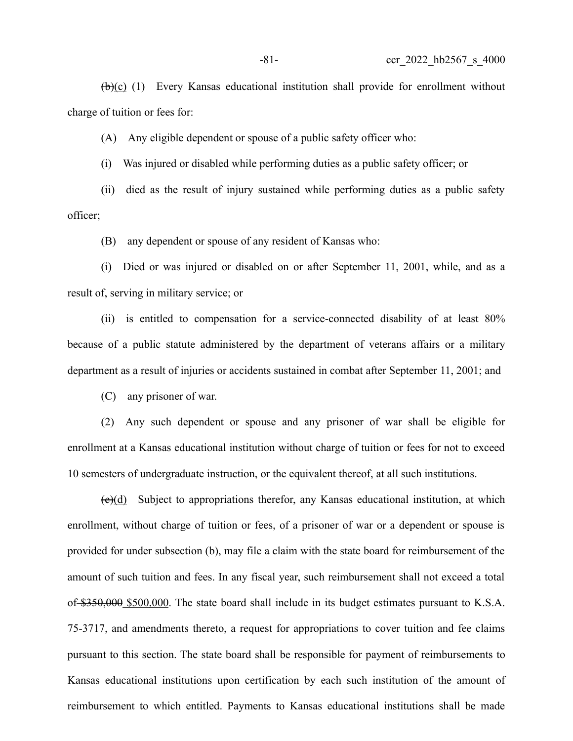~~(b)~~(c) (1) Every Kansas educational institution shall provide for enrollment without charge of tuition or fees for:

(A) Any eligible dependent or spouse of a public safety officer who:

(i) Was injured or disabled while performing duties as a public safety officer; or

(ii) died as the result of injury sustained while performing duties as a public safety officer;

(B) any dependent or spouse of any resident of Kansas who:

(i) Died or was injured or disabled on or after September 11, 2001, while, and as a result of, serving in military service; or

(ii) is entitled to compensation for a service-connected disability of at least 80% because of a public statute administered by the department of veterans affairs or a military department as a result of injuries or accidents sustained in combat after September 11, 2001; and

(C) any prisoner of war.

(2) Any such dependent or spouse and any prisoner of war shall be eligible for enrollment at a Kansas educational institution without charge of tuition or fees for not to exceed 10 semesters of undergraduate instruction, or the equivalent thereof, at all such institutions.

~~(c)~~(d) Subject to appropriations therefor, any Kansas educational institution, at which enrollment, without charge of tuition or fees, of a prisoner of war or a dependent or spouse is provided for under subsection (b), may file a claim with the state board for reimbursement of the amount of such tuition and fees. In any fiscal year, such reimbursement shall not exceed a total of ~~$350,000~~ $500,000. The state board shall include in its budget estimates pursuant to K.S.A. 75-3717, and amendments thereto, a request for appropriations to cover tuition and fee claims pursuant to this section. The state board shall be responsible for payment of reimbursements to Kansas educational institutions upon certification by each such institution of the amount of reimbursement to which entitled. Payments to Kansas educational institutions shall be made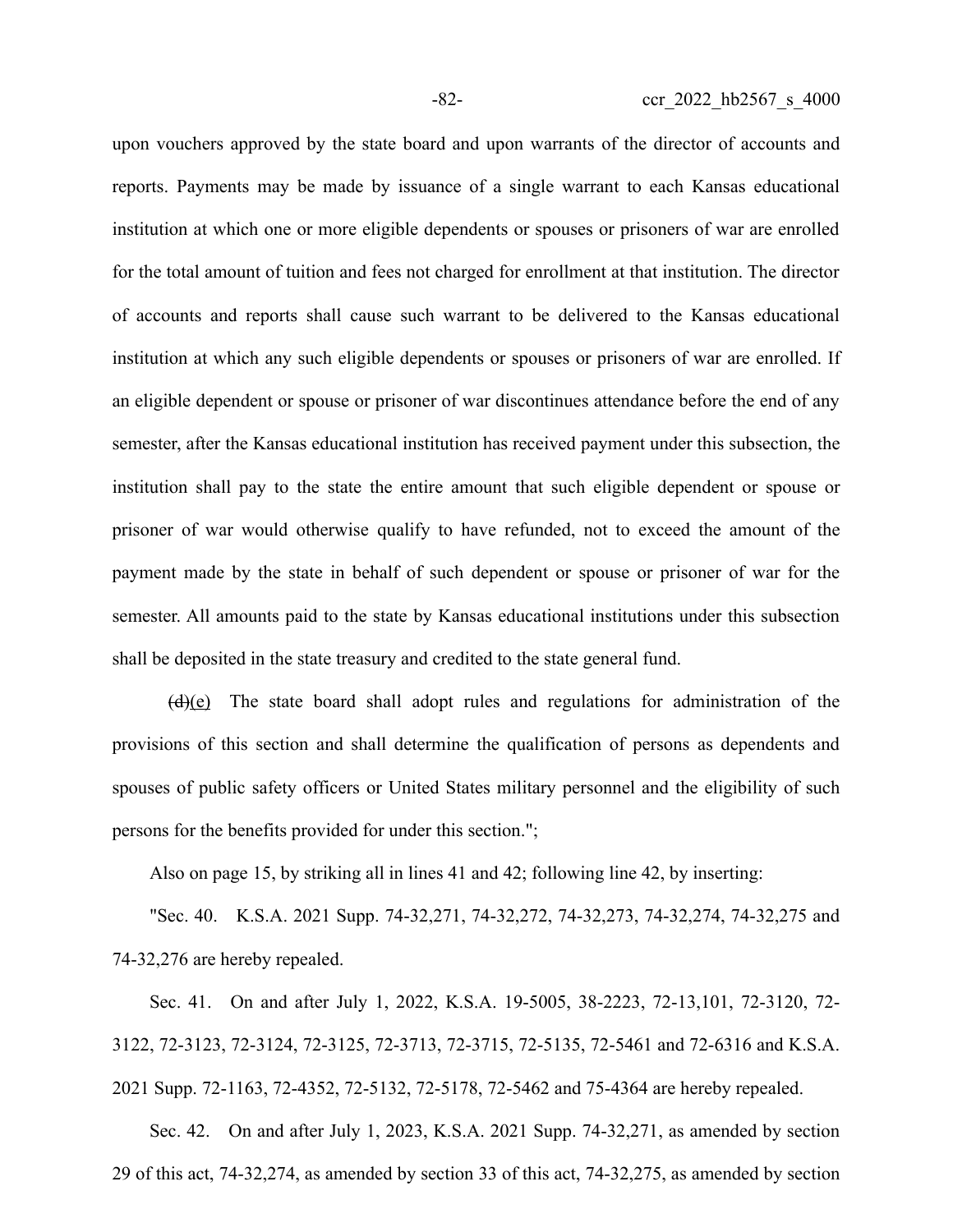upon vouchers approved by the state board and upon warrants of the director of accounts and reports. Payments may be made by issuance of a single warrant to each Kansas educational institution at which one or more eligible dependents or spouses or prisoners of war are enrolled for the total amount of tuition and fees not charged for enrollment at that institution. The director of accounts and reports shall cause such warrant to be delivered to the Kansas educational institution at which any such eligible dependents or spouses or prisoners of war are enrolled. If an eligible dependent or spouse or prisoner of war discontinues attendance before the end of any semester, after the Kansas educational institution has received payment under this subsection, the institution shall pay to the state the entire amount that such eligible dependent or spouse or prisoner of war would otherwise qualify to have refunded, not to exceed the amount of the payment made by the state in behalf of such dependent or spouse or prisoner of war for the semester. All amounts paid to the state by Kansas educational institutions under this subsection shall be deposited in the state treasury and credited to the state general fund.

~~(d)~~(e) The state board shall adopt rules and regulations for administration of the provisions of this section and shall determine the qualification of persons as dependents and spouses of public safety officers or United States military personnel and the eligibility of such persons for the benefits provided for under this section.";

Also on page 15, by striking all in lines 41 and 42; following line 42, by inserting:

"Sec. 40. K.S.A. 2021 Supp. 74-32,271, 74-32,272, 74-32,273, 74-32,274, 74-32,275 and 74-32,276 are hereby repealed.

Sec. 41. On and after July 1, 2022, K.S.A. 19-5005, 38-2223, 72-13,101, 72-3120, 72-3122, 72-3123, 72-3124, 72-3125, 72-3713, 72-3715, 72-5135, 72-5461 and 72-6316 and K.S.A. 2021 Supp. 72-1163, 72-4352, 72-5132, 72-5178, 72-5462 and 75-4364 are hereby repealed.

Sec. 42. On and after July 1, 2023, K.S.A. 2021 Supp. 74-32,271, as amended by section 29 of this act, 74-32,274, as amended by section 33 of this act, 74-32,275, as amended by section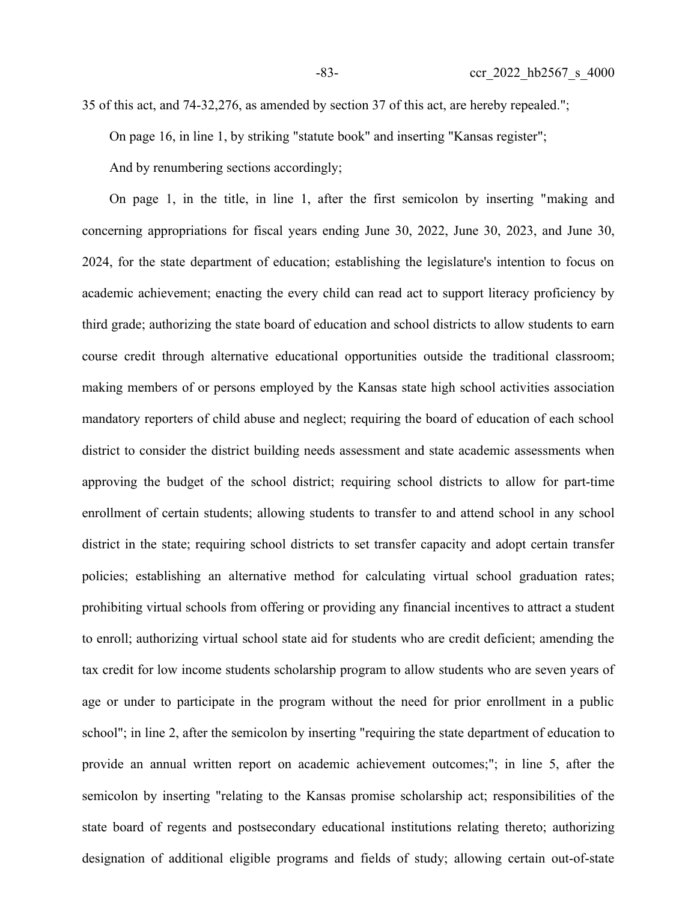35 of this act, and 74-32,276, as amended by section 37 of this act, are hereby repealed.";

On page 16, in line 1, by striking "statute book" and inserting "Kansas register";

And by renumbering sections accordingly;

On page 1, in the title, in line 1, after the first semicolon by inserting "making and concerning appropriations for fiscal years ending June 30, 2022, June 30, 2023, and June 30, 2024, for the state department of education; establishing the legislature's intention to focus on academic achievement; enacting the every child can read act to support literacy proficiency by third grade; authorizing the state board of education and school districts to allow students to earn course credit through alternative educational opportunities outside the traditional classroom; making members of or persons employed by the Kansas state high school activities association mandatory reporters of child abuse and neglect; requiring the board of education of each school district to consider the district building needs assessment and state academic assessments when approving the budget of the school district; requiring school districts to allow for part-time enrollment of certain students; allowing students to transfer to and attend school in any school district in the state; requiring school districts to set transfer capacity and adopt certain transfer policies; establishing an alternative method for calculating virtual school graduation rates; prohibiting virtual schools from offering or providing any financial incentives to attract a student to enroll; authorizing virtual school state aid for students who are credit deficient; amending the tax credit for low income students scholarship program to allow students who are seven years of age or under to participate in the program without the need for prior enrollment in a public school"; in line 2, after the semicolon by inserting "requiring the state department of education to provide an annual written report on academic achievement outcomes;"; in line 5, after the semicolon by inserting "relating to the Kansas promise scholarship act; responsibilities of the state board of regents and postsecondary educational institutions relating thereto; authorizing designation of additional eligible programs and fields of study; allowing certain out-of-state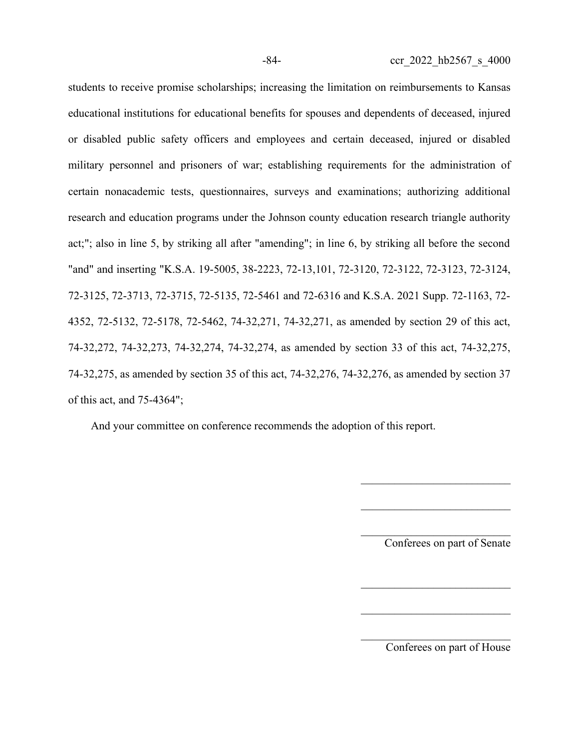students to receive promise scholarships; increasing the limitation on reimbursements to Kansas educational institutions for educational benefits for spouses and dependents of deceased, injured or disabled public safety officers and employees and certain deceased, injured or disabled military personnel and prisoners of war; establishing requirements for the administration of certain nonacademic tests, questionnaires, surveys and examinations; authorizing additional research and education programs under the Johnson county education research triangle authority act;"; also in line 5, by striking all after "amending"; in line 6, by striking all before the second "and" and inserting "K.S.A. 19-5005, 38-2223, 72-13,101, 72-3120, 72-3122, 72-3123, 72-3124, 72-3125, 72-3713, 72-3715, 72-5135, 72-5461 and 72-6316 and K.S.A. 2021 Supp. 72-1163, 72-4352, 72-5132, 72-5178, 72-5462, 74-32,271, 74-32,271, as amended by section 29 of this act, 74-32,272, 74-32,273, 74-32,274, 74-32,274, as amended by section 33 of this act, 74-32,275, 74-32,275, as amended by section 35 of this act, 74-32,276, 74-32,276, as amended by section 37 of this act, and 75-4364";

And your committee on conference recommends the adoption of this report.

\_\_\_\_\_\_\_\_\_\_\_\_\_\_\_\_\_\_\_\_\_\_\_\_\_\_

\_\_\_\_\_\_\_\_\_\_\_\_\_\_\_\_\_\_\_\_\_\_\_\_\_\_

\_\_\_\_\_\_\_\_\_\_\_\_\_\_\_\_\_\_\_\_\_\_\_\_\_\_

Conferees on part of Senate

\_\_\_\_\_\_\_\_\_\_\_\_\_\_\_\_\_\_\_\_\_\_\_\_\_\_

\_\_\_\_\_\_\_\_\_\_\_\_\_\_\_\_\_\_\_\_\_\_\_\_\_\_

\_\_\_\_\_\_\_\_\_\_\_\_\_\_\_\_\_\_\_\_\_\_\_\_\_\_

Conferees on part of House